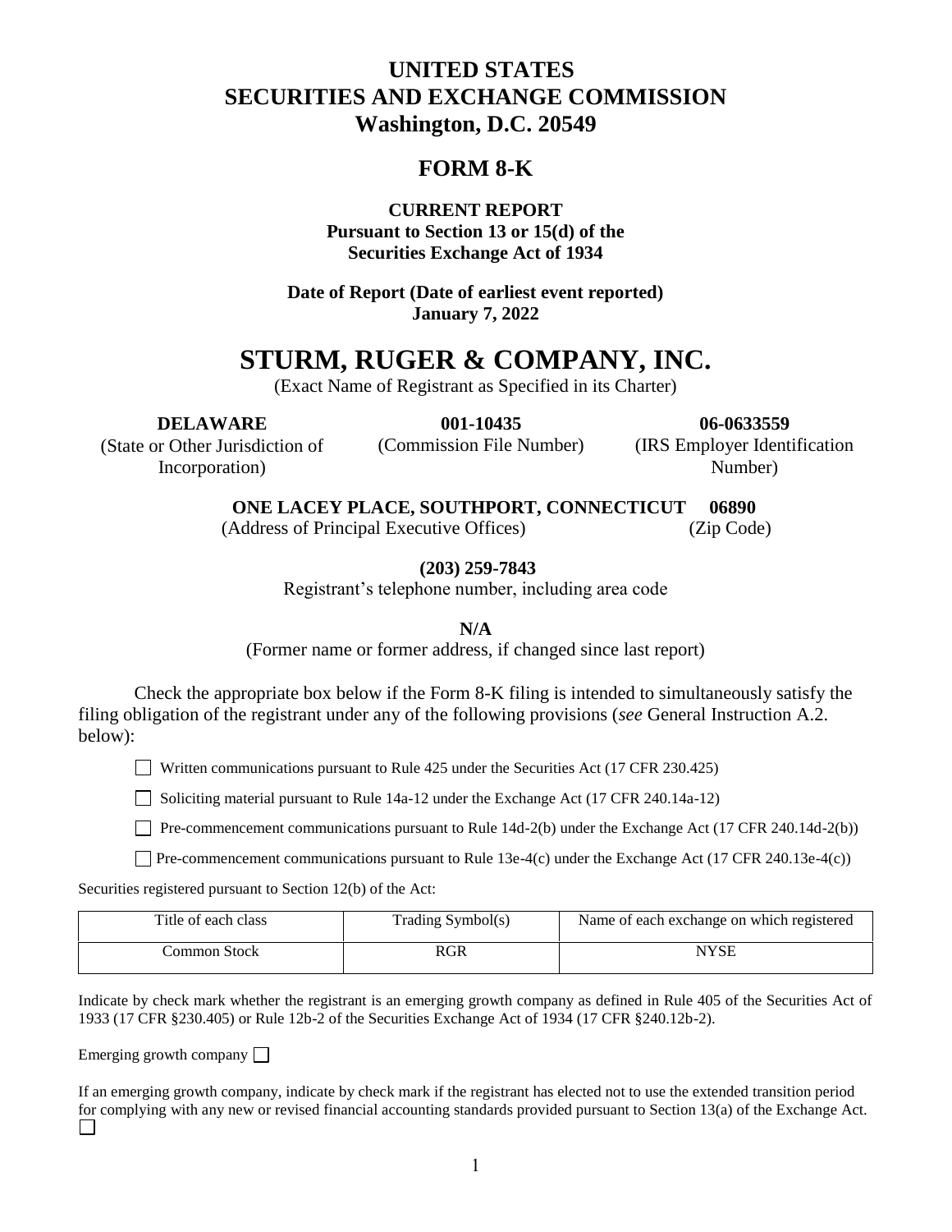# UNITED STATES
# SECURITIES AND EXCHANGE COMMISSION
**Washington, D.C. 20549**

## FORM 8-K

**CURRENT REPORT**
**Pursuant to Section 13 or 15(d) of the**
**Securities Exchange Act of 1934**

**Date of Report (Date of earliest event reported)**
**January 7, 2022**

# STURM, RUGER & COMPANY, INC.

(Exact Name of Registrant as Specified in its Charter)

| **DELAWARE** | **001-10435** | **06-0633559** |
|---|---|---|
| (State or Other Jurisdiction of Incorporation) | (Commission File Number) | (IRS Employer Identification Number) |

**ONE LACEY PLACE, SOUTHPORT, CONNECTICUT 06890**
(Address of Principal Executive Offices) (Zip Code)

**(203) 259-7843**
Registrant's telephone number, including area code

**N/A**
(Former name or former address, if changed since last report)

Check the appropriate box below if the Form 8-K filing is intended to simultaneously satisfy the filing obligation of the registrant under any of the following provisions (*see* General Instruction A.2. below):

☐ Written communications pursuant to Rule 425 under the Securities Act (17 CFR 230.425)

☐ Soliciting material pursuant to Rule 14a-12 under the Exchange Act (17 CFR 240.14a-12)

☐ Pre-commencement communications pursuant to Rule 14d-2(b) under the Exchange Act (17 CFR 240.14d-2(b))

☐ Pre-commencement communications pursuant to Rule 13e-4(c) under the Exchange Act (17 CFR 240.13e-4(c))

Securities registered pursuant to Section 12(b) of the Act:

| Title of each class | Trading Symbol(s) | Name of each exchange on which registered |
|---|---|---|
| Common Stock | RGR | NYSE |

Indicate by check mark whether the registrant is an emerging growth company as defined in Rule 405 of the Securities Act of 1933 (17 CFR §230.405) or Rule 12b-2 of the Securities Exchange Act of 1934 (17 CFR §240.12b-2).

Emerging growth company ☐

If an emerging growth company, indicate by check mark if the registrant has elected not to use the extended transition period for complying with any new or revised financial accounting standards provided pursuant to Section 13(a) of the Exchange Act. ☐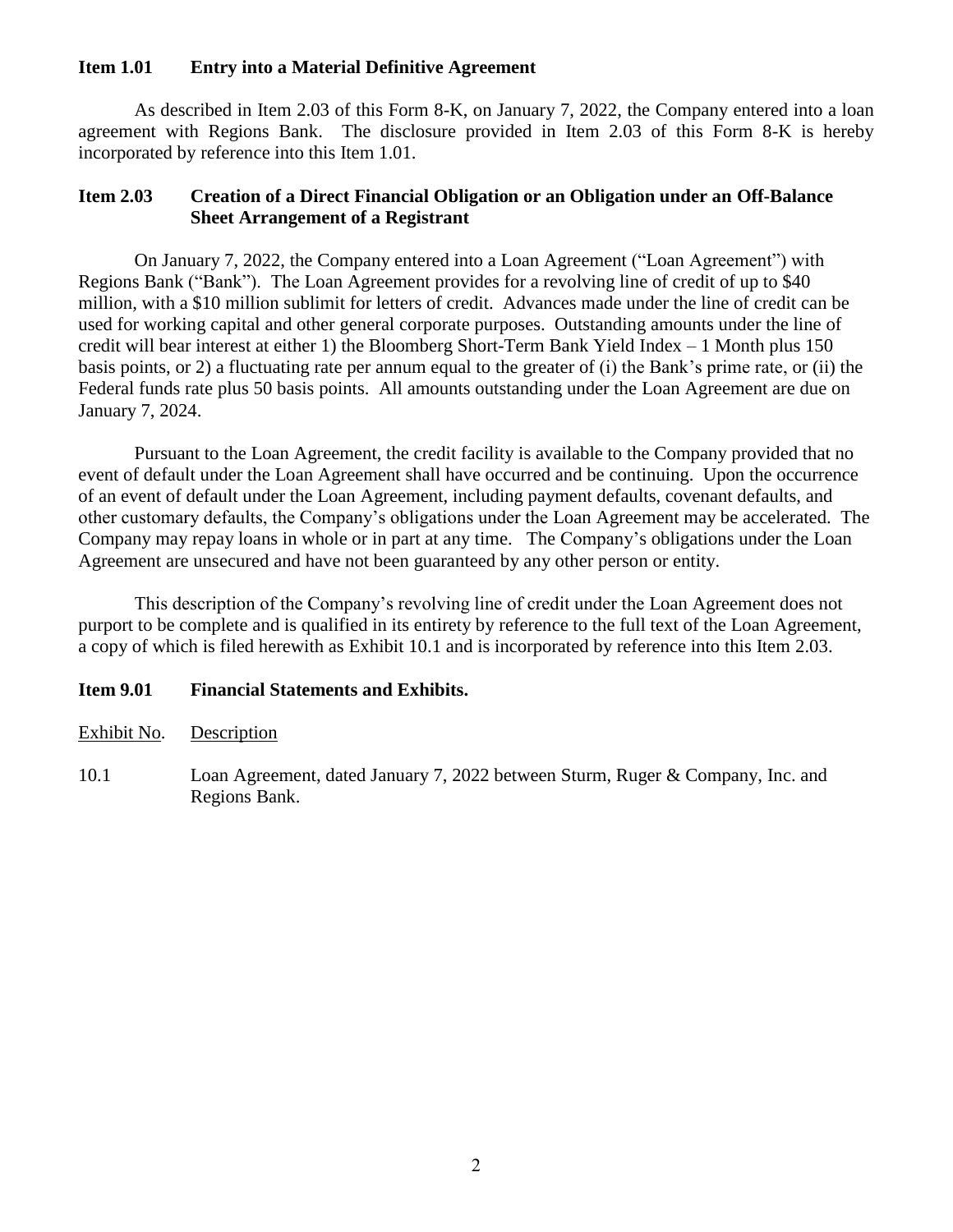### Item 1.01 Entry into a Material Definitive Agreement

As described in Item 2.03 of this Form 8-K, on January 7, 2022, the Company entered into a loan agreement with Regions Bank. The disclosure provided in Item 2.03 of this Form 8-K is hereby incorporated by reference into this Item 1.01.

### Item 2.03 Creation of a Direct Financial Obligation or an Obligation under an Off-Balance Sheet Arrangement of a Registrant

On January 7, 2022, the Company entered into a Loan Agreement ("Loan Agreement") with Regions Bank ("Bank"). The Loan Agreement provides for a revolving line of credit of up to $40 million, with a $10 million sublimit for letters of credit. Advances made under the line of credit can be used for working capital and other general corporate purposes. Outstanding amounts under the line of credit will bear interest at either 1) the Bloomberg Short-Term Bank Yield Index – 1 Month plus 150 basis points, or 2) a fluctuating rate per annum equal to the greater of (i) the Bank's prime rate, or (ii) the Federal funds rate plus 50 basis points. All amounts outstanding under the Loan Agreement are due on January 7, 2024.

Pursuant to the Loan Agreement, the credit facility is available to the Company provided that no event of default under the Loan Agreement shall have occurred and be continuing. Upon the occurrence of an event of default under the Loan Agreement, including payment defaults, covenant defaults, and other customary defaults, the Company's obligations under the Loan Agreement may be accelerated. The Company may repay loans in whole or in part at any time. The Company's obligations under the Loan Agreement are unsecured and have not been guaranteed by any other person or entity.

This description of the Company's revolving line of credit under the Loan Agreement does not purport to be complete and is qualified in its entirety by reference to the full text of the Loan Agreement, a copy of which is filed herewith as Exhibit 10.1 and is incorporated by reference into this Item 2.03.

### Item 9.01 Financial Statements and Exhibits.

| Exhibit No. | Description |
| --- | --- |
| 10.1 | Loan Agreement, dated January 7, 2022 between Sturm, Ruger & Company, Inc. and Regions Bank. |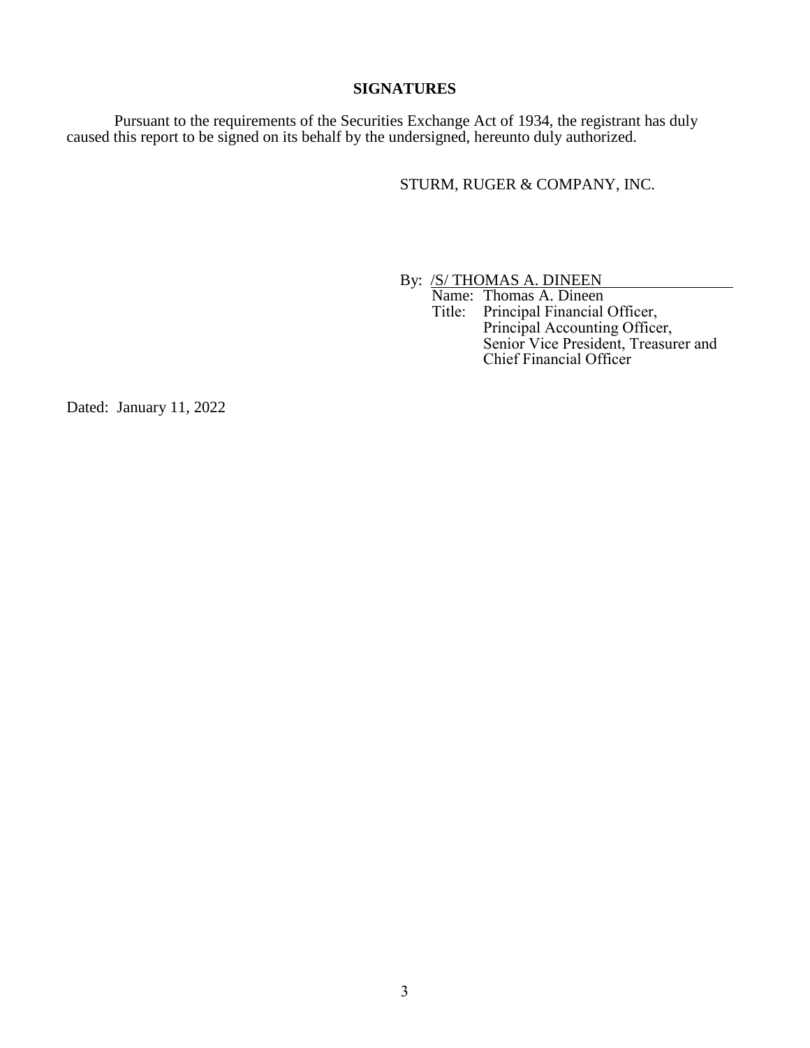## SIGNATURES

Pursuant to the requirements of the Securities Exchange Act of 1934, the registrant has duly caused this report to be signed on its behalf by the undersigned, hereunto duly authorized.

STURM, RUGER & COMPANY, INC.

By: /S/ THOMAS A. DINEEN

Name: Thomas A. Dineen

Title: Principal Financial Officer,
Principal Accounting Officer,
Senior Vice President, Treasurer and
Chief Financial Officer

Dated: January 11, 2022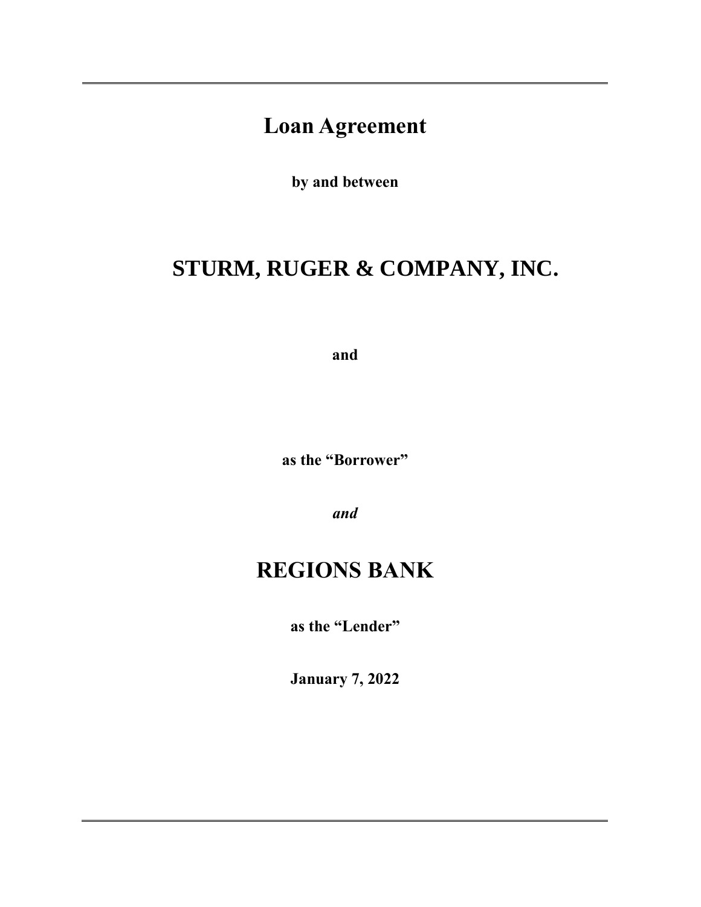# Loan Agreement

**by and between**

# STURM, RUGER & COMPANY, INC.

**and**

**as the "Borrower"**

***and***

# REGIONS BANK

**as the "Lender"**

**January 7, 2022**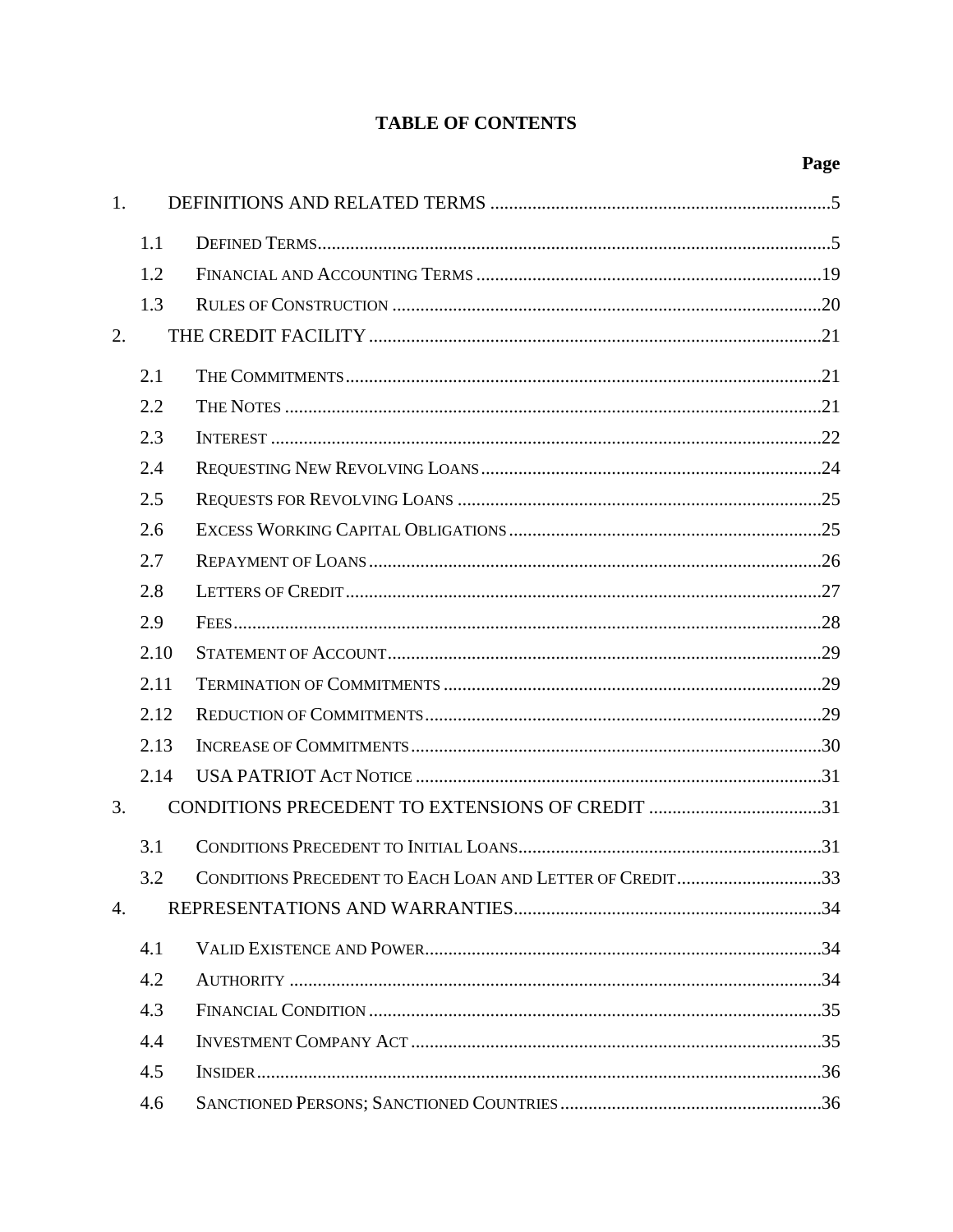# TABLE OF CONTENTS

| | | Page |
|---|---|---|
| 1. | DEFINITIONS AND RELATED TERMS | 5 |
| 1.1 | Defined Terms | 5 |
| 1.2 | Financial and Accounting Terms | 19 |
| 1.3 | Rules of Construction | 20 |
| 2. | THE CREDIT FACILITY | 21 |
| 2.1 | The Commitments | 21 |
| 2.2 | The Notes | 21 |
| 2.3 | Interest | 22 |
| 2.4 | Requesting New Revolving Loans | 24 |
| 2.5 | Requests for Revolving Loans | 25 |
| 2.6 | Excess Working Capital Obligations | 25 |
| 2.7 | Repayment of Loans | 26 |
| 2.8 | Letters of Credit | 27 |
| 2.9 | Fees | 28 |
| 2.10 | Statement of Account | 29 |
| 2.11 | Termination of Commitments | 29 |
| 2.12 | Reduction of Commitments | 29 |
| 2.13 | Increase of Commitments | 30 |
| 2.14 | USA PATRIOT Act Notice | 31 |
| 3. | CONDITIONS PRECEDENT TO EXTENSIONS OF CREDIT | 31 |
| 3.1 | Conditions Precedent to Initial Loans | 31 |
| 3.2 | Conditions Precedent to Each Loan and Letter of Credit | 33 |
| 4. | REPRESENTATIONS AND WARRANTIES | 34 |
| 4.1 | Valid Existence and Power | 34 |
| 4.2 | Authority | 34 |
| 4.3 | Financial Condition | 35 |
| 4.4 | Investment Company Act | 35 |
| 4.5 | Insider | 36 |
| 4.6 | Sanctioned Persons; Sanctioned Countries | 36 |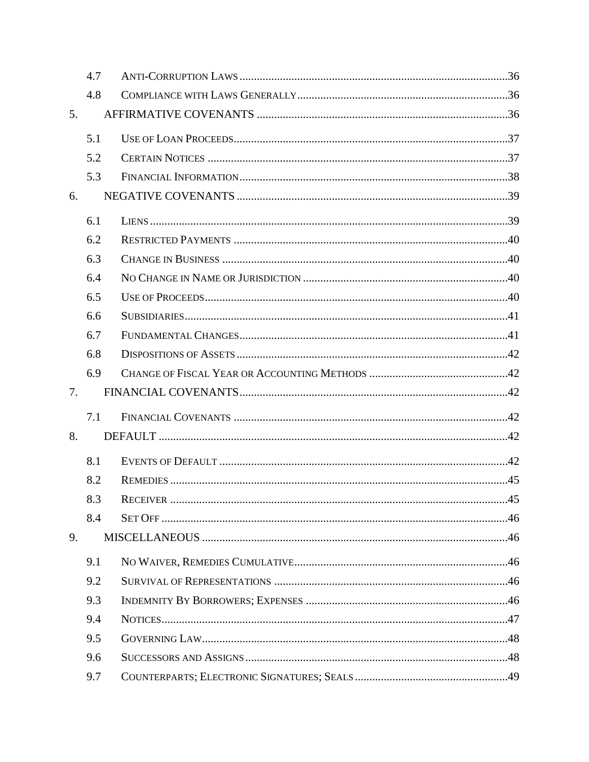| | | |
|---|---|---|
| 4.7 | Anti-Corruption Laws | 36 |
| 4.8 | Compliance with Laws Generally | 36 |
| 5. | AFFIRMATIVE COVENANTS | 36 |
| 5.1 | Use of Loan Proceeds | 37 |
| 5.2 | Certain Notices | 37 |
| 5.3 | Financial Information | 38 |
| 6. | NEGATIVE COVENANTS | 39 |
| 6.1 | Liens | 39 |
| 6.2 | Restricted Payments | 40 |
| 6.3 | Change in Business | 40 |
| 6.4 | No Change in Name or Jurisdiction | 40 |
| 6.5 | Use of Proceeds | 40 |
| 6.6 | Subsidiaries | 41 |
| 6.7 | Fundamental Changes | 41 |
| 6.8 | Dispositions of Assets | 42 |
| 6.9 | Change of Fiscal Year or Accounting Methods | 42 |
| 7. | FINANCIAL COVENANTS | 42 |
| 7.1 | Financial Covenants | 42 |
| 8. | DEFAULT | 42 |
| 8.1 | Events of Default | 42 |
| 8.2 | Remedies | 45 |
| 8.3 | Receiver | 45 |
| 8.4 | Set Off | 46 |
| 9. | MISCELLANEOUS | 46 |
| 9.1 | No Waiver, Remedies Cumulative | 46 |
| 9.2 | Survival of Representations | 46 |
| 9.3 | Indemnity By Borrowers; Expenses | 46 |
| 9.4 | Notices | 47 |
| 9.5 | Governing Law | 48 |
| 9.6 | Successors and Assigns | 48 |
| 9.7 | Counterparts; Electronic Signatures; Seals | 49 |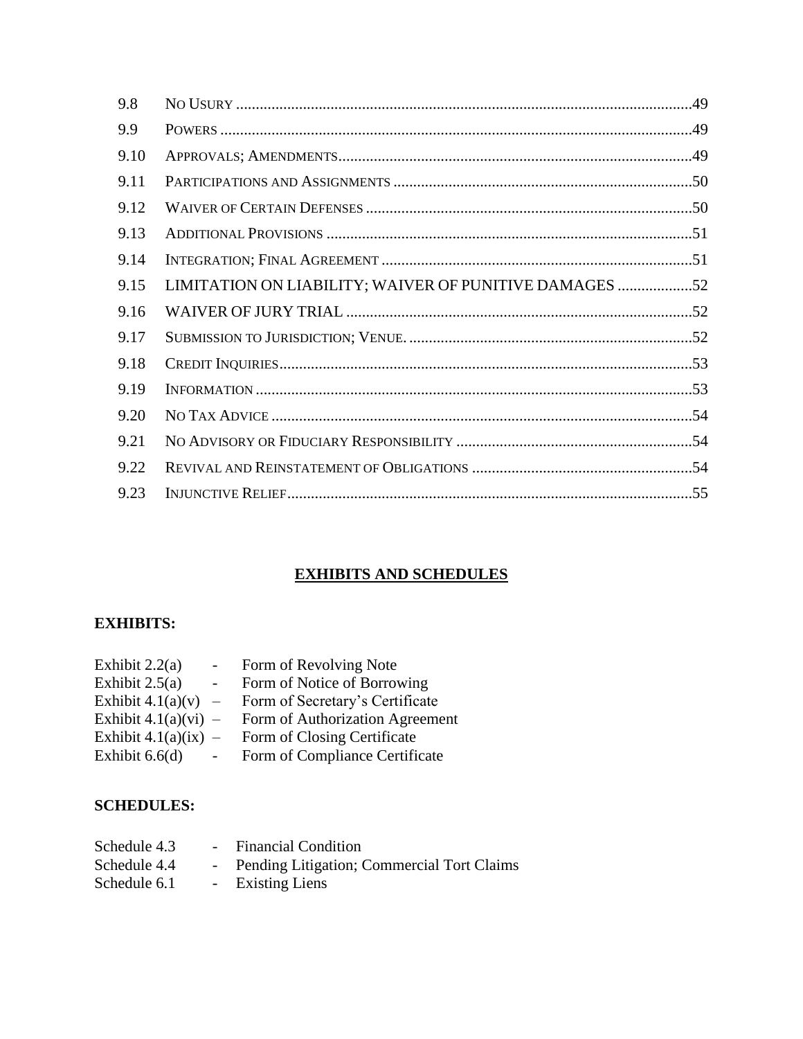| | | |
|---|---|---|
| 9.8 | NO USURY | 49 |
| 9.9 | POWERS | 49 |
| 9.10 | APPROVALS; AMENDMENTS | 49 |
| 9.11 | PARTICIPATIONS AND ASSIGNMENTS | 50 |
| 9.12 | WAIVER OF CERTAIN DEFENSES | 50 |
| 9.13 | ADDITIONAL PROVISIONS | 51 |
| 9.14 | INTEGRATION; FINAL AGREEMENT | 51 |
| 9.15 | LIMITATION ON LIABILITY; WAIVER OF PUNITIVE DAMAGES | 52 |
| 9.16 | WAIVER OF JURY TRIAL | 52 |
| 9.17 | SUBMISSION TO JURISDICTION; VENUE. | 52 |
| 9.18 | CREDIT INQUIRIES | 53 |
| 9.19 | INFORMATION | 53 |
| 9.20 | NO TAX ADVICE | 54 |
| 9.21 | NO ADVISORY OR FIDUCIARY RESPONSIBILITY | 54 |
| 9.22 | REVIVAL AND REINSTATEMENT OF OBLIGATIONS | 54 |
| 9.23 | INJUNCTIVE RELIEF | 55 |

## EXHIBITS AND SCHEDULES

**EXHIBITS:**

Exhibit 2.2(a) - Form of Revolving Note
Exhibit 2.5(a) - Form of Notice of Borrowing
Exhibit 4.1(a)(v) – Form of Secretary's Certificate
Exhibit 4.1(a)(vi) – Form of Authorization Agreement
Exhibit 4.1(a)(ix) – Form of Closing Certificate
Exhibit 6.6(d) - Form of Compliance Certificate

**SCHEDULES:**

Schedule 4.3 - Financial Condition
Schedule 4.4 - Pending Litigation; Commercial Tort Claims
Schedule 6.1 - Existing Liens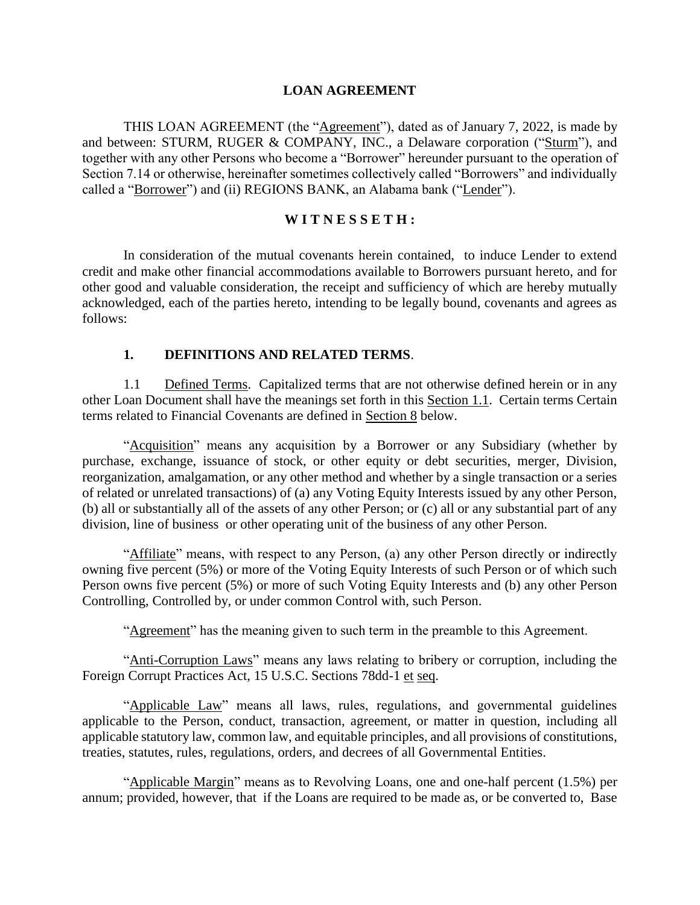# LOAN AGREEMENT

THIS LOAN AGREEMENT (the "Agreement"), dated as of January 7, 2022, is made by and between: STURM, RUGER & COMPANY, INC., a Delaware corporation ("Sturm"), and together with any other Persons who become a "Borrower" hereunder pursuant to the operation of Section 7.14 or otherwise, hereinafter sometimes collectively called "Borrowers" and individually called a "Borrower") and (ii) REGIONS BANK, an Alabama bank ("Lender").

**W I T N E S S E T H :**

In consideration of the mutual covenants herein contained, to induce Lender to extend credit and make other financial accommodations available to Borrowers pursuant hereto, and for other good and valuable consideration, the receipt and sufficiency of which are hereby mutually acknowledged, each of the parties hereto, intending to be legally bound, covenants and agrees as follows:

## 1. DEFINITIONS AND RELATED TERMS.

1.1 Defined Terms. Capitalized terms that are not otherwise defined herein or in any other Loan Document shall have the meanings set forth in this Section 1.1. Certain terms Certain terms related to Financial Covenants are defined in Section 8 below.

"Acquisition" means any acquisition by a Borrower or any Subsidiary (whether by purchase, exchange, issuance of stock, or other equity or debt securities, merger, Division, reorganization, amalgamation, or any other method and whether by a single transaction or a series of related or unrelated transactions) of (a) any Voting Equity Interests issued by any other Person, (b) all or substantially all of the assets of any other Person; or (c) all or any substantial part of any division, line of business or other operating unit of the business of any other Person.

"Affiliate" means, with respect to any Person, (a) any other Person directly or indirectly owning five percent (5%) or more of the Voting Equity Interests of such Person or of which such Person owns five percent (5%) or more of such Voting Equity Interests and (b) any other Person Controlling, Controlled by, or under common Control with, such Person.

"Agreement" has the meaning given to such term in the preamble to this Agreement.

"Anti-Corruption Laws" means any laws relating to bribery or corruption, including the Foreign Corrupt Practices Act, 15 U.S.C. Sections 78dd-1 et seq.

"Applicable Law" means all laws, rules, regulations, and governmental guidelines applicable to the Person, conduct, transaction, agreement, or matter in question, including all applicable statutory law, common law, and equitable principles, and all provisions of constitutions, treaties, statutes, rules, regulations, orders, and decrees of all Governmental Entities.

"Applicable Margin" means as to Revolving Loans, one and one-half percent (1.5%) per annum; provided, however, that if the Loans are required to be made as, or be converted to, Base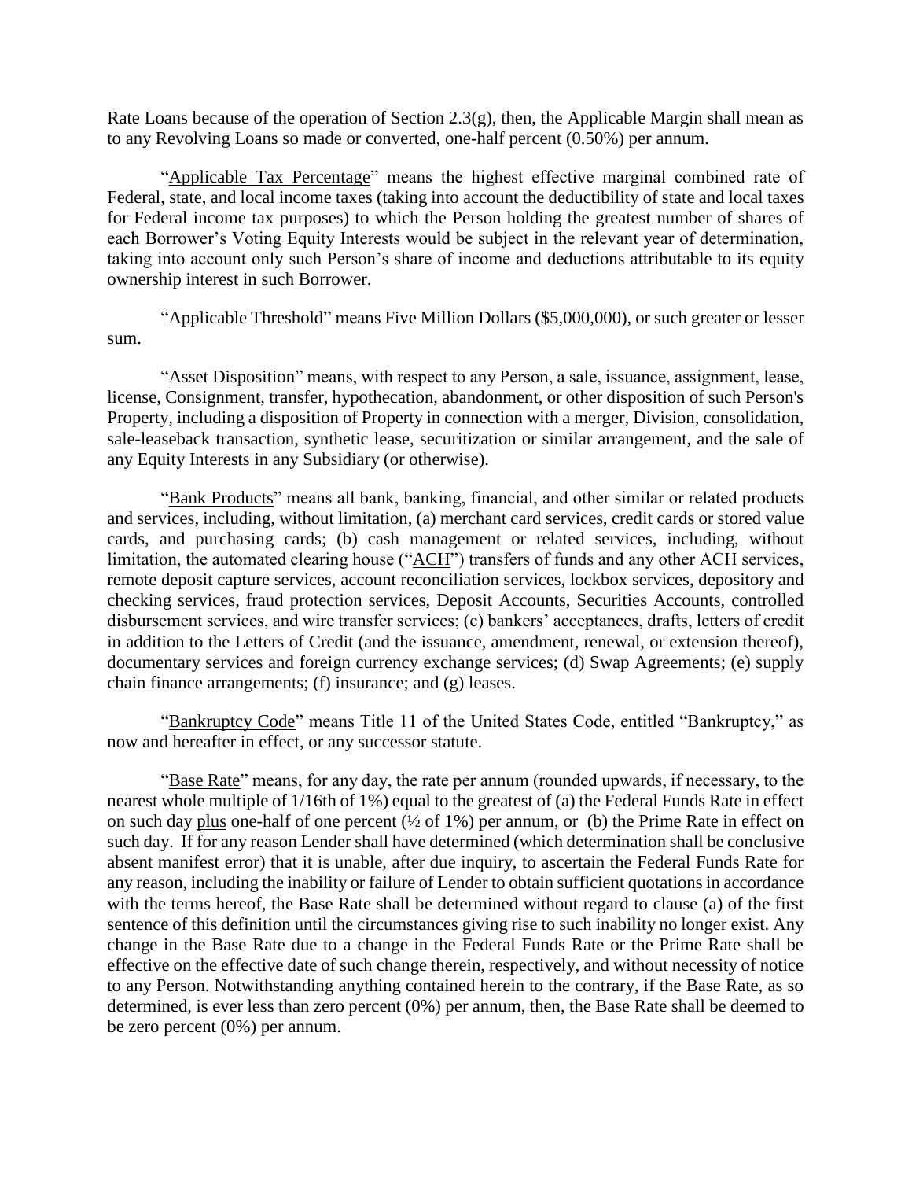Rate Loans because of the operation of Section 2.3(g), then, the Applicable Margin shall mean as to any Revolving Loans so made or converted, one-half percent (0.50%) per annum.

"Applicable Tax Percentage" means the highest effective marginal combined rate of Federal, state, and local income taxes (taking into account the deductibility of state and local taxes for Federal income tax purposes) to which the Person holding the greatest number of shares of each Borrower's Voting Equity Interests would be subject in the relevant year of determination, taking into account only such Person's share of income and deductions attributable to its equity ownership interest in such Borrower.

"Applicable Threshold" means Five Million Dollars ($5,000,000), or such greater or lesser sum.

"Asset Disposition" means, with respect to any Person, a sale, issuance, assignment, lease, license, Consignment, transfer, hypothecation, abandonment, or other disposition of such Person's Property, including a disposition of Property in connection with a merger, Division, consolidation, sale-leaseback transaction, synthetic lease, securitization or similar arrangement, and the sale of any Equity Interests in any Subsidiary (or otherwise).

"Bank Products" means all bank, banking, financial, and other similar or related products and services, including, without limitation, (a) merchant card services, credit cards or stored value cards, and purchasing cards; (b) cash management or related services, including, without limitation, the automated clearing house ("ACH") transfers of funds and any other ACH services, remote deposit capture services, account reconciliation services, lockbox services, depository and checking services, fraud protection services, Deposit Accounts, Securities Accounts, controlled disbursement services, and wire transfer services; (c) bankers' acceptances, drafts, letters of credit in addition to the Letters of Credit (and the issuance, amendment, renewal, or extension thereof), documentary services and foreign currency exchange services; (d) Swap Agreements; (e) supply chain finance arrangements; (f) insurance; and (g) leases.

"Bankruptcy Code" means Title 11 of the United States Code, entitled "Bankruptcy," as now and hereafter in effect, or any successor statute.

"Base Rate" means, for any day, the rate per annum (rounded upwards, if necessary, to the nearest whole multiple of 1/16th of 1%) equal to the greatest of (a) the Federal Funds Rate in effect on such day plus one-half of one percent (½ of 1%) per annum, or (b) the Prime Rate in effect on such day. If for any reason Lender shall have determined (which determination shall be conclusive absent manifest error) that it is unable, after due inquiry, to ascertain the Federal Funds Rate for any reason, including the inability or failure of Lender to obtain sufficient quotations in accordance with the terms hereof, the Base Rate shall be determined without regard to clause (a) of the first sentence of this definition until the circumstances giving rise to such inability no longer exist. Any change in the Base Rate due to a change in the Federal Funds Rate or the Prime Rate shall be effective on the effective date of such change therein, respectively, and without necessity of notice to any Person. Notwithstanding anything contained herein to the contrary, if the Base Rate, as so determined, is ever less than zero percent (0%) per annum, then, the Base Rate shall be deemed to be zero percent (0%) per annum.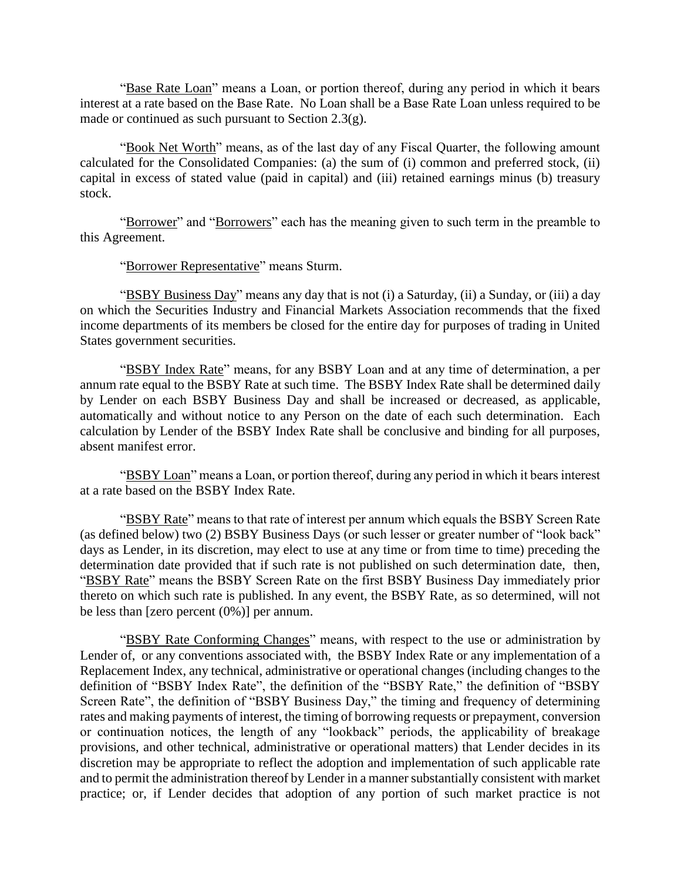"Base Rate Loan" means a Loan, or portion thereof, during any period in which it bears interest at a rate based on the Base Rate. No Loan shall be a Base Rate Loan unless required to be made or continued as such pursuant to Section 2.3(g).

"Book Net Worth" means, as of the last day of any Fiscal Quarter, the following amount calculated for the Consolidated Companies: (a) the sum of (i) common and preferred stock, (ii) capital in excess of stated value (paid in capital) and (iii) retained earnings minus (b) treasury stock.

"Borrower" and "Borrowers" each has the meaning given to such term in the preamble to this Agreement.

"Borrower Representative" means Sturm.

"BSBY Business Day" means any day that is not (i) a Saturday, (ii) a Sunday, or (iii) a day on which the Securities Industry and Financial Markets Association recommends that the fixed income departments of its members be closed for the entire day for purposes of trading in United States government securities.

"BSBY Index Rate" means, for any BSBY Loan and at any time of determination, a per annum rate equal to the BSBY Rate at such time. The BSBY Index Rate shall be determined daily by Lender on each BSBY Business Day and shall be increased or decreased, as applicable, automatically and without notice to any Person on the date of each such determination. Each calculation by Lender of the BSBY Index Rate shall be conclusive and binding for all purposes, absent manifest error.

"BSBY Loan" means a Loan, or portion thereof, during any period in which it bears interest at a rate based on the BSBY Index Rate.

"BSBY Rate" means to that rate of interest per annum which equals the BSBY Screen Rate (as defined below) two (2) BSBY Business Days (or such lesser or greater number of "look back" days as Lender, in its discretion, may elect to use at any time or from time to time) preceding the determination date provided that if such rate is not published on such determination date, then, "BSBY Rate" means the BSBY Screen Rate on the first BSBY Business Day immediately prior thereto on which such rate is published. In any event, the BSBY Rate, as so determined, will not be less than [zero percent (0%)] per annum.

"BSBY Rate Conforming Changes" means, with respect to the use or administration by Lender of, or any conventions associated with, the BSBY Index Rate or any implementation of a Replacement Index, any technical, administrative or operational changes (including changes to the definition of "BSBY Index Rate", the definition of the "BSBY Rate," the definition of "BSBY Screen Rate", the definition of "BSBY Business Day," the timing and frequency of determining rates and making payments of interest, the timing of borrowing requests or prepayment, conversion or continuation notices, the length of any "lookback" periods, the applicability of breakage provisions, and other technical, administrative or operational matters) that Lender decides in its discretion may be appropriate to reflect the adoption and implementation of such applicable rate and to permit the administration thereof by Lender in a manner substantially consistent with market practice; or, if Lender decides that adoption of any portion of such market practice is not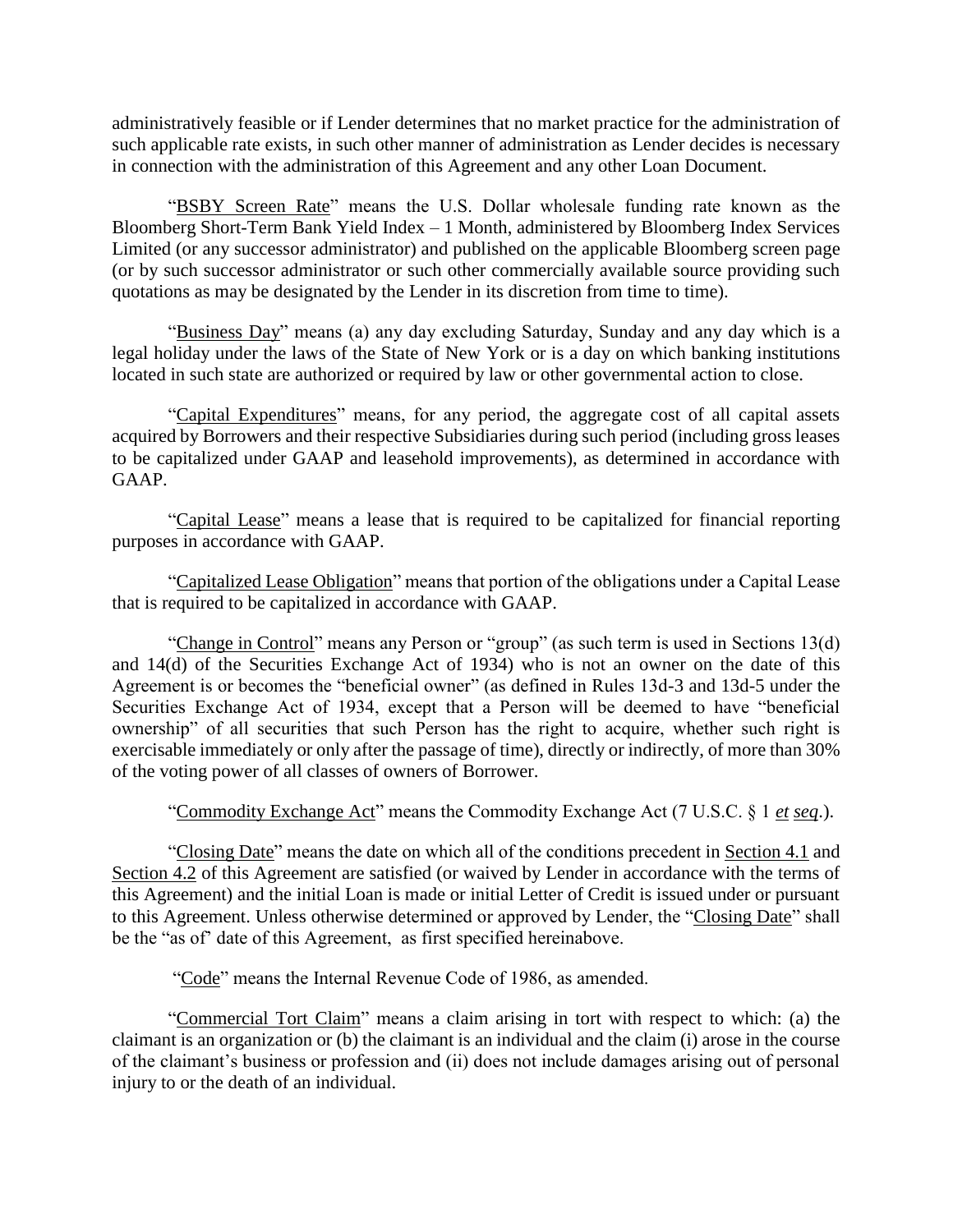administratively feasible or if Lender determines that no market practice for the administration of such applicable rate exists, in such other manner of administration as Lender decides is necessary in connection with the administration of this Agreement and any other Loan Document.

"BSBY Screen Rate" means the U.S. Dollar wholesale funding rate known as the Bloomberg Short-Term Bank Yield Index – 1 Month, administered by Bloomberg Index Services Limited (or any successor administrator) and published on the applicable Bloomberg screen page (or by such successor administrator or such other commercially available source providing such quotations as may be designated by the Lender in its discretion from time to time).

"Business Day" means (a) any day excluding Saturday, Sunday and any day which is a legal holiday under the laws of the State of New York or is a day on which banking institutions located in such state are authorized or required by law or other governmental action to close.

"Capital Expenditures" means, for any period, the aggregate cost of all capital assets acquired by Borrowers and their respective Subsidiaries during such period (including gross leases to be capitalized under GAAP and leasehold improvements), as determined in accordance with GAAP.

"Capital Lease" means a lease that is required to be capitalized for financial reporting purposes in accordance with GAAP.

"Capitalized Lease Obligation" means that portion of the obligations under a Capital Lease that is required to be capitalized in accordance with GAAP.

"Change in Control" means any Person or "group" (as such term is used in Sections 13(d) and 14(d) of the Securities Exchange Act of 1934) who is not an owner on the date of this Agreement is or becomes the "beneficial owner" (as defined in Rules 13d-3 and 13d-5 under the Securities Exchange Act of 1934, except that a Person will be deemed to have "beneficial ownership" of all securities that such Person has the right to acquire, whether such right is exercisable immediately or only after the passage of time), directly or indirectly, of more than 30% of the voting power of all classes of owners of Borrower.

"Commodity Exchange Act" means the Commodity Exchange Act (7 U.S.C. § 1 *et seq*.).

"Closing Date" means the date on which all of the conditions precedent in Section 4.1 and Section 4.2 of this Agreement are satisfied (or waived by Lender in accordance with the terms of this Agreement) and the initial Loan is made or initial Letter of Credit is issued under or pursuant to this Agreement. Unless otherwise determined or approved by Lender, the "Closing Date" shall be the "as of" date of this Agreement, as first specified hereinabove.

"Code" means the Internal Revenue Code of 1986, as amended.

"Commercial Tort Claim" means a claim arising in tort with respect to which: (a) the claimant is an organization or (b) the claimant is an individual and the claim (i) arose in the course of the claimant's business or profession and (ii) does not include damages arising out of personal injury to or the death of an individual.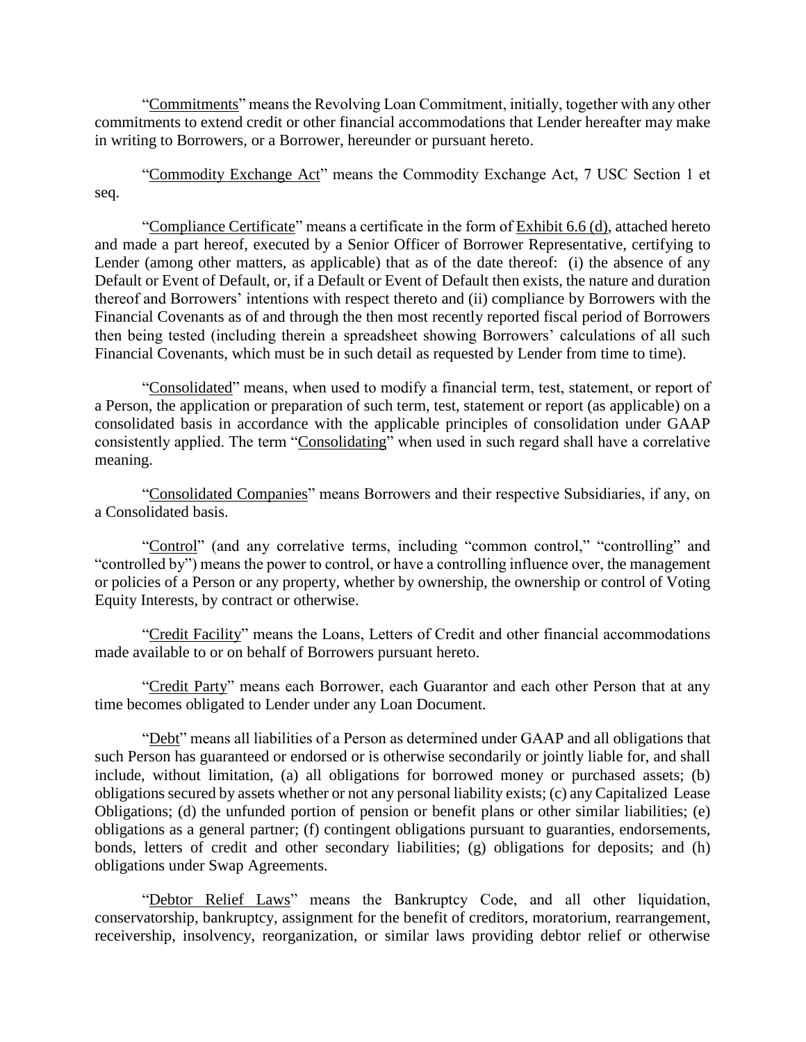"Commitments" means the Revolving Loan Commitment, initially, together with any other commitments to extend credit or other financial accommodations that Lender hereafter may make in writing to Borrowers, or a Borrower, hereunder or pursuant hereto.

"Commodity Exchange Act" means the Commodity Exchange Act, 7 USC Section 1 et seq.

"Compliance Certificate" means a certificate in the form of Exhibit 6.6 (d), attached hereto and made a part hereof, executed by a Senior Officer of Borrower Representative, certifying to Lender (among other matters, as applicable) that as of the date thereof: (i) the absence of any Default or Event of Default, or, if a Default or Event of Default then exists, the nature and duration thereof and Borrowers' intentions with respect thereto and (ii) compliance by Borrowers with the Financial Covenants as of and through the then most recently reported fiscal period of Borrowers then being tested (including therein a spreadsheet showing Borrowers' calculations of all such Financial Covenants, which must be in such detail as requested by Lender from time to time).

"Consolidated" means, when used to modify a financial term, test, statement, or report of a Person, the application or preparation of such term, test, statement or report (as applicable) on a consolidated basis in accordance with the applicable principles of consolidation under GAAP consistently applied. The term "Consolidating" when used in such regard shall have a correlative meaning.

"Consolidated Companies" means Borrowers and their respective Subsidiaries, if any, on a Consolidated basis.

"Control" (and any correlative terms, including "common control," "controlling" and "controlled by") means the power to control, or have a controlling influence over, the management or policies of a Person or any property, whether by ownership, the ownership or control of Voting Equity Interests, by contract or otherwise.

"Credit Facility" means the Loans, Letters of Credit and other financial accommodations made available to or on behalf of Borrowers pursuant hereto.

"Credit Party" means each Borrower, each Guarantor and each other Person that at any time becomes obligated to Lender under any Loan Document.

"Debt" means all liabilities of a Person as determined under GAAP and all obligations that such Person has guaranteed or endorsed or is otherwise secondarily or jointly liable for, and shall include, without limitation, (a) all obligations for borrowed money or purchased assets; (b) obligations secured by assets whether or not any personal liability exists; (c) any Capitalized Lease Obligations; (d) the unfunded portion of pension or benefit plans or other similar liabilities; (e) obligations as a general partner; (f) contingent obligations pursuant to guaranties, endorsements, bonds, letters of credit and other secondary liabilities; (g) obligations for deposits; and (h) obligations under Swap Agreements.

"Debtor Relief Laws" means the Bankruptcy Code, and all other liquidation, conservatorship, bankruptcy, assignment for the benefit of creditors, moratorium, rearrangement, receivership, insolvency, reorganization, or similar laws providing debtor relief or otherwise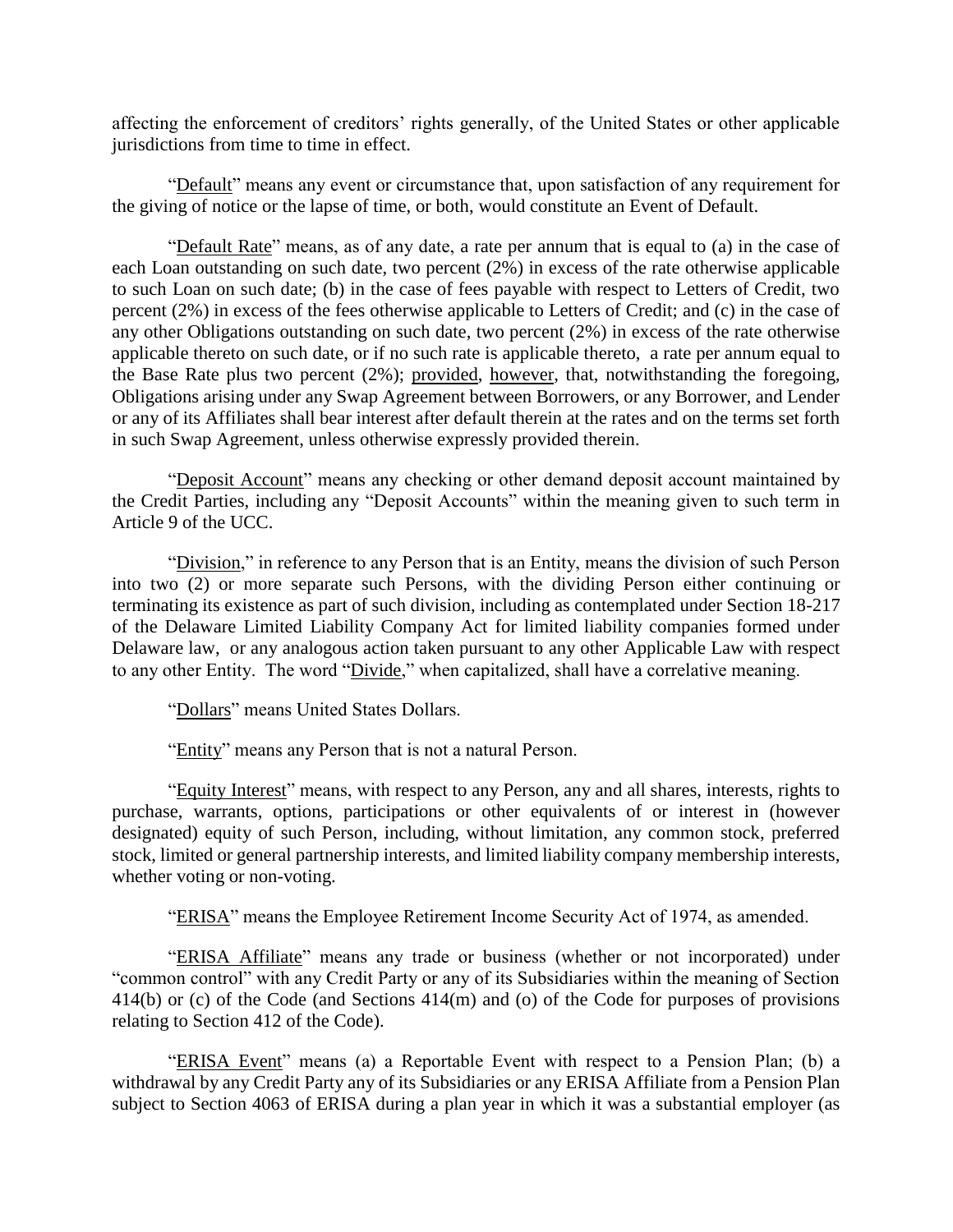affecting the enforcement of creditors' rights generally, of the United States or other applicable jurisdictions from time to time in effect.

"Default" means any event or circumstance that, upon satisfaction of any requirement for the giving of notice or the lapse of time, or both, would constitute an Event of Default.

"Default Rate" means, as of any date, a rate per annum that is equal to (a) in the case of each Loan outstanding on such date, two percent (2%) in excess of the rate otherwise applicable to such Loan on such date; (b) in the case of fees payable with respect to Letters of Credit, two percent (2%) in excess of the fees otherwise applicable to Letters of Credit; and (c) in the case of any other Obligations outstanding on such date, two percent (2%) in excess of the rate otherwise applicable thereto on such date, or if no such rate is applicable thereto, a rate per annum equal to the Base Rate plus two percent (2%); provided, however, that, notwithstanding the foregoing, Obligations arising under any Swap Agreement between Borrowers, or any Borrower, and Lender or any of its Affiliates shall bear interest after default therein at the rates and on the terms set forth in such Swap Agreement, unless otherwise expressly provided therein.

"Deposit Account" means any checking or other demand deposit account maintained by the Credit Parties, including any "Deposit Accounts" within the meaning given to such term in Article 9 of the UCC.

"Division," in reference to any Person that is an Entity, means the division of such Person into two (2) or more separate such Persons, with the dividing Person either continuing or terminating its existence as part of such division, including as contemplated under Section 18-217 of the Delaware Limited Liability Company Act for limited liability companies formed under Delaware law, or any analogous action taken pursuant to any other Applicable Law with respect to any other Entity. The word "Divide," when capitalized, shall have a correlative meaning.

"Dollars" means United States Dollars.

"Entity" means any Person that is not a natural Person.

"Equity Interest" means, with respect to any Person, any and all shares, interests, rights to purchase, warrants, options, participations or other equivalents of or interest in (however designated) equity of such Person, including, without limitation, any common stock, preferred stock, limited or general partnership interests, and limited liability company membership interests, whether voting or non-voting.

"ERISA" means the Employee Retirement Income Security Act of 1974, as amended.

"ERISA Affiliate" means any trade or business (whether or not incorporated) under "common control" with any Credit Party or any of its Subsidiaries within the meaning of Section 414(b) or (c) of the Code (and Sections 414(m) and (o) of the Code for purposes of provisions relating to Section 412 of the Code).

"ERISA Event" means (a) a Reportable Event with respect to a Pension Plan; (b) a withdrawal by any Credit Party any of its Subsidiaries or any ERISA Affiliate from a Pension Plan subject to Section 4063 of ERISA during a plan year in which it was a substantial employer (as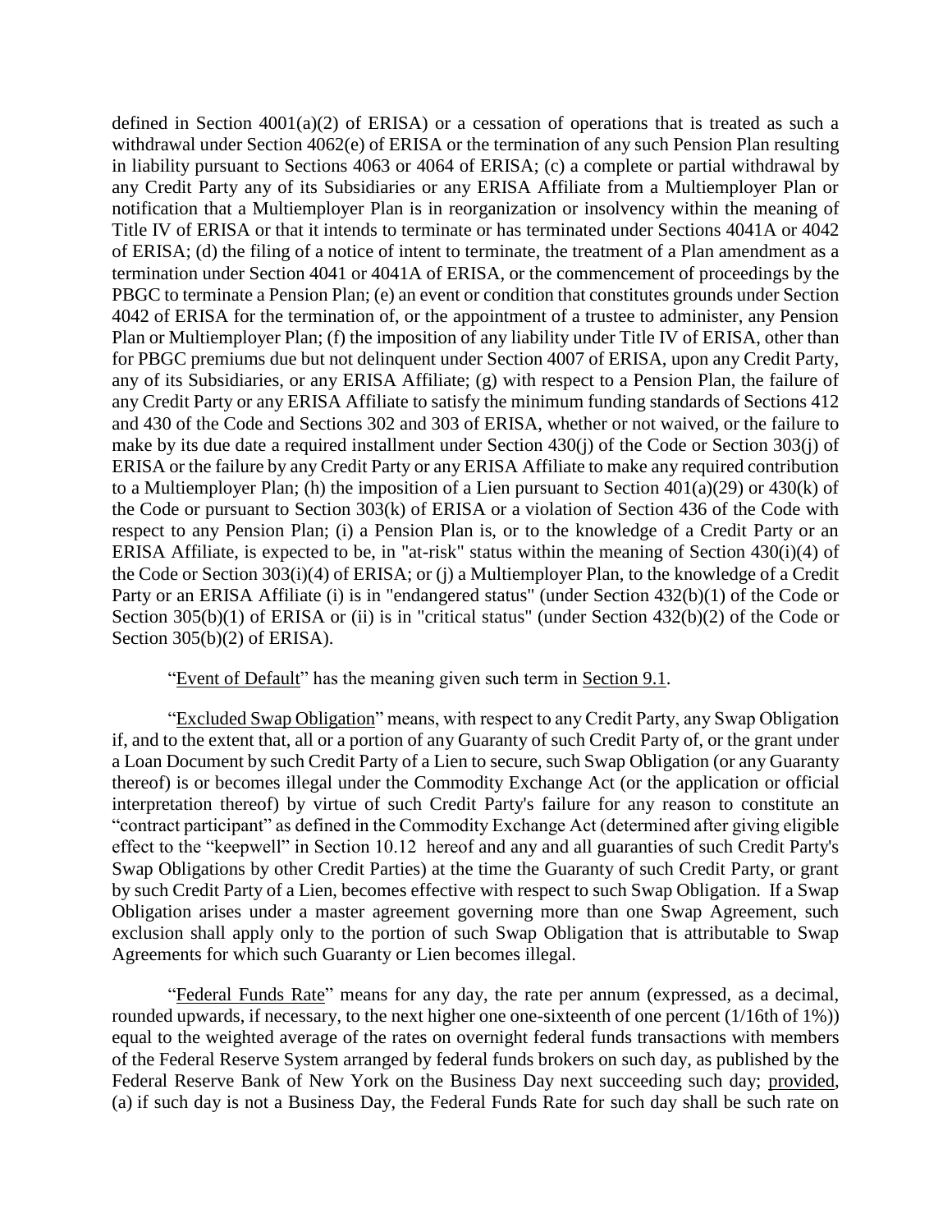defined in Section 4001(a)(2) of ERISA) or a cessation of operations that is treated as such a withdrawal under Section 4062(e) of ERISA or the termination of any such Pension Plan resulting in liability pursuant to Sections 4063 or 4064 of ERISA; (c) a complete or partial withdrawal by any Credit Party any of its Subsidiaries or any ERISA Affiliate from a Multiemployer Plan or notification that a Multiemployer Plan is in reorganization or insolvency within the meaning of Title IV of ERISA or that it intends to terminate or has terminated under Sections 4041A or 4042 of ERISA; (d) the filing of a notice of intent to terminate, the treatment of a Plan amendment as a termination under Section 4041 or 4041A of ERISA, or the commencement of proceedings by the PBGC to terminate a Pension Plan; (e) an event or condition that constitutes grounds under Section 4042 of ERISA for the termination of, or the appointment of a trustee to administer, any Pension Plan or Multiemployer Plan; (f) the imposition of any liability under Title IV of ERISA, other than for PBGC premiums due but not delinquent under Section 4007 of ERISA, upon any Credit Party, any of its Subsidiaries, or any ERISA Affiliate; (g) with respect to a Pension Plan, the failure of any Credit Party or any ERISA Affiliate to satisfy the minimum funding standards of Sections 412 and 430 of the Code and Sections 302 and 303 of ERISA, whether or not waived, or the failure to make by its due date a required installment under Section 430(j) of the Code or Section 303(j) of ERISA or the failure by any Credit Party or any ERISA Affiliate to make any required contribution to a Multiemployer Plan; (h) the imposition of a Lien pursuant to Section 401(a)(29) or 430(k) of the Code or pursuant to Section 303(k) of ERISA or a violation of Section 436 of the Code with respect to any Pension Plan; (i) a Pension Plan is, or to the knowledge of a Credit Party or an ERISA Affiliate, is expected to be, in "at-risk" status within the meaning of Section 430(i)(4) of the Code or Section 303(i)(4) of ERISA; or (j) a Multiemployer Plan, to the knowledge of a Credit Party or an ERISA Affiliate (i) is in "endangered status" (under Section 432(b)(1) of the Code or Section 305(b)(1) of ERISA or (ii) is in "critical status" (under Section 432(b)(2) of the Code or Section 305(b)(2) of ERISA).

"Event of Default" has the meaning given such term in Section 9.1.

"Excluded Swap Obligation" means, with respect to any Credit Party, any Swap Obligation if, and to the extent that, all or a portion of any Guaranty of such Credit Party of, or the grant under a Loan Document by such Credit Party of a Lien to secure, such Swap Obligation (or any Guaranty thereof) is or becomes illegal under the Commodity Exchange Act (or the application or official interpretation thereof) by virtue of such Credit Party's failure for any reason to constitute an "contract participant" as defined in the Commodity Exchange Act (determined after giving eligible effect to the "keepwell" in Section 10.12 hereof and any and all guaranties of such Credit Party's Swap Obligations by other Credit Parties) at the time the Guaranty of such Credit Party, or grant by such Credit Party of a Lien, becomes effective with respect to such Swap Obligation. If a Swap Obligation arises under a master agreement governing more than one Swap Agreement, such exclusion shall apply only to the portion of such Swap Obligation that is attributable to Swap Agreements for which such Guaranty or Lien becomes illegal.

"Federal Funds Rate" means for any day, the rate per annum (expressed, as a decimal, rounded upwards, if necessary, to the next higher one one-sixteenth of one percent (1/16th of 1%)) equal to the weighted average of the rates on overnight federal funds transactions with members of the Federal Reserve System arranged by federal funds brokers on such day, as published by the Federal Reserve Bank of New York on the Business Day next succeeding such day; provided, (a) if such day is not a Business Day, the Federal Funds Rate for such day shall be such rate on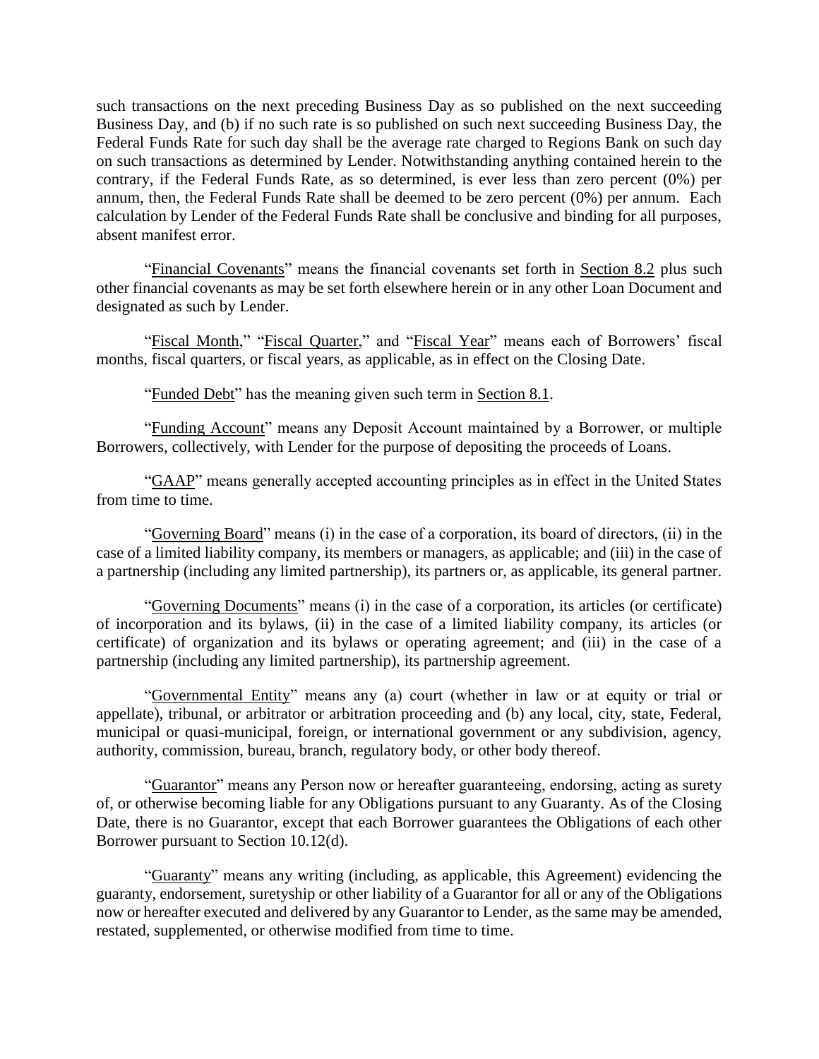such transactions on the next preceding Business Day as so published on the next succeeding Business Day, and (b) if no such rate is so published on such next succeeding Business Day, the Federal Funds Rate for such day shall be the average rate charged to Regions Bank on such day on such transactions as determined by Lender. Notwithstanding anything contained herein to the contrary, if the Federal Funds Rate, as so determined, is ever less than zero percent (0%) per annum, then, the Federal Funds Rate shall be deemed to be zero percent (0%) per annum. Each calculation by Lender of the Federal Funds Rate shall be conclusive and binding for all purposes, absent manifest error.

"Financial Covenants" means the financial covenants set forth in Section 8.2 plus such other financial covenants as may be set forth elsewhere herein or in any other Loan Document and designated as such by Lender.

"Fiscal Month," "Fiscal Quarter," and "Fiscal Year" means each of Borrowers' fiscal months, fiscal quarters, or fiscal years, as applicable, as in effect on the Closing Date.

"Funded Debt" has the meaning given such term in Section 8.1.

"Funding Account" means any Deposit Account maintained by a Borrower, or multiple Borrowers, collectively, with Lender for the purpose of depositing the proceeds of Loans.

"GAAP" means generally accepted accounting principles as in effect in the United States from time to time.

"Governing Board" means (i) in the case of a corporation, its board of directors, (ii) in the case of a limited liability company, its members or managers, as applicable; and (iii) in the case of a partnership (including any limited partnership), its partners or, as applicable, its general partner.

"Governing Documents" means (i) in the case of a corporation, its articles (or certificate) of incorporation and its bylaws, (ii) in the case of a limited liability company, its articles (or certificate) of organization and its bylaws or operating agreement; and (iii) in the case of a partnership (including any limited partnership), its partnership agreement.

"Governmental Entity" means any (a) court (whether in law or at equity or trial or appellate), tribunal, or arbitrator or arbitration proceeding and (b) any local, city, state, Federal, municipal or quasi-municipal, foreign, or international government or any subdivision, agency, authority, commission, bureau, branch, regulatory body, or other body thereof.

"Guarantor" means any Person now or hereafter guaranteeing, endorsing, acting as surety of, or otherwise becoming liable for any Obligations pursuant to any Guaranty. As of the Closing Date, there is no Guarantor, except that each Borrower guarantees the Obligations of each other Borrower pursuant to Section 10.12(d).

"Guaranty" means any writing (including, as applicable, this Agreement) evidencing the guaranty, endorsement, suretyship or other liability of a Guarantor for all or any of the Obligations now or hereafter executed and delivered by any Guarantor to Lender, as the same may be amended, restated, supplemented, or otherwise modified from time to time.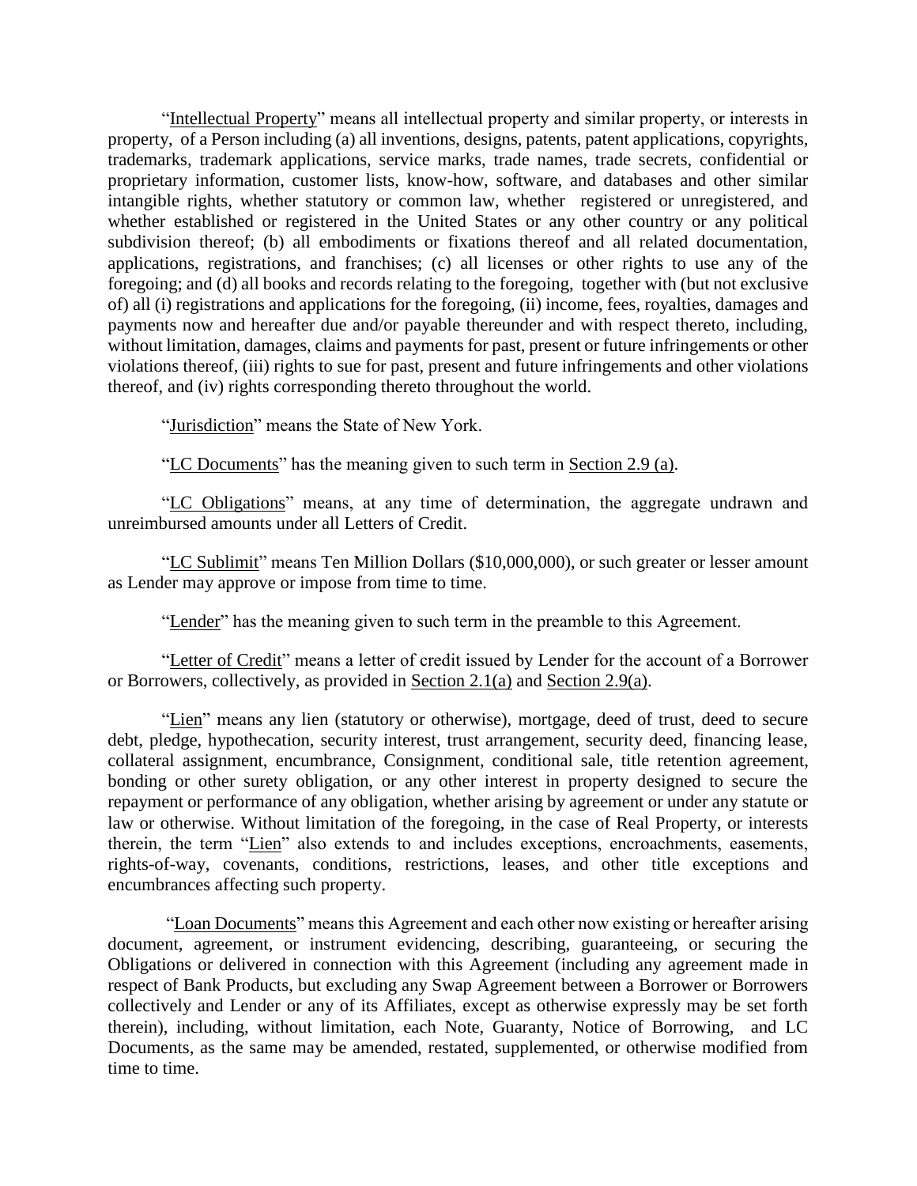"Intellectual Property" means all intellectual property and similar property, or interests in property, of a Person including (a) all inventions, designs, patents, patent applications, copyrights, trademarks, trademark applications, service marks, trade names, trade secrets, confidential or proprietary information, customer lists, know-how, software, and databases and other similar intangible rights, whether statutory or common law, whether registered or unregistered, and whether established or registered in the United States or any other country or any political subdivision thereof; (b) all embodiments or fixations thereof and all related documentation, applications, registrations, and franchises; (c) all licenses or other rights to use any of the foregoing; and (d) all books and records relating to the foregoing, together with (but not exclusive of) all (i) registrations and applications for the foregoing, (ii) income, fees, royalties, damages and payments now and hereafter due and/or payable thereunder and with respect thereto, including, without limitation, damages, claims and payments for past, present or future infringements or other violations thereof, (iii) rights to sue for past, present and future infringements and other violations thereof, and (iv) rights corresponding thereto throughout the world.

"Jurisdiction" means the State of New York.

"LC Documents" has the meaning given to such term in Section 2.9 (a).

"LC Obligations" means, at any time of determination, the aggregate undrawn and unreimbursed amounts under all Letters of Credit.

"LC Sublimit" means Ten Million Dollars ($10,000,000), or such greater or lesser amount as Lender may approve or impose from time to time.

"Lender" has the meaning given to such term in the preamble to this Agreement.

"Letter of Credit" means a letter of credit issued by Lender for the account of a Borrower or Borrowers, collectively, as provided in Section 2.1(a) and Section 2.9(a).

"Lien" means any lien (statutory or otherwise), mortgage, deed of trust, deed to secure debt, pledge, hypothecation, security interest, trust arrangement, security deed, financing lease, collateral assignment, encumbrance, Consignment, conditional sale, title retention agreement, bonding or other surety obligation, or any other interest in property designed to secure the repayment or performance of any obligation, whether arising by agreement or under any statute or law or otherwise. Without limitation of the foregoing, in the case of Real Property, or interests therein, the term "Lien" also extends to and includes exceptions, encroachments, easements, rights-of-way, covenants, conditions, restrictions, leases, and other title exceptions and encumbrances affecting such property.

"Loan Documents" means this Agreement and each other now existing or hereafter arising document, agreement, or instrument evidencing, describing, guaranteeing, or securing the Obligations or delivered in connection with this Agreement (including any agreement made in respect of Bank Products, but excluding any Swap Agreement between a Borrower or Borrowers collectively and Lender or any of its Affiliates, except as otherwise expressly may be set forth therein), including, without limitation, each Note, Guaranty, Notice of Borrowing, and LC Documents, as the same may be amended, restated, supplemented, or otherwise modified from time to time.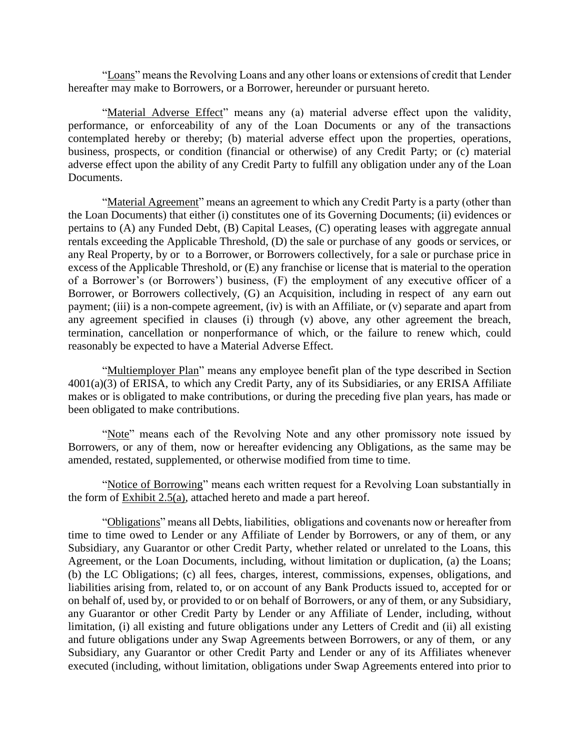"Loans" means the Revolving Loans and any other loans or extensions of credit that Lender hereafter may make to Borrowers, or a Borrower, hereunder or pursuant hereto.

"Material Adverse Effect" means any (a) material adverse effect upon the validity, performance, or enforceability of any of the Loan Documents or any of the transactions contemplated hereby or thereby; (b) material adverse effect upon the properties, operations, business, prospects, or condition (financial or otherwise) of any Credit Party; or (c) material adverse effect upon the ability of any Credit Party to fulfill any obligation under any of the Loan Documents.

"Material Agreement" means an agreement to which any Credit Party is a party (other than the Loan Documents) that either (i) constitutes one of its Governing Documents; (ii) evidences or pertains to (A) any Funded Debt, (B) Capital Leases, (C) operating leases with aggregate annual rentals exceeding the Applicable Threshold, (D) the sale or purchase of any goods or services, or any Real Property, by or to a Borrower, or Borrowers collectively, for a sale or purchase price in excess of the Applicable Threshold, or (E) any franchise or license that is material to the operation of a Borrower's (or Borrowers') business, (F) the employment of any executive officer of a Borrower, or Borrowers collectively, (G) an Acquisition, including in respect of any earn out payment; (iii) is a non-compete agreement, (iv) is with an Affiliate, or (v) separate and apart from any agreement specified in clauses (i) through (v) above, any other agreement the breach, termination, cancellation or nonperformance of which, or the failure to renew which, could reasonably be expected to have a Material Adverse Effect.

"Multiemployer Plan" means any employee benefit plan of the type described in Section 4001(a)(3) of ERISA, to which any Credit Party, any of its Subsidiaries, or any ERISA Affiliate makes or is obligated to make contributions, or during the preceding five plan years, has made or been obligated to make contributions.

"Note" means each of the Revolving Note and any other promissory note issued by Borrowers, or any of them, now or hereafter evidencing any Obligations, as the same may be amended, restated, supplemented, or otherwise modified from time to time.

"Notice of Borrowing" means each written request for a Revolving Loan substantially in the form of Exhibit 2.5(a), attached hereto and made a part hereof.

"Obligations" means all Debts, liabilities, obligations and covenants now or hereafter from time to time owed to Lender or any Affiliate of Lender by Borrowers, or any of them, or any Subsidiary, any Guarantor or other Credit Party, whether related or unrelated to the Loans, this Agreement, or the Loan Documents, including, without limitation or duplication, (a) the Loans; (b) the LC Obligations; (c) all fees, charges, interest, commissions, expenses, obligations, and liabilities arising from, related to, or on account of any Bank Products issued to, accepted for or on behalf of, used by, or provided to or on behalf of Borrowers, or any of them, or any Subsidiary, any Guarantor or other Credit Party by Lender or any Affiliate of Lender, including, without limitation, (i) all existing and future obligations under any Letters of Credit and (ii) all existing and future obligations under any Swap Agreements between Borrowers, or any of them, or any Subsidiary, any Guarantor or other Credit Party and Lender or any of its Affiliates whenever executed (including, without limitation, obligations under Swap Agreements entered into prior to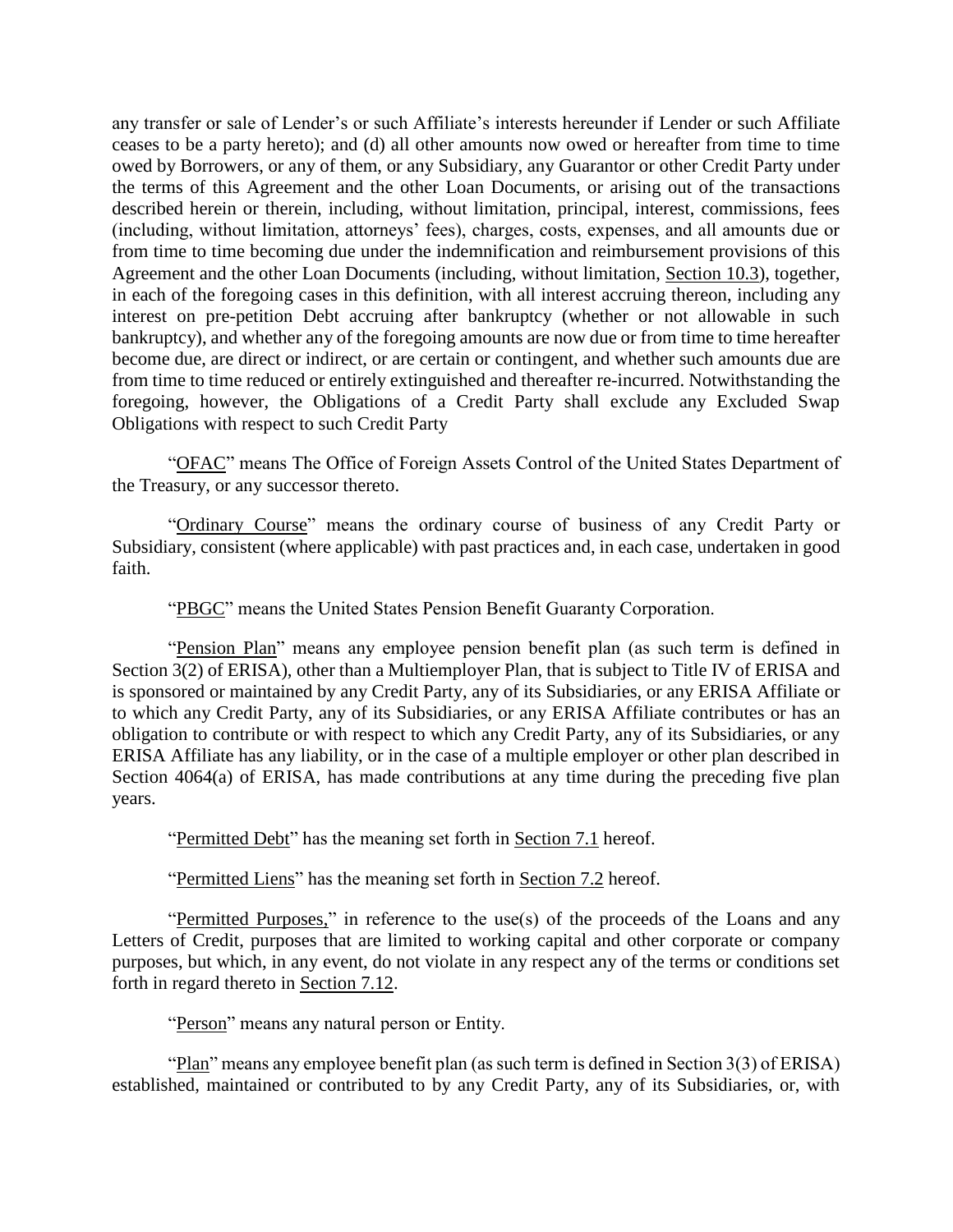any transfer or sale of Lender's or such Affiliate's interests hereunder if Lender or such Affiliate ceases to be a party hereto); and (d) all other amounts now owed or hereafter from time to time owed by Borrowers, or any of them, or any Subsidiary, any Guarantor or other Credit Party under the terms of this Agreement and the other Loan Documents, or arising out of the transactions described herein or therein, including, without limitation, principal, interest, commissions, fees (including, without limitation, attorneys' fees), charges, costs, expenses, and all amounts due or from time to time becoming due under the indemnification and reimbursement provisions of this Agreement and the other Loan Documents (including, without limitation, Section 10.3), together, in each of the foregoing cases in this definition, with all interest accruing thereon, including any interest on pre-petition Debt accruing after bankruptcy (whether or not allowable in such bankruptcy), and whether any of the foregoing amounts are now due or from time to time hereafter become due, are direct or indirect, or are certain or contingent, and whether such amounts due are from time to time reduced or entirely extinguished and thereafter re-incurred. Notwithstanding the foregoing, however, the Obligations of a Credit Party shall exclude any Excluded Swap Obligations with respect to such Credit Party

"OFAC" means The Office of Foreign Assets Control of the United States Department of the Treasury, or any successor thereto.

"Ordinary Course" means the ordinary course of business of any Credit Party or Subsidiary, consistent (where applicable) with past practices and, in each case, undertaken in good faith.

"PBGC" means the United States Pension Benefit Guaranty Corporation.

"Pension Plan" means any employee pension benefit plan (as such term is defined in Section 3(2) of ERISA), other than a Multiemployer Plan, that is subject to Title IV of ERISA and is sponsored or maintained by any Credit Party, any of its Subsidiaries, or any ERISA Affiliate or to which any Credit Party, any of its Subsidiaries, or any ERISA Affiliate contributes or has an obligation to contribute or with respect to which any Credit Party, any of its Subsidiaries, or any ERISA Affiliate has any liability, or in the case of a multiple employer or other plan described in Section 4064(a) of ERISA, has made contributions at any time during the preceding five plan years.

"Permitted Debt" has the meaning set forth in Section 7.1 hereof.

"Permitted Liens" has the meaning set forth in Section 7.2 hereof.

"Permitted Purposes," in reference to the use(s) of the proceeds of the Loans and any Letters of Credit, purposes that are limited to working capital and other corporate or company purposes, but which, in any event, do not violate in any respect any of the terms or conditions set forth in regard thereto in Section 7.12.

"Person" means any natural person or Entity.

"Plan" means any employee benefit plan (as such term is defined in Section 3(3) of ERISA) established, maintained or contributed to by any Credit Party, any of its Subsidiaries, or, with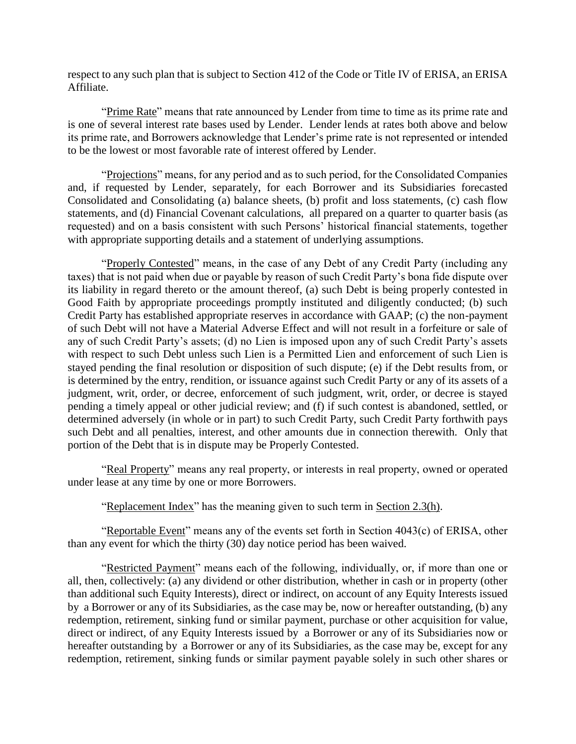respect to any such plan that is subject to Section 412 of the Code or Title IV of ERISA, an ERISA Affiliate.

"Prime Rate" means that rate announced by Lender from time to time as its prime rate and is one of several interest rate bases used by Lender. Lender lends at rates both above and below its prime rate, and Borrowers acknowledge that Lender's prime rate is not represented or intended to be the lowest or most favorable rate of interest offered by Lender.

"Projections" means, for any period and as to such period, for the Consolidated Companies and, if requested by Lender, separately, for each Borrower and its Subsidiaries forecasted Consolidated and Consolidating (a) balance sheets, (b) profit and loss statements, (c) cash flow statements, and (d) Financial Covenant calculations, all prepared on a quarter to quarter basis (as requested) and on a basis consistent with such Persons' historical financial statements, together with appropriate supporting details and a statement of underlying assumptions.

"Properly Contested" means, in the case of any Debt of any Credit Party (including any taxes) that is not paid when due or payable by reason of such Credit Party's bona fide dispute over its liability in regard thereto or the amount thereof, (a) such Debt is being properly contested in Good Faith by appropriate proceedings promptly instituted and diligently conducted; (b) such Credit Party has established appropriate reserves in accordance with GAAP; (c) the non-payment of such Debt will not have a Material Adverse Effect and will not result in a forfeiture or sale of any of such Credit Party's assets; (d) no Lien is imposed upon any of such Credit Party's assets with respect to such Debt unless such Lien is a Permitted Lien and enforcement of such Lien is stayed pending the final resolution or disposition of such dispute; (e) if the Debt results from, or is determined by the entry, rendition, or issuance against such Credit Party or any of its assets of a judgment, writ, order, or decree, enforcement of such judgment, writ, order, or decree is stayed pending a timely appeal or other judicial review; and (f) if such contest is abandoned, settled, or determined adversely (in whole or in part) to such Credit Party, such Credit Party forthwith pays such Debt and all penalties, interest, and other amounts due in connection therewith. Only that portion of the Debt that is in dispute may be Properly Contested.

"Real Property" means any real property, or interests in real property, owned or operated under lease at any time by one or more Borrowers.

"Replacement Index" has the meaning given to such term in Section 2.3(h).

"Reportable Event" means any of the events set forth in Section 4043(c) of ERISA, other than any event for which the thirty (30) day notice period has been waived.

"Restricted Payment" means each of the following, individually, or, if more than one or all, then, collectively: (a) any dividend or other distribution, whether in cash or in property (other than additional such Equity Interests), direct or indirect, on account of any Equity Interests issued by a Borrower or any of its Subsidiaries, as the case may be, now or hereafter outstanding, (b) any redemption, retirement, sinking fund or similar payment, purchase or other acquisition for value, direct or indirect, of any Equity Interests issued by a Borrower or any of its Subsidiaries now or hereafter outstanding by a Borrower or any of its Subsidiaries, as the case may be, except for any redemption, retirement, sinking funds or similar payment payable solely in such other shares or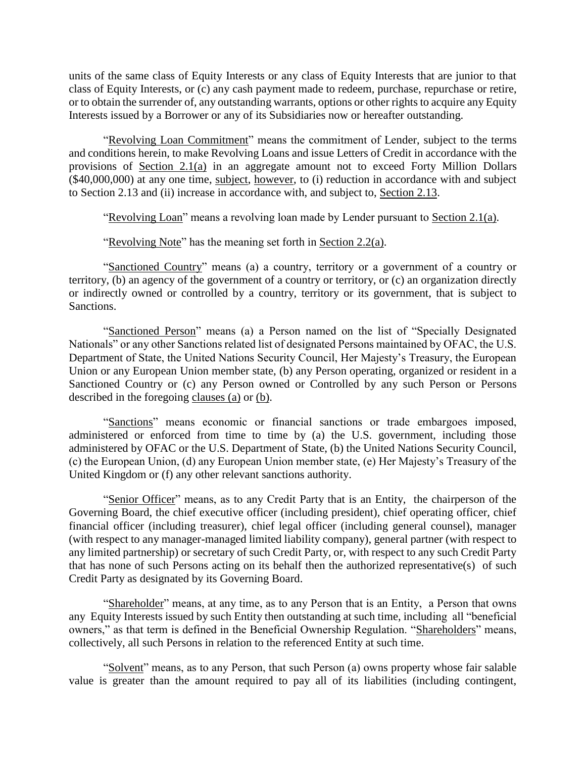units of the same class of Equity Interests or any class of Equity Interests that are junior to that class of Equity Interests, or (c) any cash payment made to redeem, purchase, repurchase or retire, or to obtain the surrender of, any outstanding warrants, options or other rights to acquire any Equity Interests issued by a Borrower or any of its Subsidiaries now or hereafter outstanding.

"Revolving Loan Commitment" means the commitment of Lender, subject to the terms and conditions herein, to make Revolving Loans and issue Letters of Credit in accordance with the provisions of Section 2.1(a) in an aggregate amount not to exceed Forty Million Dollars ($40,000,000) at any one time, subject, however, to (i) reduction in accordance with and subject to Section 2.13 and (ii) increase in accordance with, and subject to, Section 2.13.

"Revolving Loan" means a revolving loan made by Lender pursuant to Section 2.1(a).

"Revolving Note" has the meaning set forth in Section 2.2(a).

"Sanctioned Country" means (a) a country, territory or a government of a country or territory, (b) an agency of the government of a country or territory, or (c) an organization directly or indirectly owned or controlled by a country, territory or its government, that is subject to Sanctions.

"Sanctioned Person" means (a) a Person named on the list of "Specially Designated Nationals" or any other Sanctions related list of designated Persons maintained by OFAC, the U.S. Department of State, the United Nations Security Council, Her Majesty's Treasury, the European Union or any European Union member state, (b) any Person operating, organized or resident in a Sanctioned Country or (c) any Person owned or Controlled by any such Person or Persons described in the foregoing clauses (a) or (b).

"Sanctions" means economic or financial sanctions or trade embargoes imposed, administered or enforced from time to time by (a) the U.S. government, including those administered by OFAC or the U.S. Department of State, (b) the United Nations Security Council, (c) the European Union, (d) any European Union member state, (e) Her Majesty's Treasury of the United Kingdom or (f) any other relevant sanctions authority.

"Senior Officer" means, as to any Credit Party that is an Entity, the chairperson of the Governing Board, the chief executive officer (including president), chief operating officer, chief financial officer (including treasurer), chief legal officer (including general counsel), manager (with respect to any manager-managed limited liability company), general partner (with respect to any limited partnership) or secretary of such Credit Party, or, with respect to any such Credit Party that has none of such Persons acting on its behalf then the authorized representative(s) of such Credit Party as designated by its Governing Board.

"Shareholder" means, at any time, as to any Person that is an Entity, a Person that owns any Equity Interests issued by such Entity then outstanding at such time, including all "beneficial owners," as that term is defined in the Beneficial Ownership Regulation. "Shareholders" means, collectively, all such Persons in relation to the referenced Entity at such time.

"Solvent" means, as to any Person, that such Person (a) owns property whose fair salable value is greater than the amount required to pay all of its liabilities (including contingent,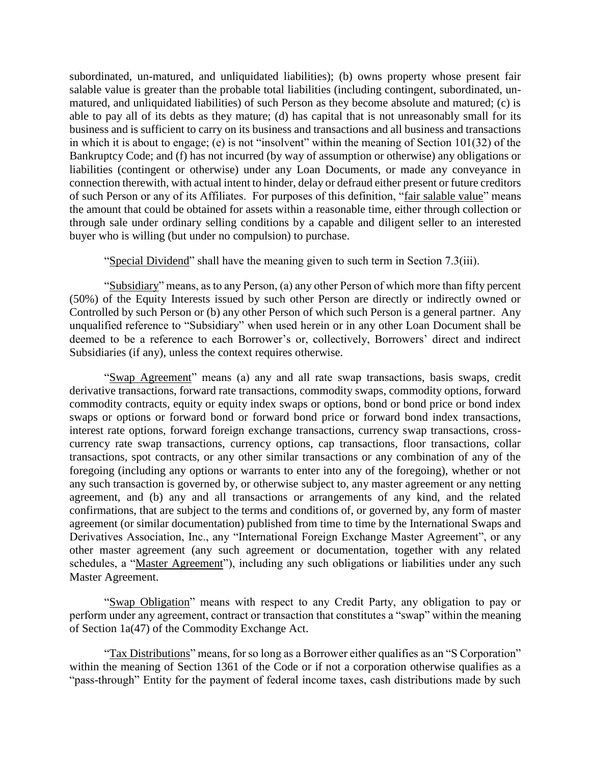subordinated, un-matured, and unliquidated liabilities); (b) owns property whose present fair salable value is greater than the probable total liabilities (including contingent, subordinated, un-matured, and unliquidated liabilities) of such Person as they become absolute and matured; (c) is able to pay all of its debts as they mature; (d) has capital that is not unreasonably small for its business and is sufficient to carry on its business and transactions and all business and transactions in which it is about to engage; (e) is not "insolvent" within the meaning of Section 101(32) of the Bankruptcy Code; and (f) has not incurred (by way of assumption or otherwise) any obligations or liabilities (contingent or otherwise) under any Loan Documents, or made any conveyance in connection therewith, with actual intent to hinder, delay or defraud either present or future creditors of such Person or any of its Affiliates. For purposes of this definition, "fair salable value" means the amount that could be obtained for assets within a reasonable time, either through collection or through sale under ordinary selling conditions by a capable and diligent seller to an interested buyer who is willing (but under no compulsion) to purchase.

"Special Dividend" shall have the meaning given to such term in Section 7.3(iii).

"Subsidiary" means, as to any Person, (a) any other Person of which more than fifty percent (50%) of the Equity Interests issued by such other Person are directly or indirectly owned or Controlled by such Person or (b) any other Person of which such Person is a general partner. Any unqualified reference to "Subsidiary" when used herein or in any other Loan Document shall be deemed to be a reference to each Borrower's or, collectively, Borrowers' direct and indirect Subsidiaries (if any), unless the context requires otherwise.

"Swap Agreement" means (a) any and all rate swap transactions, basis swaps, credit derivative transactions, forward rate transactions, commodity swaps, commodity options, forward commodity contracts, equity or equity index swaps or options, bond or bond price or bond index swaps or options or forward bond or forward bond price or forward bond index transactions, interest rate options, forward foreign exchange transactions, currency swap transactions, cross-currency rate swap transactions, currency options, cap transactions, floor transactions, collar transactions, spot contracts, or any other similar transactions or any combination of any of the foregoing (including any options or warrants to enter into any of the foregoing), whether or not any such transaction is governed by, or otherwise subject to, any master agreement or any netting agreement, and (b) any and all transactions or arrangements of any kind, and the related confirmations, that are subject to the terms and conditions of, or governed by, any form of master agreement (or similar documentation) published from time to time by the International Swaps and Derivatives Association, Inc., any "International Foreign Exchange Master Agreement", or any other master agreement (any such agreement or documentation, together with any related schedules, a "Master Agreement"), including any such obligations or liabilities under any such Master Agreement.

"Swap Obligation" means with respect to any Credit Party, any obligation to pay or perform under any agreement, contract or transaction that constitutes a "swap" within the meaning of Section 1a(47) of the Commodity Exchange Act.

"Tax Distributions" means, for so long as a Borrower either qualifies as an "S Corporation" within the meaning of Section 1361 of the Code or if not a corporation otherwise qualifies as a "pass-through" Entity for the payment of federal income taxes, cash distributions made by such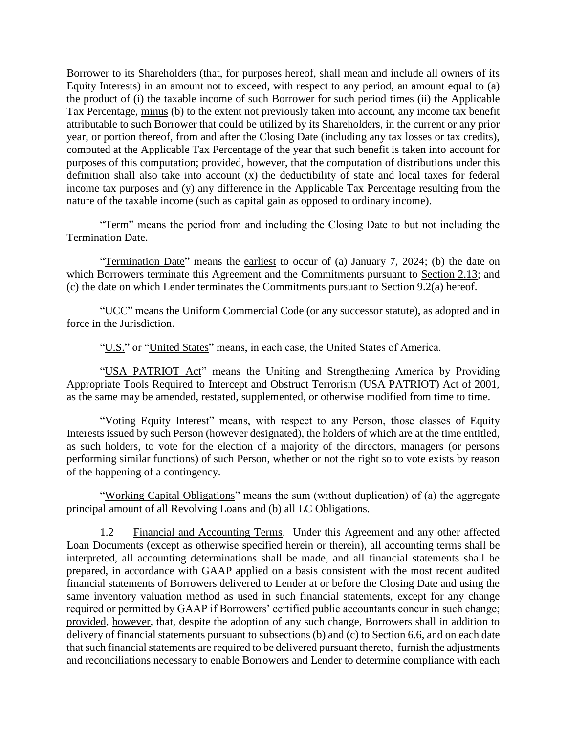Borrower to its Shareholders (that, for purposes hereof, shall mean and include all owners of its Equity Interests) in an amount not to exceed, with respect to any period, an amount equal to (a) the product of (i) the taxable income of such Borrower for such period times (ii) the Applicable Tax Percentage, minus (b) to the extent not previously taken into account, any income tax benefit attributable to such Borrower that could be utilized by its Shareholders, in the current or any prior year, or portion thereof, from and after the Closing Date (including any tax losses or tax credits), computed at the Applicable Tax Percentage of the year that such benefit is taken into account for purposes of this computation; provided, however, that the computation of distributions under this definition shall also take into account (x) the deductibility of state and local taxes for federal income tax purposes and (y) any difference in the Applicable Tax Percentage resulting from the nature of the taxable income (such as capital gain as opposed to ordinary income).

"Term" means the period from and including the Closing Date to but not including the Termination Date.

"Termination Date" means the earliest to occur of (a) January 7, 2024; (b) the date on which Borrowers terminate this Agreement and the Commitments pursuant to Section 2.13; and (c) the date on which Lender terminates the Commitments pursuant to Section 9.2(a) hereof.

"UCC" means the Uniform Commercial Code (or any successor statute), as adopted and in force in the Jurisdiction.

"U.S." or "United States" means, in each case, the United States of America.

"USA PATRIOT Act" means the Uniting and Strengthening America by Providing Appropriate Tools Required to Intercept and Obstruct Terrorism (USA PATRIOT) Act of 2001, as the same may be amended, restated, supplemented, or otherwise modified from time to time.

"Voting Equity Interest" means, with respect to any Person, those classes of Equity Interests issued by such Person (however designated), the holders of which are at the time entitled, as such holders, to vote for the election of a majority of the directors, managers (or persons performing similar functions) of such Person, whether or not the right so to vote exists by reason of the happening of a contingency.

"Working Capital Obligations" means the sum (without duplication) of (a) the aggregate principal amount of all Revolving Loans and (b) all LC Obligations.

1.2 Financial and Accounting Terms. Under this Agreement and any other affected Loan Documents (except as otherwise specified herein or therein), all accounting terms shall be interpreted, all accounting determinations shall be made, and all financial statements shall be prepared, in accordance with GAAP applied on a basis consistent with the most recent audited financial statements of Borrowers delivered to Lender at or before the Closing Date and using the same inventory valuation method as used in such financial statements, except for any change required or permitted by GAAP if Borrowers' certified public accountants concur in such change; provided, however, that, despite the adoption of any such change, Borrowers shall in addition to delivery of financial statements pursuant to subsections (b) and (c) to Section 6.6, and on each date that such financial statements are required to be delivered pursuant thereto, furnish the adjustments and reconciliations necessary to enable Borrowers and Lender to determine compliance with each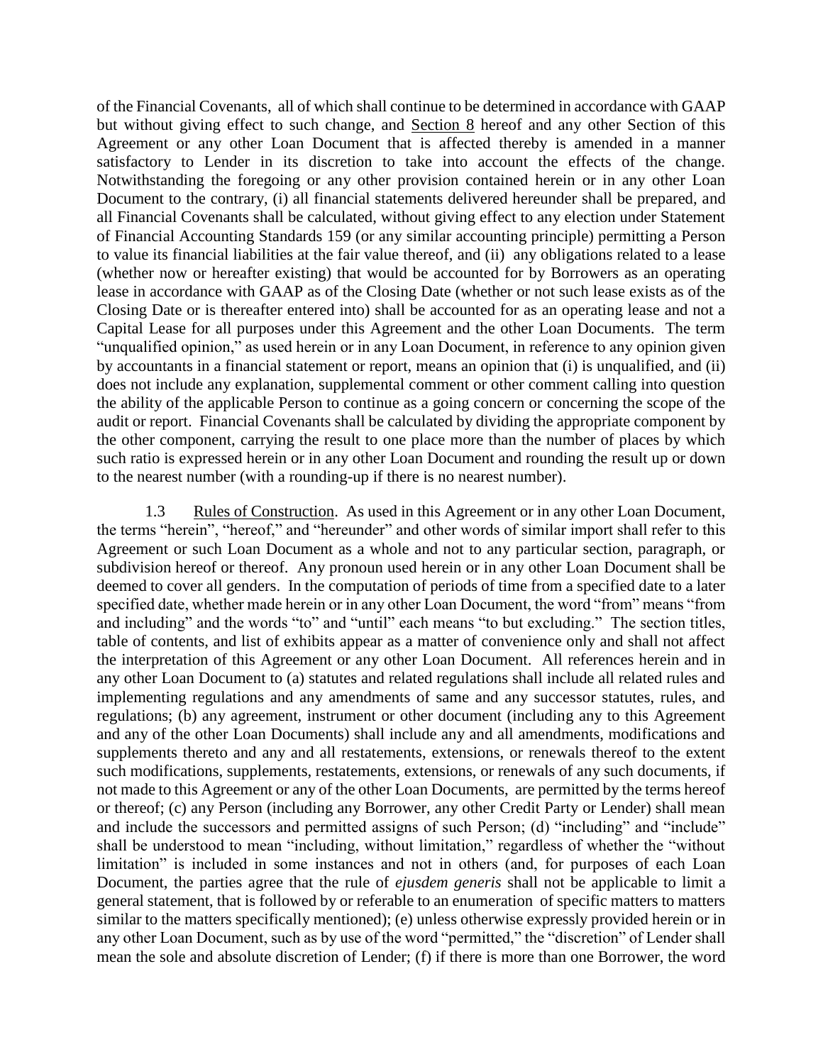of the Financial Covenants, all of which shall continue to be determined in accordance with GAAP but without giving effect to such change, and Section 8 hereof and any other Section of this Agreement or any other Loan Document that is affected thereby is amended in a manner satisfactory to Lender in its discretion to take into account the effects of the change. Notwithstanding the foregoing or any other provision contained herein or in any other Loan Document to the contrary, (i) all financial statements delivered hereunder shall be prepared, and all Financial Covenants shall be calculated, without giving effect to any election under Statement of Financial Accounting Standards 159 (or any similar accounting principle) permitting a Person to value its financial liabilities at the fair value thereof, and (ii) any obligations related to a lease (whether now or hereafter existing) that would be accounted for by Borrowers as an operating lease in accordance with GAAP as of the Closing Date (whether or not such lease exists as of the Closing Date or is thereafter entered into) shall be accounted for as an operating lease and not a Capital Lease for all purposes under this Agreement and the other Loan Documents. The term "unqualified opinion," as used herein or in any Loan Document, in reference to any opinion given by accountants in a financial statement or report, means an opinion that (i) is unqualified, and (ii) does not include any explanation, supplemental comment or other comment calling into question the ability of the applicable Person to continue as a going concern or concerning the scope of the audit or report. Financial Covenants shall be calculated by dividing the appropriate component by the other component, carrying the result to one place more than the number of places by which such ratio is expressed herein or in any other Loan Document and rounding the result up or down to the nearest number (with a rounding-up if there is no nearest number).

1.3 Rules of Construction. As used in this Agreement or in any other Loan Document, the terms "herein", "hereof," and "hereunder" and other words of similar import shall refer to this Agreement or such Loan Document as a whole and not to any particular section, paragraph, or subdivision hereof or thereof. Any pronoun used herein or in any other Loan Document shall be deemed to cover all genders. In the computation of periods of time from a specified date to a later specified date, whether made herein or in any other Loan Document, the word "from" means "from and including" and the words "to" and "until" each means "to but excluding." The section titles, table of contents, and list of exhibits appear as a matter of convenience only and shall not affect the interpretation of this Agreement or any other Loan Document. All references herein and in any other Loan Document to (a) statutes and related regulations shall include all related rules and implementing regulations and any amendments of same and any successor statutes, rules, and regulations; (b) any agreement, instrument or other document (including any to this Agreement and any of the other Loan Documents) shall include any and all amendments, modifications and supplements thereto and any and all restatements, extensions, or renewals thereof to the extent such modifications, supplements, restatements, extensions, or renewals of any such documents, if not made to this Agreement or any of the other Loan Documents, are permitted by the terms hereof or thereof; (c) any Person (including any Borrower, any other Credit Party or Lender) shall mean and include the successors and permitted assigns of such Person; (d) "including" and "include" shall be understood to mean "including, without limitation," regardless of whether the "without limitation" is included in some instances and not in others (and, for purposes of each Loan Document, the parties agree that the rule of *ejusdem generis* shall not be applicable to limit a general statement, that is followed by or referable to an enumeration of specific matters to matters similar to the matters specifically mentioned); (e) unless otherwise expressly provided herein or in any other Loan Document, such as by use of the word "permitted," the "discretion" of Lender shall mean the sole and absolute discretion of Lender; (f) if there is more than one Borrower, the word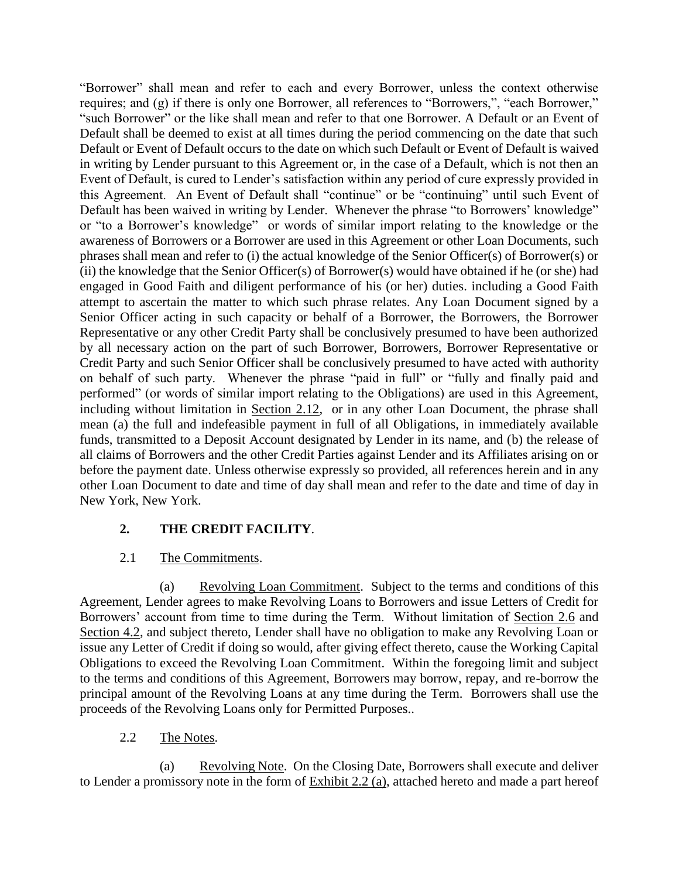"Borrower" shall mean and refer to each and every Borrower, unless the context otherwise requires; and (g) if there is only one Borrower, all references to "Borrowers,", "each Borrower," "such Borrower" or the like shall mean and refer to that one Borrower. A Default or an Event of Default shall be deemed to exist at all times during the period commencing on the date that such Default or Event of Default occurs to the date on which such Default or Event of Default is waived in writing by Lender pursuant to this Agreement or, in the case of a Default, which is not then an Event of Default, is cured to Lender's satisfaction within any period of cure expressly provided in this Agreement. An Event of Default shall "continue" or be "continuing" until such Event of Default has been waived in writing by Lender. Whenever the phrase "to Borrowers' knowledge" or "to a Borrower's knowledge" or words of similar import relating to the knowledge or the awareness of Borrowers or a Borrower are used in this Agreement or other Loan Documents, such phrases shall mean and refer to (i) the actual knowledge of the Senior Officer(s) of Borrower(s) or (ii) the knowledge that the Senior Officer(s) of Borrower(s) would have obtained if he (or she) had engaged in Good Faith and diligent performance of his (or her) duties. including a Good Faith attempt to ascertain the matter to which such phrase relates. Any Loan Document signed by a Senior Officer acting in such capacity or behalf of a Borrower, the Borrowers, the Borrower Representative or any other Credit Party shall be conclusively presumed to have been authorized by all necessary action on the part of such Borrower, Borrowers, Borrower Representative or Credit Party and such Senior Officer shall be conclusively presumed to have acted with authority on behalf of such party. Whenever the phrase "paid in full" or "fully and finally paid and performed" (or words of similar import relating to the Obligations) are used in this Agreement, including without limitation in Section 2.12, or in any other Loan Document, the phrase shall mean (a) the full and indefeasible payment in full of all Obligations, in immediately available funds, transmitted to a Deposit Account designated by Lender in its name, and (b) the release of all claims of Borrowers and the other Credit Parties against Lender and its Affiliates arising on or before the payment date. Unless otherwise expressly so provided, all references herein and in any other Loan Document to date and time of day shall mean and refer to the date and time of day in New York, New York.

## 2. THE CREDIT FACILITY.

### 2.1 The Commitments.

(a) Revolving Loan Commitment. Subject to the terms and conditions of this Agreement, Lender agrees to make Revolving Loans to Borrowers and issue Letters of Credit for Borrowers' account from time to time during the Term. Without limitation of Section 2.6 and Section 4.2, and subject thereto, Lender shall have no obligation to make any Revolving Loan or issue any Letter of Credit if doing so would, after giving effect thereto, cause the Working Capital Obligations to exceed the Revolving Loan Commitment. Within the foregoing limit and subject to the terms and conditions of this Agreement, Borrowers may borrow, repay, and re-borrow the principal amount of the Revolving Loans at any time during the Term. Borrowers shall use the proceeds of the Revolving Loans only for Permitted Purposes..

### 2.2 The Notes.

(a) Revolving Note. On the Closing Date, Borrowers shall execute and deliver to Lender a promissory note in the form of Exhibit 2.2 (a), attached hereto and made a part hereof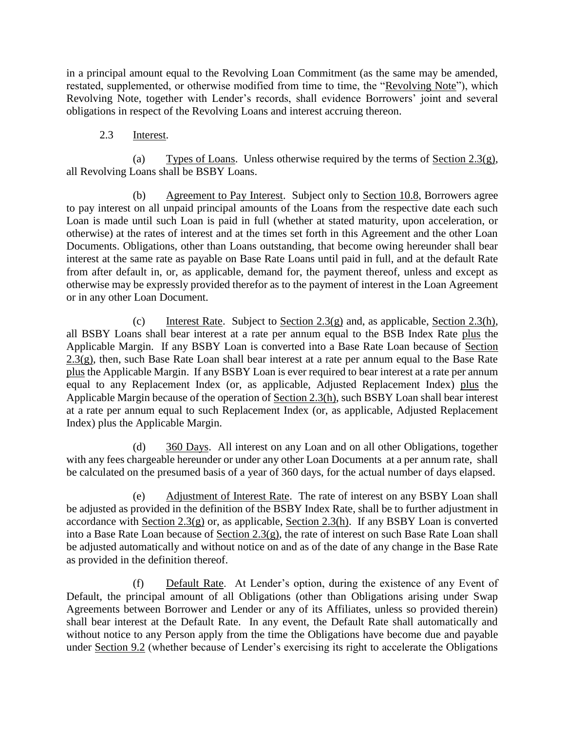in a principal amount equal to the Revolving Loan Commitment (as the same may be amended, restated, supplemented, or otherwise modified from time to time, the "Revolving Note"), which Revolving Note, together with Lender's records, shall evidence Borrowers' joint and several obligations in respect of the Revolving Loans and interest accruing thereon.

2.3 Interest.

(a) Types of Loans. Unless otherwise required by the terms of Section 2.3(g), all Revolving Loans shall be BSBY Loans.

(b) Agreement to Pay Interest. Subject only to Section 10.8, Borrowers agree to pay interest on all unpaid principal amounts of the Loans from the respective date each such Loan is made until such Loan is paid in full (whether at stated maturity, upon acceleration, or otherwise) at the rates of interest and at the times set forth in this Agreement and the other Loan Documents. Obligations, other than Loans outstanding, that become owing hereunder shall bear interest at the same rate as payable on Base Rate Loans until paid in full, and at the default Rate from after default in, or, as applicable, demand for, the payment thereof, unless and except as otherwise may be expressly provided therefor as to the payment of interest in the Loan Agreement or in any other Loan Document.

(c) Interest Rate. Subject to Section 2.3(g) and, as applicable, Section 2.3(h), all BSBY Loans shall bear interest at a rate per annum equal to the BSB Index Rate plus the Applicable Margin. If any BSBY Loan is converted into a Base Rate Loan because of Section 2.3(g), then, such Base Rate Loan shall bear interest at a rate per annum equal to the Base Rate plus the Applicable Margin. If any BSBY Loan is ever required to bear interest at a rate per annum equal to any Replacement Index (or, as applicable, Adjusted Replacement Index) plus the Applicable Margin because of the operation of Section 2.3(h), such BSBY Loan shall bear interest at a rate per annum equal to such Replacement Index (or, as applicable, Adjusted Replacement Index) plus the Applicable Margin.

(d) 360 Days. All interest on any Loan and on all other Obligations, together with any fees chargeable hereunder or under any other Loan Documents at a per annum rate, shall be calculated on the presumed basis of a year of 360 days, for the actual number of days elapsed.

(e) Adjustment of Interest Rate. The rate of interest on any BSBY Loan shall be adjusted as provided in the definition of the BSBY Index Rate, shall be to further adjustment in accordance with Section 2.3(g) or, as applicable, Section 2.3(h). If any BSBY Loan is converted into a Base Rate Loan because of Section 2.3(g), the rate of interest on such Base Rate Loan shall be adjusted automatically and without notice on and as of the date of any change in the Base Rate as provided in the definition thereof.

(f) Default Rate. At Lender's option, during the existence of any Event of Default, the principal amount of all Obligations (other than Obligations arising under Swap Agreements between Borrower and Lender or any of its Affiliates, unless so provided therein) shall bear interest at the Default Rate. In any event, the Default Rate shall automatically and without notice to any Person apply from the time the Obligations have become due and payable under Section 9.2 (whether because of Lender's exercising its right to accelerate the Obligations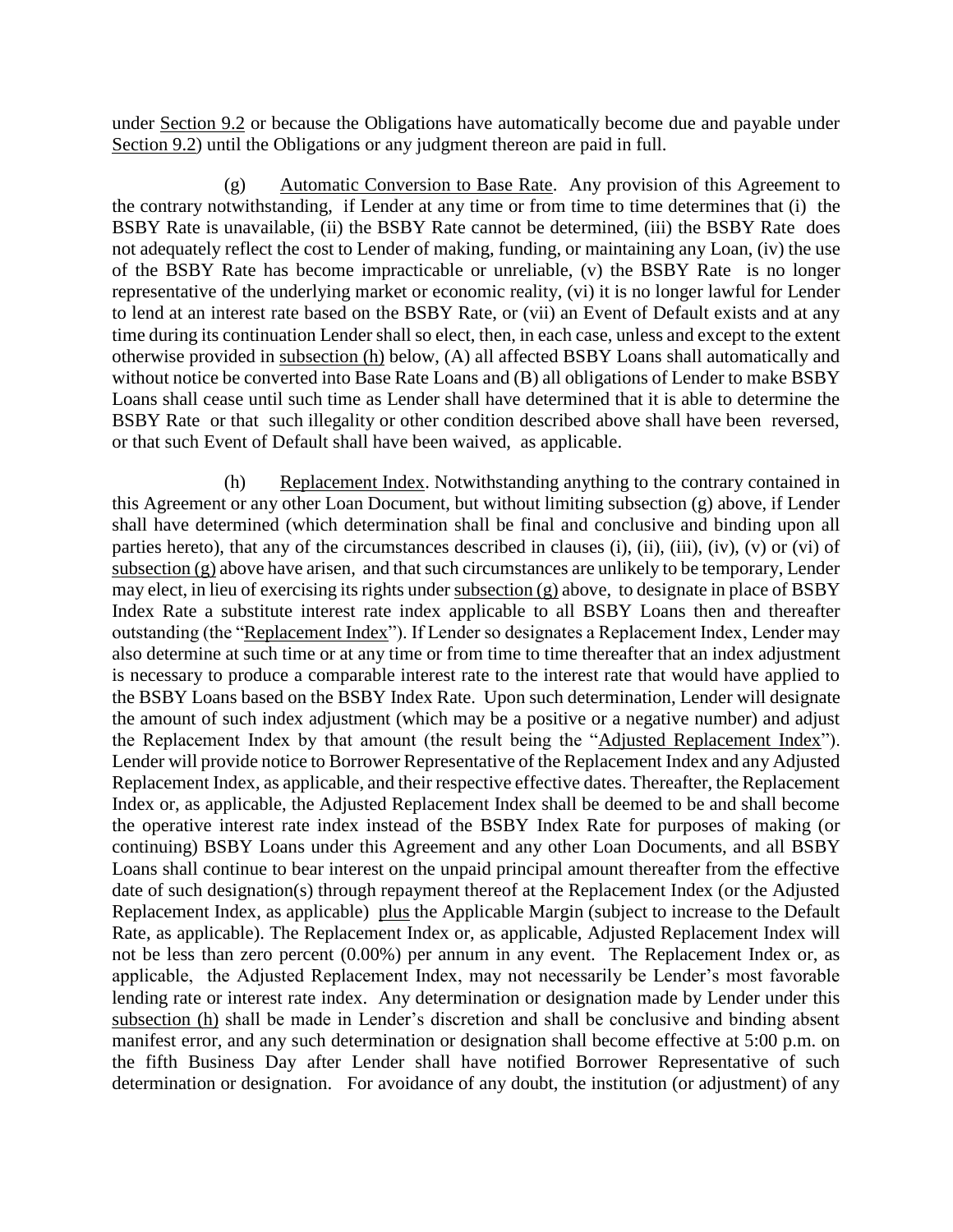under Section 9.2 or because the Obligations have automatically become due and payable under Section 9.2) until the Obligations or any judgment thereon are paid in full.

(g) Automatic Conversion to Base Rate. Any provision of this Agreement to the contrary notwithstanding, if Lender at any time or from time to time determines that (i) the BSBY Rate is unavailable, (ii) the BSBY Rate cannot be determined, (iii) the BSBY Rate does not adequately reflect the cost to Lender of making, funding, or maintaining any Loan, (iv) the use of the BSBY Rate has become impracticable or unreliable, (v) the BSBY Rate is no longer representative of the underlying market or economic reality, (vi) it is no longer lawful for Lender to lend at an interest rate based on the BSBY Rate, or (vii) an Event of Default exists and at any time during its continuation Lender shall so elect, then, in each case, unless and except to the extent otherwise provided in subsection (h) below, (A) all affected BSBY Loans shall automatically and without notice be converted into Base Rate Loans and (B) all obligations of Lender to make BSBY Loans shall cease until such time as Lender shall have determined that it is able to determine the BSBY Rate or that such illegality or other condition described above shall have been reversed, or that such Event of Default shall have been waived, as applicable.

(h) Replacement Index. Notwithstanding anything to the contrary contained in this Agreement or any other Loan Document, but without limiting subsection (g) above, if Lender shall have determined (which determination shall be final and conclusive and binding upon all parties hereto), that any of the circumstances described in clauses (i), (ii), (iii), (iv), (v) or (vi) of subsection (g) above have arisen, and that such circumstances are unlikely to be temporary, Lender may elect, in lieu of exercising its rights under subsection (g) above, to designate in place of BSBY Index Rate a substitute interest rate index applicable to all BSBY Loans then and thereafter outstanding (the "Replacement Index"). If Lender so designates a Replacement Index, Lender may also determine at such time or at any time or from time to time thereafter that an index adjustment is necessary to produce a comparable interest rate to the interest rate that would have applied to the BSBY Loans based on the BSBY Index Rate. Upon such determination, Lender will designate the amount of such index adjustment (which may be a positive or a negative number) and adjust the Replacement Index by that amount (the result being the "Adjusted Replacement Index"). Lender will provide notice to Borrower Representative of the Replacement Index and any Adjusted Replacement Index, as applicable, and their respective effective dates. Thereafter, the Replacement Index or, as applicable, the Adjusted Replacement Index shall be deemed to be and shall become the operative interest rate index instead of the BSBY Index Rate for purposes of making (or continuing) BSBY Loans under this Agreement and any other Loan Documents, and all BSBY Loans shall continue to bear interest on the unpaid principal amount thereafter from the effective date of such designation(s) through repayment thereof at the Replacement Index (or the Adjusted Replacement Index, as applicable) plus the Applicable Margin (subject to increase to the Default Rate, as applicable). The Replacement Index or, as applicable, Adjusted Replacement Index will not be less than zero percent (0.00%) per annum in any event. The Replacement Index or, as applicable, the Adjusted Replacement Index, may not necessarily be Lender's most favorable lending rate or interest rate index. Any determination or designation made by Lender under this subsection (h) shall be made in Lender's discretion and shall be conclusive and binding absent manifest error, and any such determination or designation shall become effective at 5:00 p.m. on the fifth Business Day after Lender shall have notified Borrower Representative of such determination or designation. For avoidance of any doubt, the institution (or adjustment) of any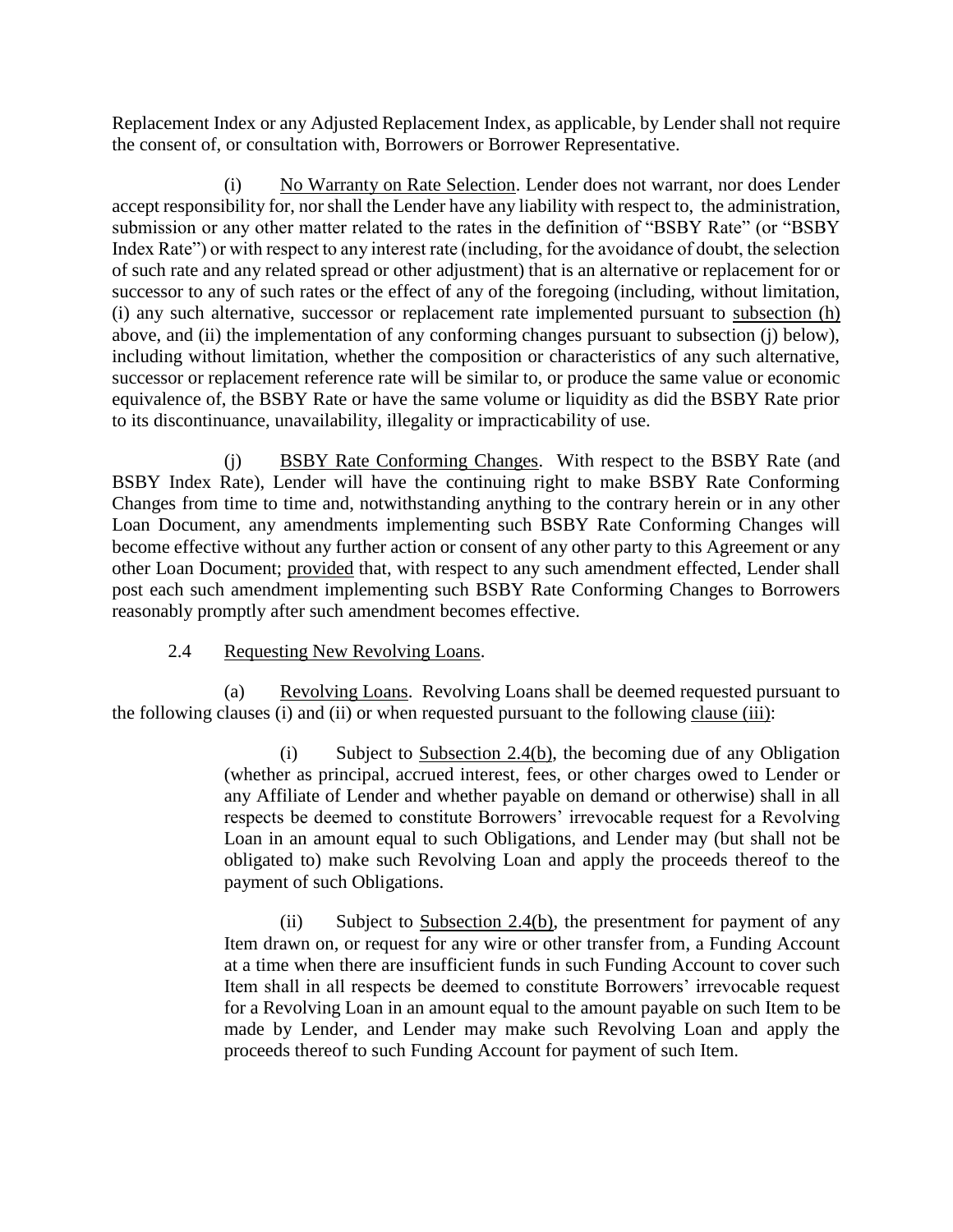Replacement Index or any Adjusted Replacement Index, as applicable, by Lender shall not require the consent of, or consultation with, Borrowers or Borrower Representative.

(i) No Warranty on Rate Selection. Lender does not warrant, nor does Lender accept responsibility for, nor shall the Lender have any liability with respect to, the administration, submission or any other matter related to the rates in the definition of "BSBY Rate" (or "BSBY Index Rate") or with respect to any interest rate (including, for the avoidance of doubt, the selection of such rate and any related spread or other adjustment) that is an alternative or replacement for or successor to any of such rates or the effect of any of the foregoing (including, without limitation, (i) any such alternative, successor or replacement rate implemented pursuant to subsection (h) above, and (ii) the implementation of any conforming changes pursuant to subsection (j) below), including without limitation, whether the composition or characteristics of any such alternative, successor or replacement reference rate will be similar to, or produce the same value or economic equivalence of, the BSBY Rate or have the same volume or liquidity as did the BSBY Rate prior to its discontinuance, unavailability, illegality or impracticability of use.

(j) BSBY Rate Conforming Changes. With respect to the BSBY Rate (and BSBY Index Rate), Lender will have the continuing right to make BSBY Rate Conforming Changes from time to time and, notwithstanding anything to the contrary herein or in any other Loan Document, any amendments implementing such BSBY Rate Conforming Changes will become effective without any further action or consent of any other party to this Agreement or any other Loan Document; provided that, with respect to any such amendment effected, Lender shall post each such amendment implementing such BSBY Rate Conforming Changes to Borrowers reasonably promptly after such amendment becomes effective.

2.4 Requesting New Revolving Loans.

(a) Revolving Loans. Revolving Loans shall be deemed requested pursuant to the following clauses (i) and (ii) or when requested pursuant to the following clause (iii):

(i) Subject to Subsection 2.4(b), the becoming due of any Obligation (whether as principal, accrued interest, fees, or other charges owed to Lender or any Affiliate of Lender and whether payable on demand or otherwise) shall in all respects be deemed to constitute Borrowers' irrevocable request for a Revolving Loan in an amount equal to such Obligations, and Lender may (but shall not be obligated to) make such Revolving Loan and apply the proceeds thereof to the payment of such Obligations.

(ii) Subject to Subsection 2.4(b), the presentment for payment of any Item drawn on, or request for any wire or other transfer from, a Funding Account at a time when there are insufficient funds in such Funding Account to cover such Item shall in all respects be deemed to constitute Borrowers' irrevocable request for a Revolving Loan in an amount equal to the amount payable on such Item to be made by Lender, and Lender may make such Revolving Loan and apply the proceeds thereof to such Funding Account for payment of such Item.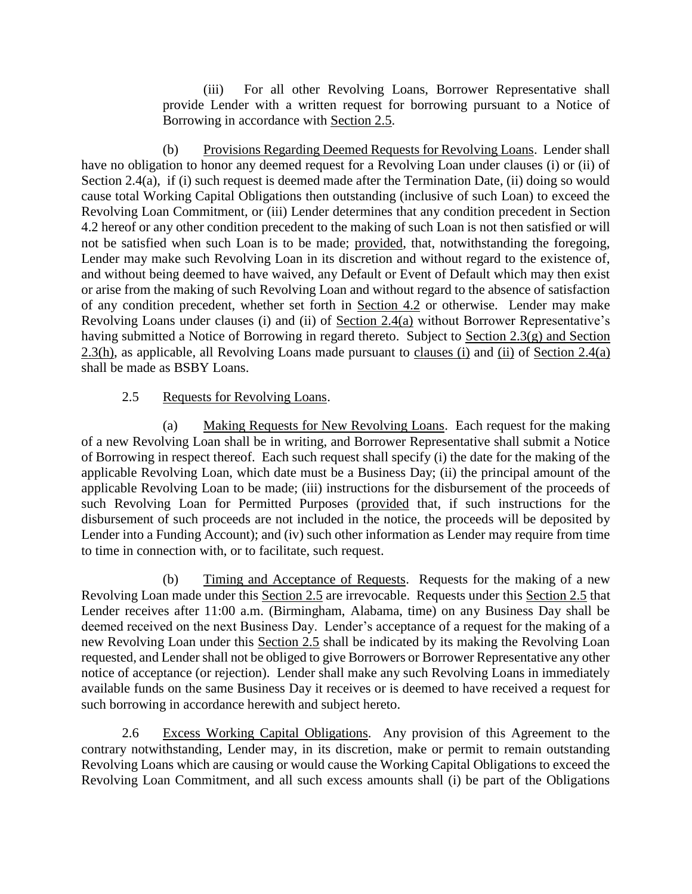(iii) For all other Revolving Loans, Borrower Representative shall provide Lender with a written request for borrowing pursuant to a Notice of Borrowing in accordance with Section 2.5.

(b) Provisions Regarding Deemed Requests for Revolving Loans. Lender shall have no obligation to honor any deemed request for a Revolving Loan under clauses (i) or (ii) of Section 2.4(a), if (i) such request is deemed made after the Termination Date, (ii) doing so would cause total Working Capital Obligations then outstanding (inclusive of such Loan) to exceed the Revolving Loan Commitment, or (iii) Lender determines that any condition precedent in Section 4.2 hereof or any other condition precedent to the making of such Loan is not then satisfied or will not be satisfied when such Loan is to be made; provided, that, notwithstanding the foregoing, Lender may make such Revolving Loan in its discretion and without regard to the existence of, and without being deemed to have waived, any Default or Event of Default which may then exist or arise from the making of such Revolving Loan and without regard to the absence of satisfaction of any condition precedent, whether set forth in Section 4.2 or otherwise. Lender may make Revolving Loans under clauses (i) and (ii) of Section 2.4(a) without Borrower Representative's having submitted a Notice of Borrowing in regard thereto. Subject to Section 2.3(g) and Section 2.3(h), as applicable, all Revolving Loans made pursuant to clauses (i) and (ii) of Section 2.4(a) shall be made as BSBY Loans.

2.5 Requests for Revolving Loans.

(a) Making Requests for New Revolving Loans. Each request for the making of a new Revolving Loan shall be in writing, and Borrower Representative shall submit a Notice of Borrowing in respect thereof. Each such request shall specify (i) the date for the making of the applicable Revolving Loan, which date must be a Business Day; (ii) the principal amount of the applicable Revolving Loan to be made; (iii) instructions for the disbursement of the proceeds of such Revolving Loan for Permitted Purposes (provided that, if such instructions for the disbursement of such proceeds are not included in the notice, the proceeds will be deposited by Lender into a Funding Account); and (iv) such other information as Lender may require from time to time in connection with, or to facilitate, such request.

(b) Timing and Acceptance of Requests. Requests for the making of a new Revolving Loan made under this Section 2.5 are irrevocable. Requests under this Section 2.5 that Lender receives after 11:00 a.m. (Birmingham, Alabama, time) on any Business Day shall be deemed received on the next Business Day. Lender's acceptance of a request for the making of a new Revolving Loan under this Section 2.5 shall be indicated by its making the Revolving Loan requested, and Lender shall not be obliged to give Borrowers or Borrower Representative any other notice of acceptance (or rejection). Lender shall make any such Revolving Loans in immediately available funds on the same Business Day it receives or is deemed to have received a request for such borrowing in accordance herewith and subject hereto.

2.6 Excess Working Capital Obligations. Any provision of this Agreement to the contrary notwithstanding, Lender may, in its discretion, make or permit to remain outstanding Revolving Loans which are causing or would cause the Working Capital Obligations to exceed the Revolving Loan Commitment, and all such excess amounts shall (i) be part of the Obligations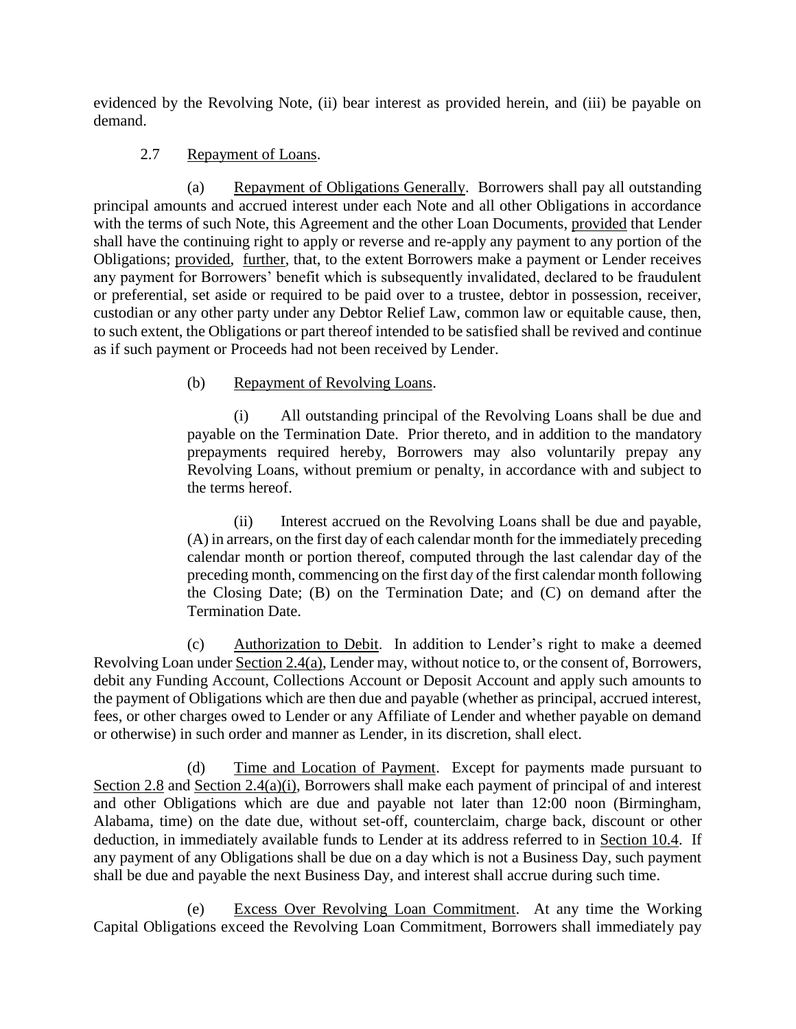evidenced by the Revolving Note, (ii) bear interest as provided herein, and (iii) be payable on demand.

2.7 Repayment of Loans.

(a) Repayment of Obligations Generally. Borrowers shall pay all outstanding principal amounts and accrued interest under each Note and all other Obligations in accordance with the terms of such Note, this Agreement and the other Loan Documents, provided that Lender shall have the continuing right to apply or reverse and re-apply any payment to any portion of the Obligations; provided, further, that, to the extent Borrowers make a payment or Lender receives any payment for Borrowers' benefit which is subsequently invalidated, declared to be fraudulent or preferential, set aside or required to be paid over to a trustee, debtor in possession, receiver, custodian or any other party under any Debtor Relief Law, common law or equitable cause, then, to such extent, the Obligations or part thereof intended to be satisfied shall be revived and continue as if such payment or Proceeds had not been received by Lender.

(b) Repayment of Revolving Loans.

(i) All outstanding principal of the Revolving Loans shall be due and payable on the Termination Date. Prior thereto, and in addition to the mandatory prepayments required hereby, Borrowers may also voluntarily prepay any Revolving Loans, without premium or penalty, in accordance with and subject to the terms hereof.

(ii) Interest accrued on the Revolving Loans shall be due and payable, (A) in arrears, on the first day of each calendar month for the immediately preceding calendar month or portion thereof, computed through the last calendar day of the preceding month, commencing on the first day of the first calendar month following the Closing Date; (B) on the Termination Date; and (C) on demand after the Termination Date.

(c) Authorization to Debit. In addition to Lender's right to make a deemed Revolving Loan under Section 2.4(a), Lender may, without notice to, or the consent of, Borrowers, debit any Funding Account, Collections Account or Deposit Account and apply such amounts to the payment of Obligations which are then due and payable (whether as principal, accrued interest, fees, or other charges owed to Lender or any Affiliate of Lender and whether payable on demand or otherwise) in such order and manner as Lender, in its discretion, shall elect.

(d) Time and Location of Payment. Except for payments made pursuant to Section 2.8 and Section 2.4(a)(i), Borrowers shall make each payment of principal of and interest and other Obligations which are due and payable not later than 12:00 noon (Birmingham, Alabama, time) on the date due, without set-off, counterclaim, charge back, discount or other deduction, in immediately available funds to Lender at its address referred to in Section 10.4. If any payment of any Obligations shall be due on a day which is not a Business Day, such payment shall be due and payable the next Business Day, and interest shall accrue during such time.

(e) Excess Over Revolving Loan Commitment. At any time the Working Capital Obligations exceed the Revolving Loan Commitment, Borrowers shall immediately pay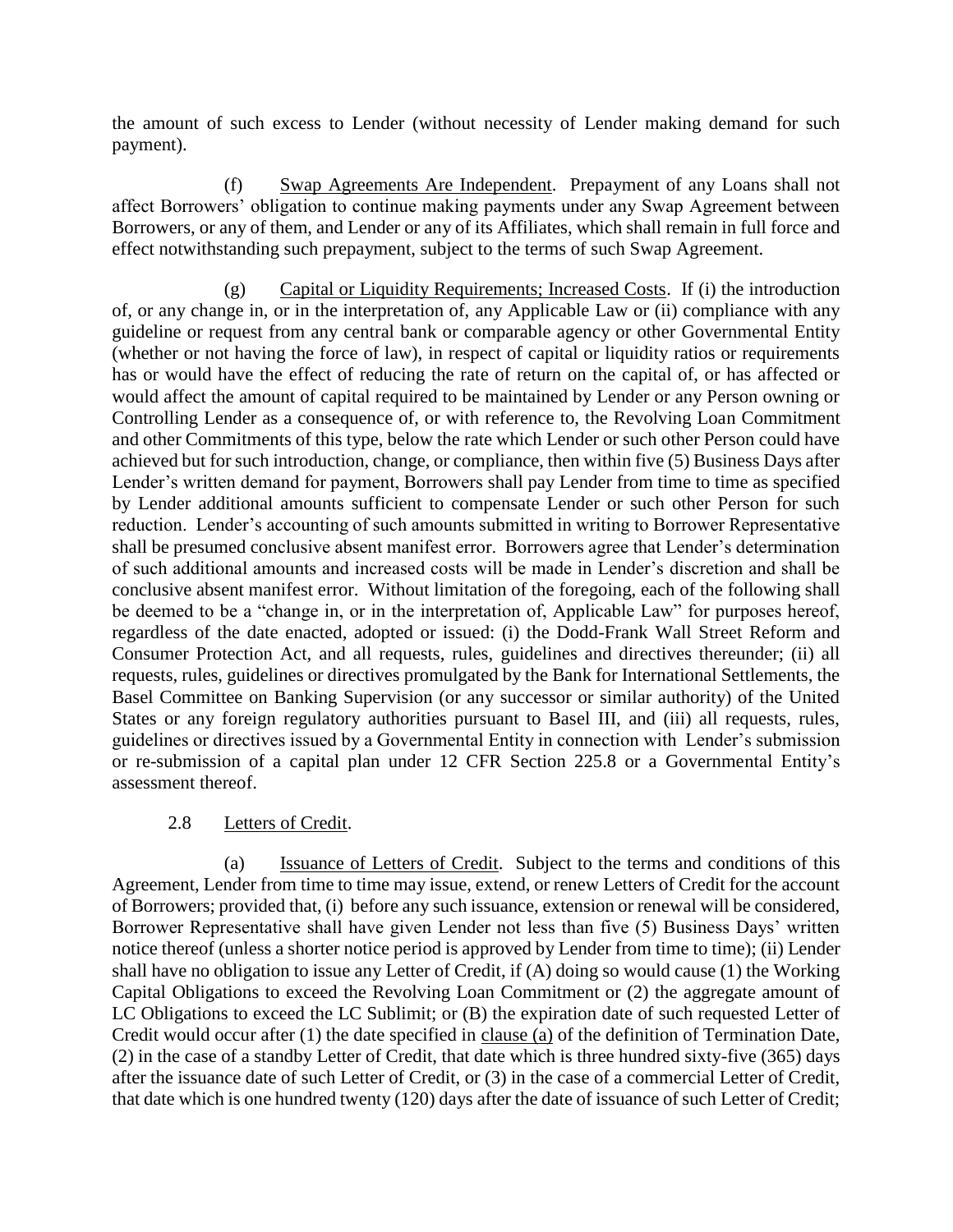the amount of such excess to Lender (without necessity of Lender making demand for such payment).

(f) Swap Agreements Are Independent. Prepayment of any Loans shall not affect Borrowers' obligation to continue making payments under any Swap Agreement between Borrowers, or any of them, and Lender or any of its Affiliates, which shall remain in full force and effect notwithstanding such prepayment, subject to the terms of such Swap Agreement.

(g) Capital or Liquidity Requirements; Increased Costs. If (i) the introduction of, or any change in, or in the interpretation of, any Applicable Law or (ii) compliance with any guideline or request from any central bank or comparable agency or other Governmental Entity (whether or not having the force of law), in respect of capital or liquidity ratios or requirements has or would have the effect of reducing the rate of return on the capital of, or has affected or would affect the amount of capital required to be maintained by Lender or any Person owning or Controlling Lender as a consequence of, or with reference to, the Revolving Loan Commitment and other Commitments of this type, below the rate which Lender or such other Person could have achieved but for such introduction, change, or compliance, then within five (5) Business Days after Lender's written demand for payment, Borrowers shall pay Lender from time to time as specified by Lender additional amounts sufficient to compensate Lender or such other Person for such reduction. Lender's accounting of such amounts submitted in writing to Borrower Representative shall be presumed conclusive absent manifest error. Borrowers agree that Lender's determination of such additional amounts and increased costs will be made in Lender's discretion and shall be conclusive absent manifest error. Without limitation of the foregoing, each of the following shall be deemed to be a "change in, or in the interpretation of, Applicable Law" for purposes hereof, regardless of the date enacted, adopted or issued: (i) the Dodd-Frank Wall Street Reform and Consumer Protection Act, and all requests, rules, guidelines and directives thereunder; (ii) all requests, rules, guidelines or directives promulgated by the Bank for International Settlements, the Basel Committee on Banking Supervision (or any successor or similar authority) of the United States or any foreign regulatory authorities pursuant to Basel III, and (iii) all requests, rules, guidelines or directives issued by a Governmental Entity in connection with Lender's submission or re-submission of a capital plan under 12 CFR Section 225.8 or a Governmental Entity's assessment thereof.

2.8 Letters of Credit.

(a) Issuance of Letters of Credit. Subject to the terms and conditions of this Agreement, Lender from time to time may issue, extend, or renew Letters of Credit for the account of Borrowers; provided that, (i) before any such issuance, extension or renewal will be considered, Borrower Representative shall have given Lender not less than five (5) Business Days' written notice thereof (unless a shorter notice period is approved by Lender from time to time); (ii) Lender shall have no obligation to issue any Letter of Credit, if (A) doing so would cause (1) the Working Capital Obligations to exceed the Revolving Loan Commitment or (2) the aggregate amount of LC Obligations to exceed the LC Sublimit; or (B) the expiration date of such requested Letter of Credit would occur after (1) the date specified in clause (a) of the definition of Termination Date, (2) in the case of a standby Letter of Credit, that date which is three hundred sixty-five (365) days after the issuance date of such Letter of Credit, or (3) in the case of a commercial Letter of Credit, that date which is one hundred twenty (120) days after the date of issuance of such Letter of Credit;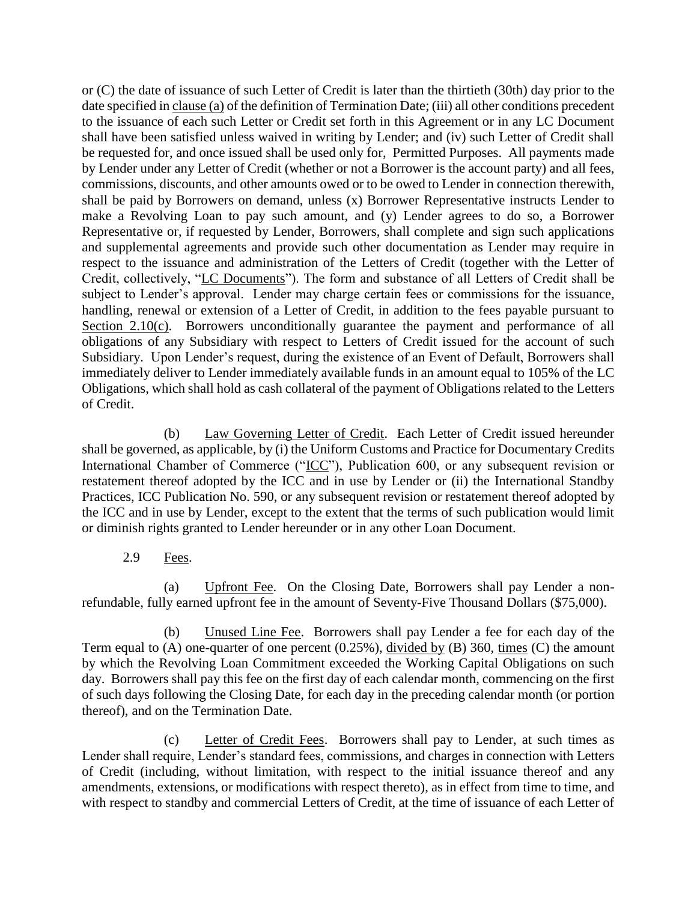or (C) the date of issuance of such Letter of Credit is later than the thirtieth (30th) day prior to the date specified in clause (a) of the definition of Termination Date; (iii) all other conditions precedent to the issuance of each such Letter or Credit set forth in this Agreement or in any LC Document shall have been satisfied unless waived in writing by Lender; and (iv) such Letter of Credit shall be requested for, and once issued shall be used only for, Permitted Purposes. All payments made by Lender under any Letter of Credit (whether or not a Borrower is the account party) and all fees, commissions, discounts, and other amounts owed or to be owed to Lender in connection therewith, shall be paid by Borrowers on demand, unless (x) Borrower Representative instructs Lender to make a Revolving Loan to pay such amount, and (y) Lender agrees to do so, a Borrower Representative or, if requested by Lender, Borrowers, shall complete and sign such applications and supplemental agreements and provide such other documentation as Lender may require in respect to the issuance and administration of the Letters of Credit (together with the Letter of Credit, collectively, "LC Documents"). The form and substance of all Letters of Credit shall be subject to Lender's approval. Lender may charge certain fees or commissions for the issuance, handling, renewal or extension of a Letter of Credit, in addition to the fees payable pursuant to Section 2.10(c). Borrowers unconditionally guarantee the payment and performance of all obligations of any Subsidiary with respect to Letters of Credit issued for the account of such Subsidiary. Upon Lender's request, during the existence of an Event of Default, Borrowers shall immediately deliver to Lender immediately available funds in an amount equal to 105% of the LC Obligations, which shall hold as cash collateral of the payment of Obligations related to the Letters of Credit.

(b) Law Governing Letter of Credit. Each Letter of Credit issued hereunder shall be governed, as applicable, by (i) the Uniform Customs and Practice for Documentary Credits International Chamber of Commerce ("ICC"), Publication 600, or any subsequent revision or restatement thereof adopted by the ICC and in use by Lender or (ii) the International Standby Practices, ICC Publication No. 590, or any subsequent revision or restatement thereof adopted by the ICC and in use by Lender, except to the extent that the terms of such publication would limit or diminish rights granted to Lender hereunder or in any other Loan Document.

2.9 Fees.

(a) Upfront Fee. On the Closing Date, Borrowers shall pay Lender a non-refundable, fully earned upfront fee in the amount of Seventy-Five Thousand Dollars ($75,000).

(b) Unused Line Fee. Borrowers shall pay Lender a fee for each day of the Term equal to (A) one-quarter of one percent (0.25%), divided by (B) 360, times (C) the amount by which the Revolving Loan Commitment exceeded the Working Capital Obligations on such day. Borrowers shall pay this fee on the first day of each calendar month, commencing on the first of such days following the Closing Date, for each day in the preceding calendar month (or portion thereof), and on the Termination Date.

(c) Letter of Credit Fees. Borrowers shall pay to Lender, at such times as Lender shall require, Lender's standard fees, commissions, and charges in connection with Letters of Credit (including, without limitation, with respect to the initial issuance thereof and any amendments, extensions, or modifications with respect thereto), as in effect from time to time, and with respect to standby and commercial Letters of Credit, at the time of issuance of each Letter of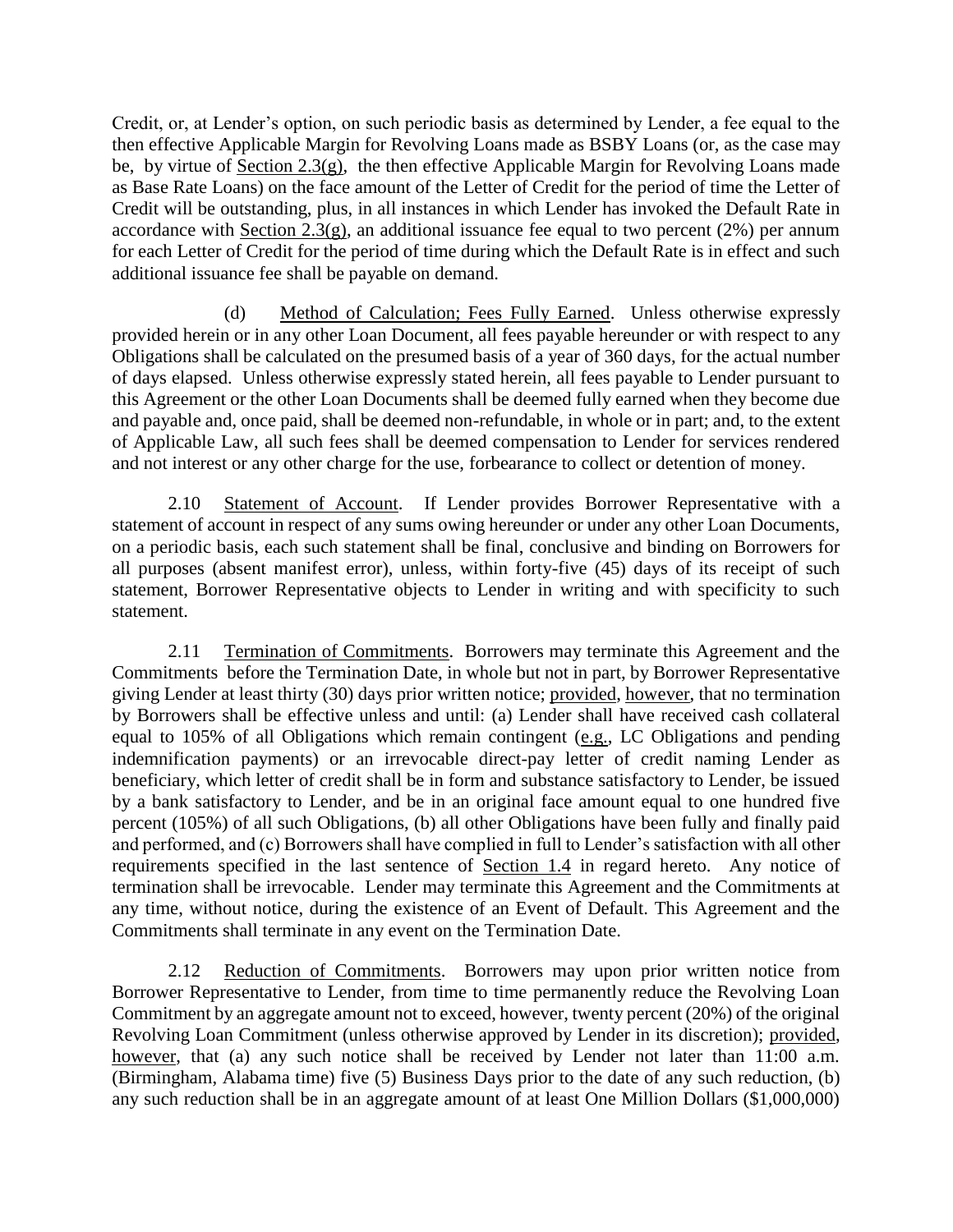Credit, or, at Lender's option, on such periodic basis as determined by Lender, a fee equal to the then effective Applicable Margin for Revolving Loans made as BSBY Loans (or, as the case may be, by virtue of Section 2.3(g), the then effective Applicable Margin for Revolving Loans made as Base Rate Loans) on the face amount of the Letter of Credit for the period of time the Letter of Credit will be outstanding, plus, in all instances in which Lender has invoked the Default Rate in accordance with Section 2.3(g), an additional issuance fee equal to two percent (2%) per annum for each Letter of Credit for the period of time during which the Default Rate is in effect and such additional issuance fee shall be payable on demand.

(d) Method of Calculation; Fees Fully Earned. Unless otherwise expressly provided herein or in any other Loan Document, all fees payable hereunder or with respect to any Obligations shall be calculated on the presumed basis of a year of 360 days, for the actual number of days elapsed. Unless otherwise expressly stated herein, all fees payable to Lender pursuant to this Agreement or the other Loan Documents shall be deemed fully earned when they become due and payable and, once paid, shall be deemed non-refundable, in whole or in part; and, to the extent of Applicable Law, all such fees shall be deemed compensation to Lender for services rendered and not interest or any other charge for the use, forbearance to collect or detention of money.

2.10 Statement of Account. If Lender provides Borrower Representative with a statement of account in respect of any sums owing hereunder or under any other Loan Documents, on a periodic basis, each such statement shall be final, conclusive and binding on Borrowers for all purposes (absent manifest error), unless, within forty-five (45) days of its receipt of such statement, Borrower Representative objects to Lender in writing and with specificity to such statement.

2.11 Termination of Commitments. Borrowers may terminate this Agreement and the Commitments before the Termination Date, in whole but not in part, by Borrower Representative giving Lender at least thirty (30) days prior written notice; provided, however, that no termination by Borrowers shall be effective unless and until: (a) Lender shall have received cash collateral equal to 105% of all Obligations which remain contingent (e.g., LC Obligations and pending indemnification payments) or an irrevocable direct-pay letter of credit naming Lender as beneficiary, which letter of credit shall be in form and substance satisfactory to Lender, be issued by a bank satisfactory to Lender, and be in an original face amount equal to one hundred five percent (105%) of all such Obligations, (b) all other Obligations have been fully and finally paid and performed, and (c) Borrowers shall have complied in full to Lender's satisfaction with all other requirements specified in the last sentence of Section 1.4 in regard hereto. Any notice of termination shall be irrevocable. Lender may terminate this Agreement and the Commitments at any time, without notice, during the existence of an Event of Default. This Agreement and the Commitments shall terminate in any event on the Termination Date.

2.12 Reduction of Commitments. Borrowers may upon prior written notice from Borrower Representative to Lender, from time to time permanently reduce the Revolving Loan Commitment by an aggregate amount not to exceed, however, twenty percent (20%) of the original Revolving Loan Commitment (unless otherwise approved by Lender in its discretion); provided, however, that (a) any such notice shall be received by Lender not later than 11:00 a.m. (Birmingham, Alabama time) five (5) Business Days prior to the date of any such reduction, (b) any such reduction shall be in an aggregate amount of at least One Million Dollars ($1,000,000)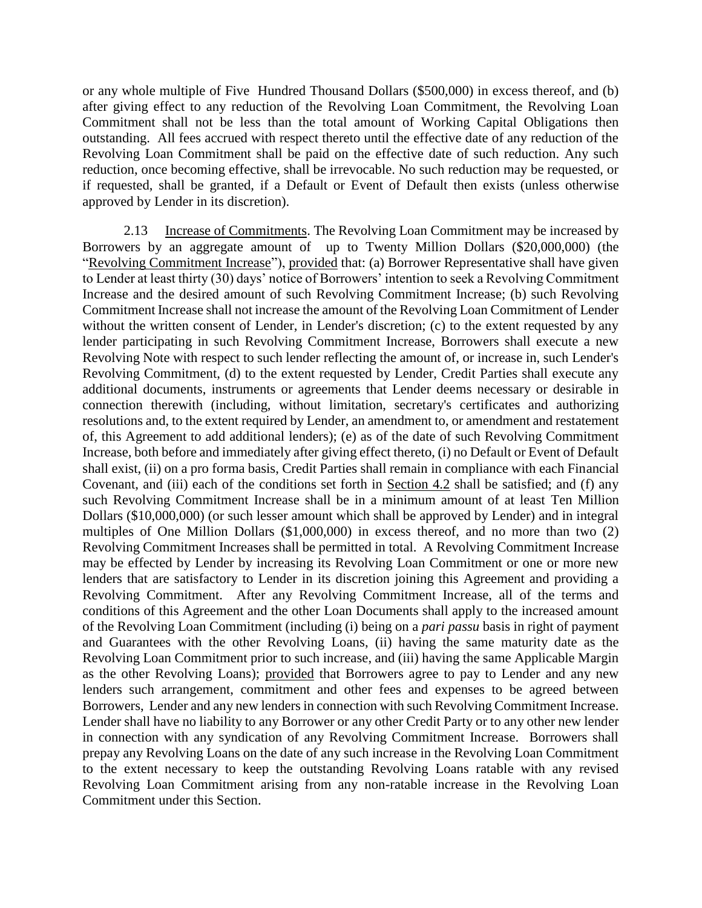or any whole multiple of Five Hundred Thousand Dollars ($500,000) in excess thereof, and (b) after giving effect to any reduction of the Revolving Loan Commitment, the Revolving Loan Commitment shall not be less than the total amount of Working Capital Obligations then outstanding. All fees accrued with respect thereto until the effective date of any reduction of the Revolving Loan Commitment shall be paid on the effective date of such reduction. Any such reduction, once becoming effective, shall be irrevocable. No such reduction may be requested, or if requested, shall be granted, if a Default or Event of Default then exists (unless otherwise approved by Lender in its discretion).

2.13 Increase of Commitments. The Revolving Loan Commitment may be increased by Borrowers by an aggregate amount of up to Twenty Million Dollars ($20,000,000) (the "Revolving Commitment Increase"), provided that: (a) Borrower Representative shall have given to Lender at least thirty (30) days' notice of Borrowers' intention to seek a Revolving Commitment Increase and the desired amount of such Revolving Commitment Increase; (b) such Revolving Commitment Increase shall not increase the amount of the Revolving Loan Commitment of Lender without the written consent of Lender, in Lender's discretion; (c) to the extent requested by any lender participating in such Revolving Commitment Increase, Borrowers shall execute a new Revolving Note with respect to such lender reflecting the amount of, or increase in, such Lender's Revolving Commitment, (d) to the extent requested by Lender, Credit Parties shall execute any additional documents, instruments or agreements that Lender deems necessary or desirable in connection therewith (including, without limitation, secretary's certificates and authorizing resolutions and, to the extent required by Lender, an amendment to, or amendment and restatement of, this Agreement to add additional lenders); (e) as of the date of such Revolving Commitment Increase, both before and immediately after giving effect thereto, (i) no Default or Event of Default shall exist, (ii) on a pro forma basis, Credit Parties shall remain in compliance with each Financial Covenant, and (iii) each of the conditions set forth in Section 4.2 shall be satisfied; and (f) any such Revolving Commitment Increase shall be in a minimum amount of at least Ten Million Dollars ($10,000,000) (or such lesser amount which shall be approved by Lender) and in integral multiples of One Million Dollars ($1,000,000) in excess thereof, and no more than two (2) Revolving Commitment Increases shall be permitted in total. A Revolving Commitment Increase may be effected by Lender by increasing its Revolving Loan Commitment or one or more new lenders that are satisfactory to Lender in its discretion joining this Agreement and providing a Revolving Commitment. After any Revolving Commitment Increase, all of the terms and conditions of this Agreement and the other Loan Documents shall apply to the increased amount of the Revolving Loan Commitment (including (i) being on a *pari passu* basis in right of payment and Guarantees with the other Revolving Loans, (ii) having the same maturity date as the Revolving Loan Commitment prior to such increase, and (iii) having the same Applicable Margin as the other Revolving Loans); provided that Borrowers agree to pay to Lender and any new lenders such arrangement, commitment and other fees and expenses to be agreed between Borrowers, Lender and any new lenders in connection with such Revolving Commitment Increase. Lender shall have no liability to any Borrower or any other Credit Party or to any other new lender in connection with any syndication of any Revolving Commitment Increase. Borrowers shall prepay any Revolving Loans on the date of any such increase in the Revolving Loan Commitment to the extent necessary to keep the outstanding Revolving Loans ratable with any revised Revolving Loan Commitment arising from any non-ratable increase in the Revolving Loan Commitment under this Section.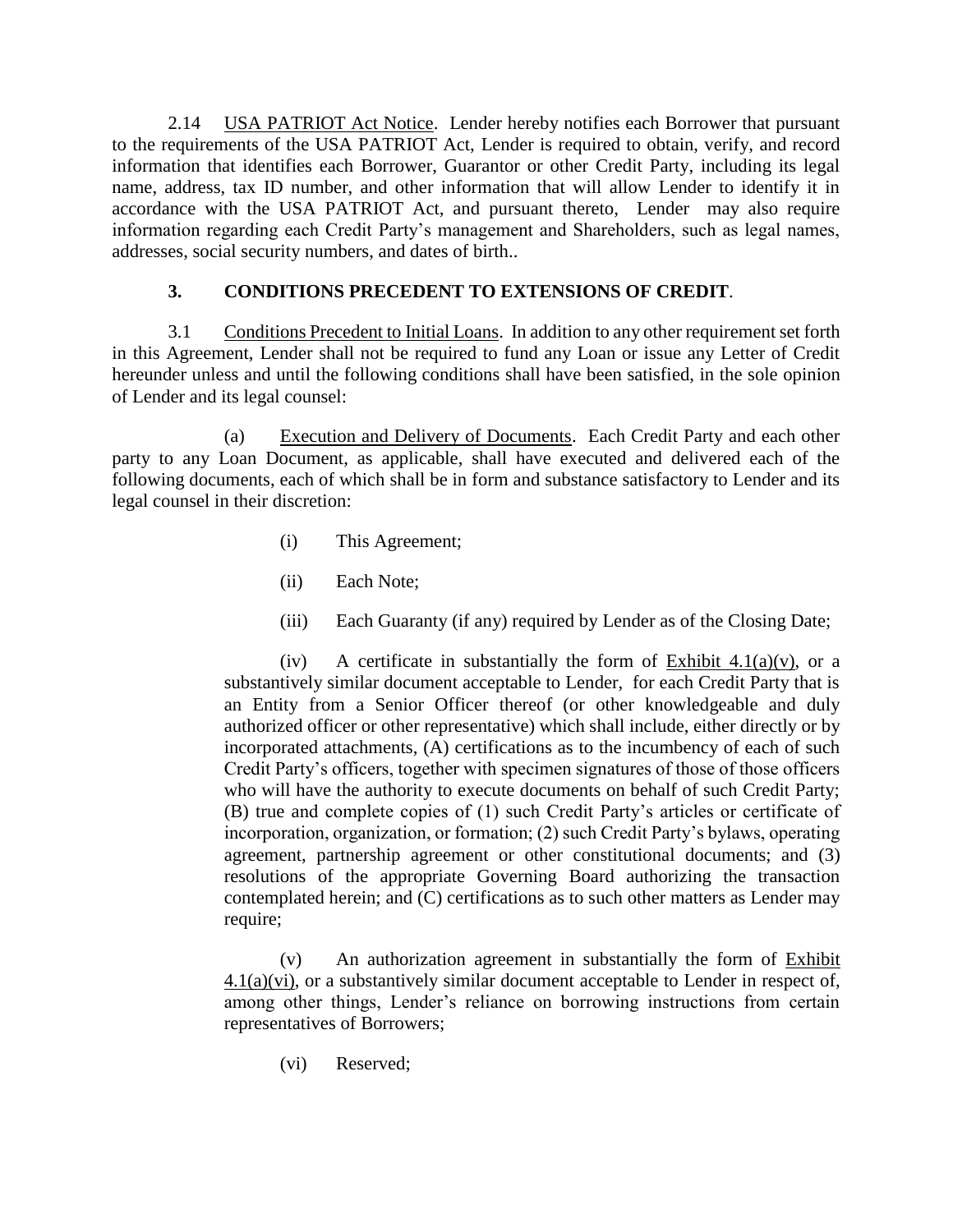2.14 USA PATRIOT Act Notice. Lender hereby notifies each Borrower that pursuant to the requirements of the USA PATRIOT Act, Lender is required to obtain, verify, and record information that identifies each Borrower, Guarantor or other Credit Party, including its legal name, address, tax ID number, and other information that will allow Lender to identify it in accordance with the USA PATRIOT Act, and pursuant thereto, Lender may also require information regarding each Credit Party's management and Shareholders, such as legal names, addresses, social security numbers, and dates of birth..

## 3. CONDITIONS PRECEDENT TO EXTENSIONS OF CREDIT.

3.1 Conditions Precedent to Initial Loans. In addition to any other requirement set forth in this Agreement, Lender shall not be required to fund any Loan or issue any Letter of Credit hereunder unless and until the following conditions shall have been satisfied, in the sole opinion of Lender and its legal counsel:

(a) Execution and Delivery of Documents. Each Credit Party and each other party to any Loan Document, as applicable, shall have executed and delivered each of the following documents, each of which shall be in form and substance satisfactory to Lender and its legal counsel in their discretion:

(i) This Agreement;

(ii) Each Note;

(iii) Each Guaranty (if any) required by Lender as of the Closing Date;

(iv) A certificate in substantially the form of Exhibit 4.1(a)(v), or a substantively similar document acceptable to Lender, for each Credit Party that is an Entity from a Senior Officer thereof (or other knowledgeable and duly authorized officer or other representative) which shall include, either directly or by incorporated attachments, (A) certifications as to the incumbency of each of such Credit Party's officers, together with specimen signatures of those of those officers who will have the authority to execute documents on behalf of such Credit Party; (B) true and complete copies of (1) such Credit Party's articles or certificate of incorporation, organization, or formation; (2) such Credit Party's bylaws, operating agreement, partnership agreement or other constitutional documents; and (3) resolutions of the appropriate Governing Board authorizing the transaction contemplated herein; and (C) certifications as to such other matters as Lender may require;

(v) An authorization agreement in substantially the form of Exhibit 4.1(a)(vi), or a substantively similar document acceptable to Lender in respect of, among other things, Lender's reliance on borrowing instructions from certain representatives of Borrowers;

(vi) Reserved;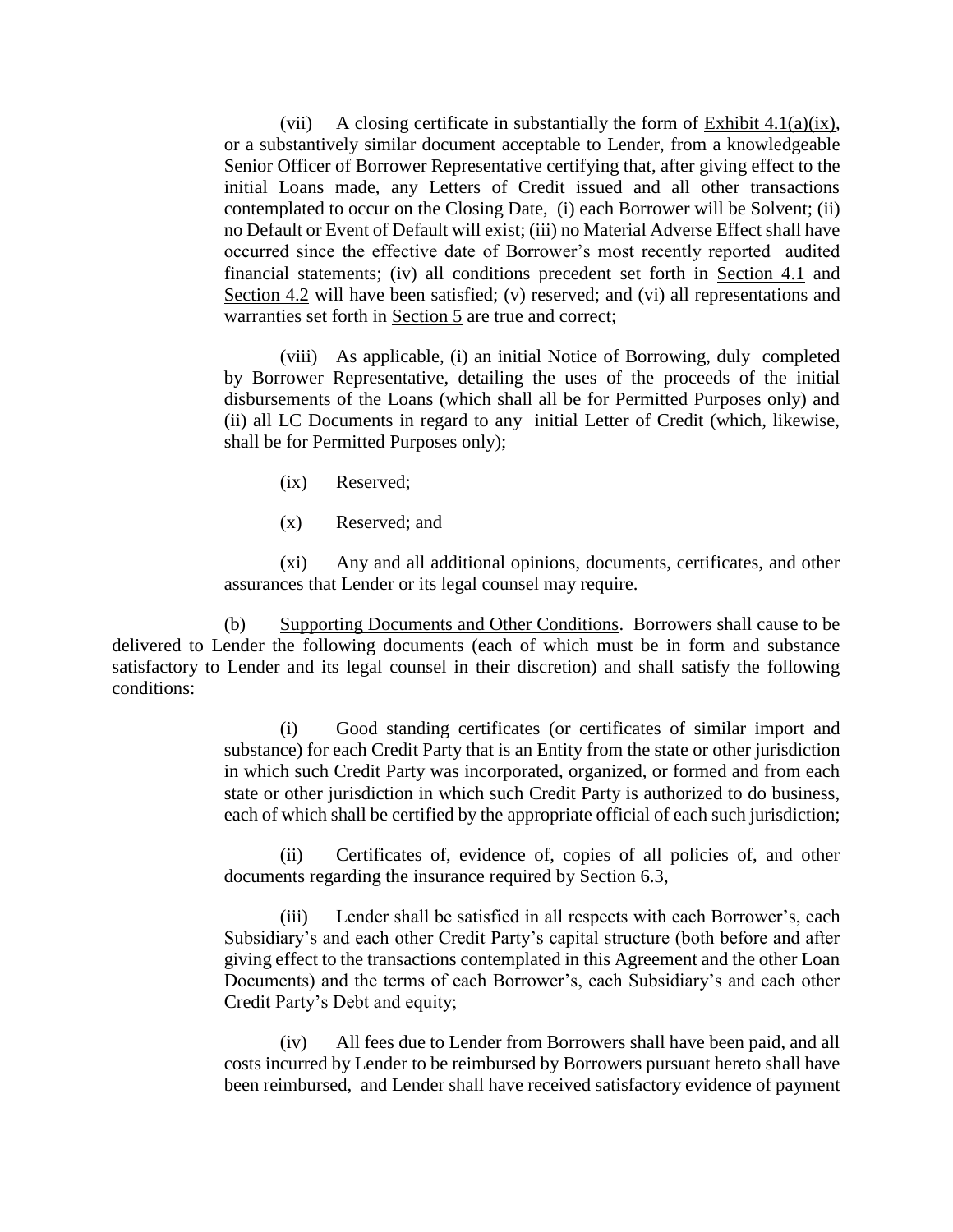(vii) A closing certificate in substantially the form of Exhibit 4.1(a)(ix), or a substantively similar document acceptable to Lender, from a knowledgeable Senior Officer of Borrower Representative certifying that, after giving effect to the initial Loans made, any Letters of Credit issued and all other transactions contemplated to occur on the Closing Date, (i) each Borrower will be Solvent; (ii) no Default or Event of Default will exist; (iii) no Material Adverse Effect shall have occurred since the effective date of Borrower's most recently reported audited financial statements; (iv) all conditions precedent set forth in Section 4.1 and Section 4.2 will have been satisfied; (v) reserved; and (vi) all representations and warranties set forth in Section 5 are true and correct;

(viii) As applicable, (i) an initial Notice of Borrowing, duly completed by Borrower Representative, detailing the uses of the proceeds of the initial disbursements of the Loans (which shall all be for Permitted Purposes only) and (ii) all LC Documents in regard to any initial Letter of Credit (which, likewise, shall be for Permitted Purposes only);

(ix) Reserved;

(x) Reserved; and

(xi) Any and all additional opinions, documents, certificates, and other assurances that Lender or its legal counsel may require.

(b) Supporting Documents and Other Conditions. Borrowers shall cause to be delivered to Lender the following documents (each of which must be in form and substance satisfactory to Lender and its legal counsel in their discretion) and shall satisfy the following conditions:

(i) Good standing certificates (or certificates of similar import and substance) for each Credit Party that is an Entity from the state or other jurisdiction in which such Credit Party was incorporated, organized, or formed and from each state or other jurisdiction in which such Credit Party is authorized to do business, each of which shall be certified by the appropriate official of each such jurisdiction;

(ii) Certificates of, evidence of, copies of all policies of, and other documents regarding the insurance required by Section 6.3,

(iii) Lender shall be satisfied in all respects with each Borrower's, each Subsidiary's and each other Credit Party's capital structure (both before and after giving effect to the transactions contemplated in this Agreement and the other Loan Documents) and the terms of each Borrower's, each Subsidiary's and each other Credit Party's Debt and equity;

(iv) All fees due to Lender from Borrowers shall have been paid, and all costs incurred by Lender to be reimbursed by Borrowers pursuant hereto shall have been reimbursed, and Lender shall have received satisfactory evidence of payment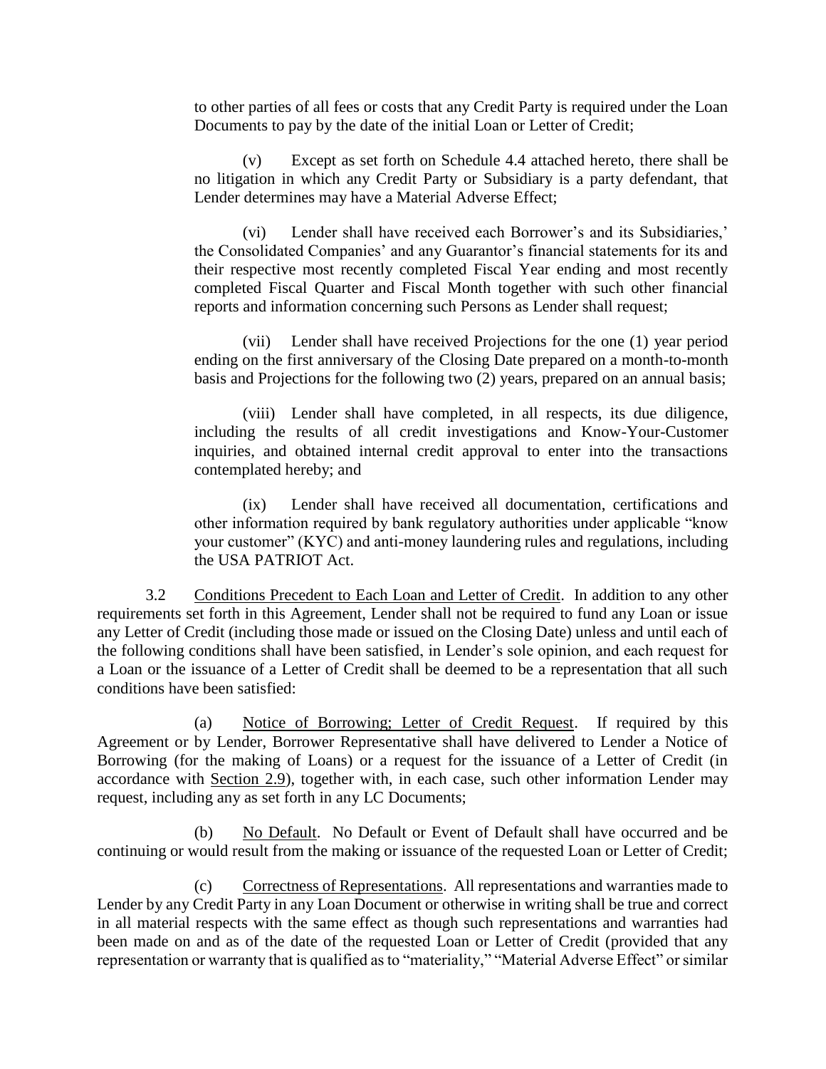to other parties of all fees or costs that any Credit Party is required under the Loan Documents to pay by the date of the initial Loan or Letter of Credit;

(v) Except as set forth on Schedule 4.4 attached hereto, there shall be no litigation in which any Credit Party or Subsidiary is a party defendant, that Lender determines may have a Material Adverse Effect;

(vi) Lender shall have received each Borrower's and its Subsidiaries,' the Consolidated Companies' and any Guarantor's financial statements for its and their respective most recently completed Fiscal Year ending and most recently completed Fiscal Quarter and Fiscal Month together with such other financial reports and information concerning such Persons as Lender shall request;

(vii) Lender shall have received Projections for the one (1) year period ending on the first anniversary of the Closing Date prepared on a month-to-month basis and Projections for the following two (2) years, prepared on an annual basis;

(viii) Lender shall have completed, in all respects, its due diligence, including the results of all credit investigations and Know-Your-Customer inquiries, and obtained internal credit approval to enter into the transactions contemplated hereby; and

(ix) Lender shall have received all documentation, certifications and other information required by bank regulatory authorities under applicable "know your customer" (KYC) and anti-money laundering rules and regulations, including the USA PATRIOT Act.

3.2 Conditions Precedent to Each Loan and Letter of Credit. In addition to any other requirements set forth in this Agreement, Lender shall not be required to fund any Loan or issue any Letter of Credit (including those made or issued on the Closing Date) unless and until each of the following conditions shall have been satisfied, in Lender's sole opinion, and each request for a Loan or the issuance of a Letter of Credit shall be deemed to be a representation that all such conditions have been satisfied:

(a) Notice of Borrowing; Letter of Credit Request. If required by this Agreement or by Lender, Borrower Representative shall have delivered to Lender a Notice of Borrowing (for the making of Loans) or a request for the issuance of a Letter of Credit (in accordance with Section 2.9), together with, in each case, such other information Lender may request, including any as set forth in any LC Documents;

(b) No Default. No Default or Event of Default shall have occurred and be continuing or would result from the making or issuance of the requested Loan or Letter of Credit;

(c) Correctness of Representations. All representations and warranties made to Lender by any Credit Party in any Loan Document or otherwise in writing shall be true and correct in all material respects with the same effect as though such representations and warranties had been made on and as of the date of the requested Loan or Letter of Credit (provided that any representation or warranty that is qualified as to "materiality," "Material Adverse Effect" or similar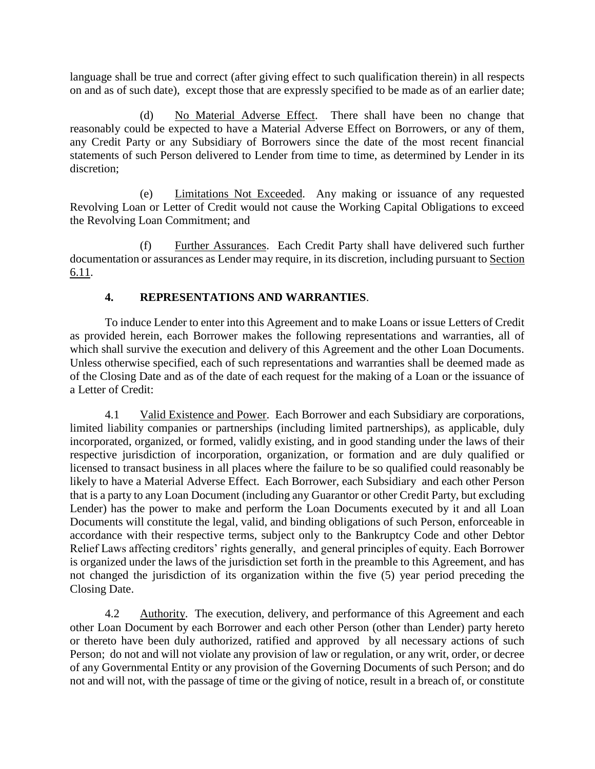language shall be true and correct (after giving effect to such qualification therein) in all respects on and as of such date), except those that are expressly specified to be made as of an earlier date;

(d) No Material Adverse Effect. There shall have been no change that reasonably could be expected to have a Material Adverse Effect on Borrowers, or any of them, any Credit Party or any Subsidiary of Borrowers since the date of the most recent financial statements of such Person delivered to Lender from time to time, as determined by Lender in its discretion;

(e) Limitations Not Exceeded. Any making or issuance of any requested Revolving Loan or Letter of Credit would not cause the Working Capital Obligations to exceed the Revolving Loan Commitment; and

(f) Further Assurances. Each Credit Party shall have delivered such further documentation or assurances as Lender may require, in its discretion, including pursuant to Section 6.11.

## 4. REPRESENTATIONS AND WARRANTIES.

To induce Lender to enter into this Agreement and to make Loans or issue Letters of Credit as provided herein, each Borrower makes the following representations and warranties, all of which shall survive the execution and delivery of this Agreement and the other Loan Documents. Unless otherwise specified, each of such representations and warranties shall be deemed made as of the Closing Date and as of the date of each request for the making of a Loan or the issuance of a Letter of Credit:

4.1 Valid Existence and Power. Each Borrower and each Subsidiary are corporations, limited liability companies or partnerships (including limited partnerships), as applicable, duly incorporated, organized, or formed, validly existing, and in good standing under the laws of their respective jurisdiction of incorporation, organization, or formation and are duly qualified or licensed to transact business in all places where the failure to be so qualified could reasonably be likely to have a Material Adverse Effect. Each Borrower, each Subsidiary and each other Person that is a party to any Loan Document (including any Guarantor or other Credit Party, but excluding Lender) has the power to make and perform the Loan Documents executed by it and all Loan Documents will constitute the legal, valid, and binding obligations of such Person, enforceable in accordance with their respective terms, subject only to the Bankruptcy Code and other Debtor Relief Laws affecting creditors' rights generally, and general principles of equity. Each Borrower is organized under the laws of the jurisdiction set forth in the preamble to this Agreement, and has not changed the jurisdiction of its organization within the five (5) year period preceding the Closing Date.

4.2 Authority. The execution, delivery, and performance of this Agreement and each other Loan Document by each Borrower and each other Person (other than Lender) party hereto or thereto have been duly authorized, ratified and approved by all necessary actions of such Person; do not and will not violate any provision of law or regulation, or any writ, order, or decree of any Governmental Entity or any provision of the Governing Documents of such Person; and do not and will not, with the passage of time or the giving of notice, result in a breach of, or constitute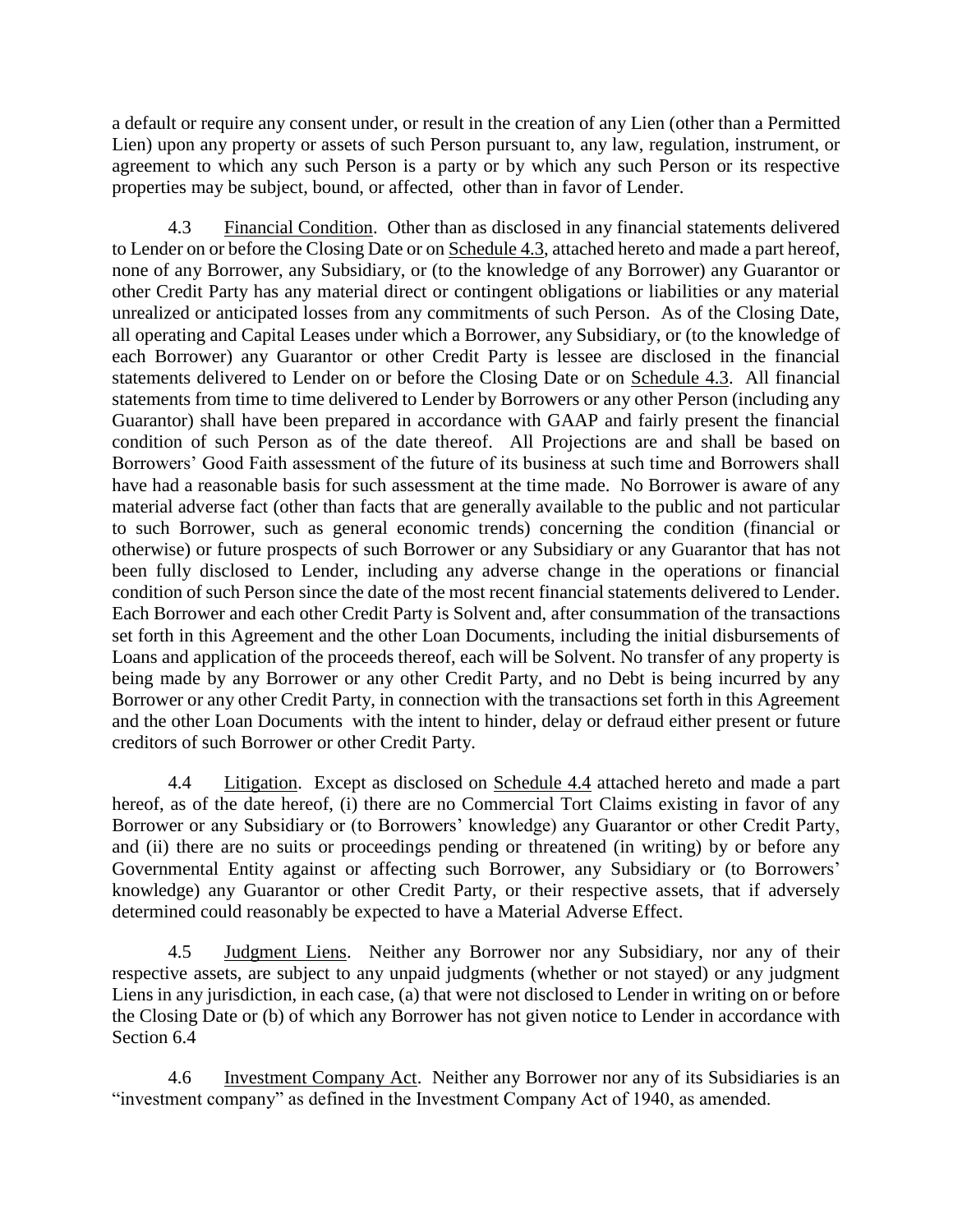a default or require any consent under, or result in the creation of any Lien (other than a Permitted Lien) upon any property or assets of such Person pursuant to, any law, regulation, instrument, or agreement to which any such Person is a party or by which any such Person or its respective properties may be subject, bound, or affected, other than in favor of Lender.

4.3 Financial Condition. Other than as disclosed in any financial statements delivered to Lender on or before the Closing Date or on Schedule 4.3, attached hereto and made a part hereof, none of any Borrower, any Subsidiary, or (to the knowledge of any Borrower) any Guarantor or other Credit Party has any material direct or contingent obligations or liabilities or any material unrealized or anticipated losses from any commitments of such Person. As of the Closing Date, all operating and Capital Leases under which a Borrower, any Subsidiary, or (to the knowledge of each Borrower) any Guarantor or other Credit Party is lessee are disclosed in the financial statements delivered to Lender on or before the Closing Date or on Schedule 4.3. All financial statements from time to time delivered to Lender by Borrowers or any other Person (including any Guarantor) shall have been prepared in accordance with GAAP and fairly present the financial condition of such Person as of the date thereof. All Projections are and shall be based on Borrowers' Good Faith assessment of the future of its business at such time and Borrowers shall have had a reasonable basis for such assessment at the time made. No Borrower is aware of any material adverse fact (other than facts that are generally available to the public and not particular to such Borrower, such as general economic trends) concerning the condition (financial or otherwise) or future prospects of such Borrower or any Subsidiary or any Guarantor that has not been fully disclosed to Lender, including any adverse change in the operations or financial condition of such Person since the date of the most recent financial statements delivered to Lender. Each Borrower and each other Credit Party is Solvent and, after consummation of the transactions set forth in this Agreement and the other Loan Documents, including the initial disbursements of Loans and application of the proceeds thereof, each will be Solvent. No transfer of any property is being made by any Borrower or any other Credit Party, and no Debt is being incurred by any Borrower or any other Credit Party, in connection with the transactions set forth in this Agreement and the other Loan Documents with the intent to hinder, delay or defraud either present or future creditors of such Borrower or other Credit Party.

4.4 Litigation. Except as disclosed on Schedule 4.4 attached hereto and made a part hereof, as of the date hereof, (i) there are no Commercial Tort Claims existing in favor of any Borrower or any Subsidiary or (to Borrowers' knowledge) any Guarantor or other Credit Party, and (ii) there are no suits or proceedings pending or threatened (in writing) by or before any Governmental Entity against or affecting such Borrower, any Subsidiary or (to Borrowers' knowledge) any Guarantor or other Credit Party, or their respective assets, that if adversely determined could reasonably be expected to have a Material Adverse Effect.

4.5 Judgment Liens. Neither any Borrower nor any Subsidiary, nor any of their respective assets, are subject to any unpaid judgments (whether or not stayed) or any judgment Liens in any jurisdiction, in each case, (a) that were not disclosed to Lender in writing on or before the Closing Date or (b) of which any Borrower has not given notice to Lender in accordance with Section 6.4

4.6 Investment Company Act. Neither any Borrower nor any of its Subsidiaries is an "investment company" as defined in the Investment Company Act of 1940, as amended.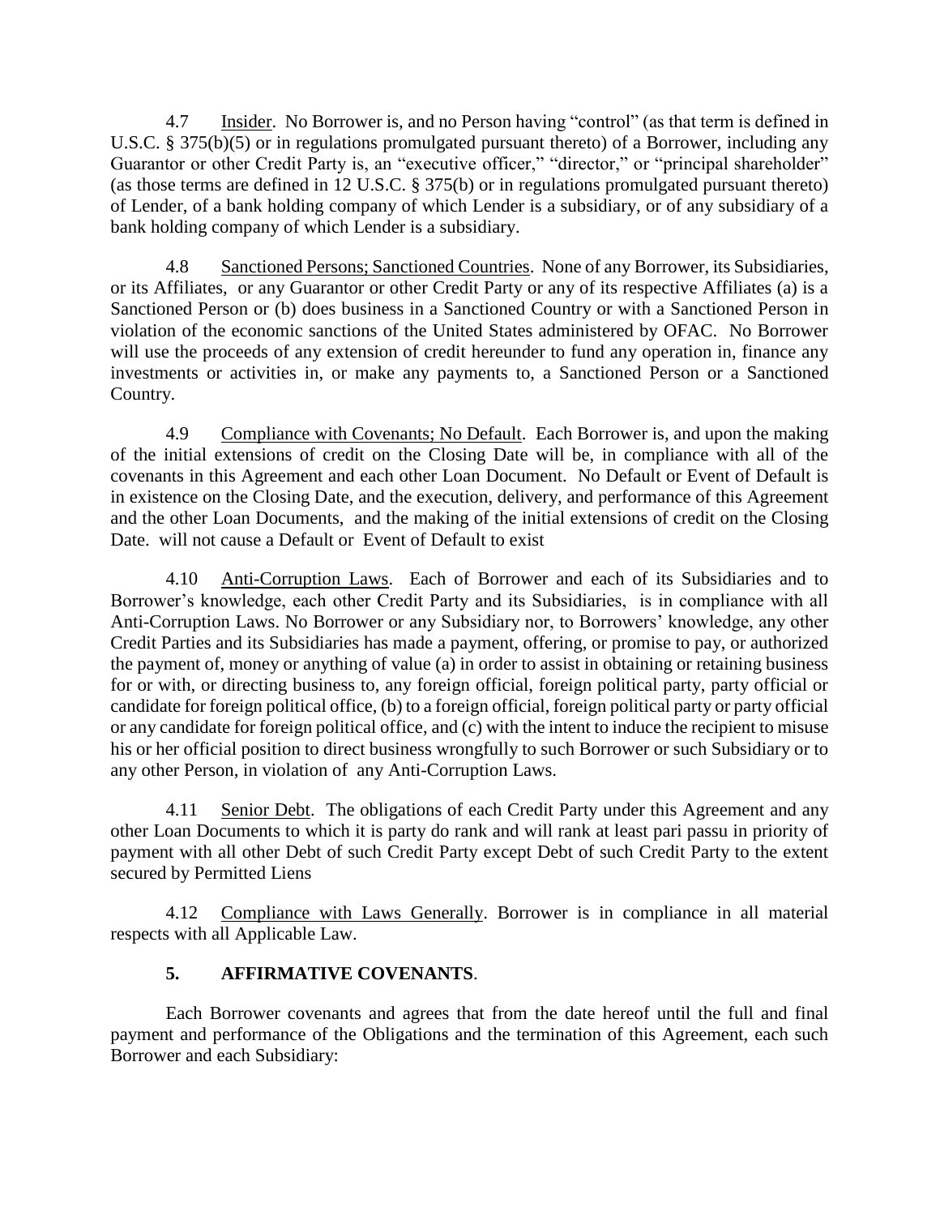4.7 Insider. No Borrower is, and no Person having "control" (as that term is defined in U.S.C. § 375(b)(5) or in regulations promulgated pursuant thereto) of a Borrower, including any Guarantor or other Credit Party is, an "executive officer," "director," or "principal shareholder" (as those terms are defined in 12 U.S.C. § 375(b) or in regulations promulgated pursuant thereto) of Lender, of a bank holding company of which Lender is a subsidiary, or of any subsidiary of a bank holding company of which Lender is a subsidiary.

4.8 Sanctioned Persons; Sanctioned Countries. None of any Borrower, its Subsidiaries, or its Affiliates, or any Guarantor or other Credit Party or any of its respective Affiliates (a) is a Sanctioned Person or (b) does business in a Sanctioned Country or with a Sanctioned Person in violation of the economic sanctions of the United States administered by OFAC. No Borrower will use the proceeds of any extension of credit hereunder to fund any operation in, finance any investments or activities in, or make any payments to, a Sanctioned Person or a Sanctioned Country.

4.9 Compliance with Covenants; No Default. Each Borrower is, and upon the making of the initial extensions of credit on the Closing Date will be, in compliance with all of the covenants in this Agreement and each other Loan Document. No Default or Event of Default is in existence on the Closing Date, and the execution, delivery, and performance of this Agreement and the other Loan Documents, and the making of the initial extensions of credit on the Closing Date. will not cause a Default or Event of Default to exist

4.10 Anti-Corruption Laws. Each of Borrower and each of its Subsidiaries and to Borrower's knowledge, each other Credit Party and its Subsidiaries, is in compliance with all Anti-Corruption Laws. No Borrower or any Subsidiary nor, to Borrowers' knowledge, any other Credit Parties and its Subsidiaries has made a payment, offering, or promise to pay, or authorized the payment of, money or anything of value (a) in order to assist in obtaining or retaining business for or with, or directing business to, any foreign official, foreign political party, party official or candidate for foreign political office, (b) to a foreign official, foreign political party or party official or any candidate for foreign political office, and (c) with the intent to induce the recipient to misuse his or her official position to direct business wrongfully to such Borrower or such Subsidiary or to any other Person, in violation of any Anti-Corruption Laws.

4.11 Senior Debt. The obligations of each Credit Party under this Agreement and any other Loan Documents to which it is party do rank and will rank at least pari passu in priority of payment with all other Debt of such Credit Party except Debt of such Credit Party to the extent secured by Permitted Liens

4.12 Compliance with Laws Generally. Borrower is in compliance in all material respects with all Applicable Law.

## 5. AFFIRMATIVE COVENANTS.

Each Borrower covenants and agrees that from the date hereof until the full and final payment and performance of the Obligations and the termination of this Agreement, each such Borrower and each Subsidiary: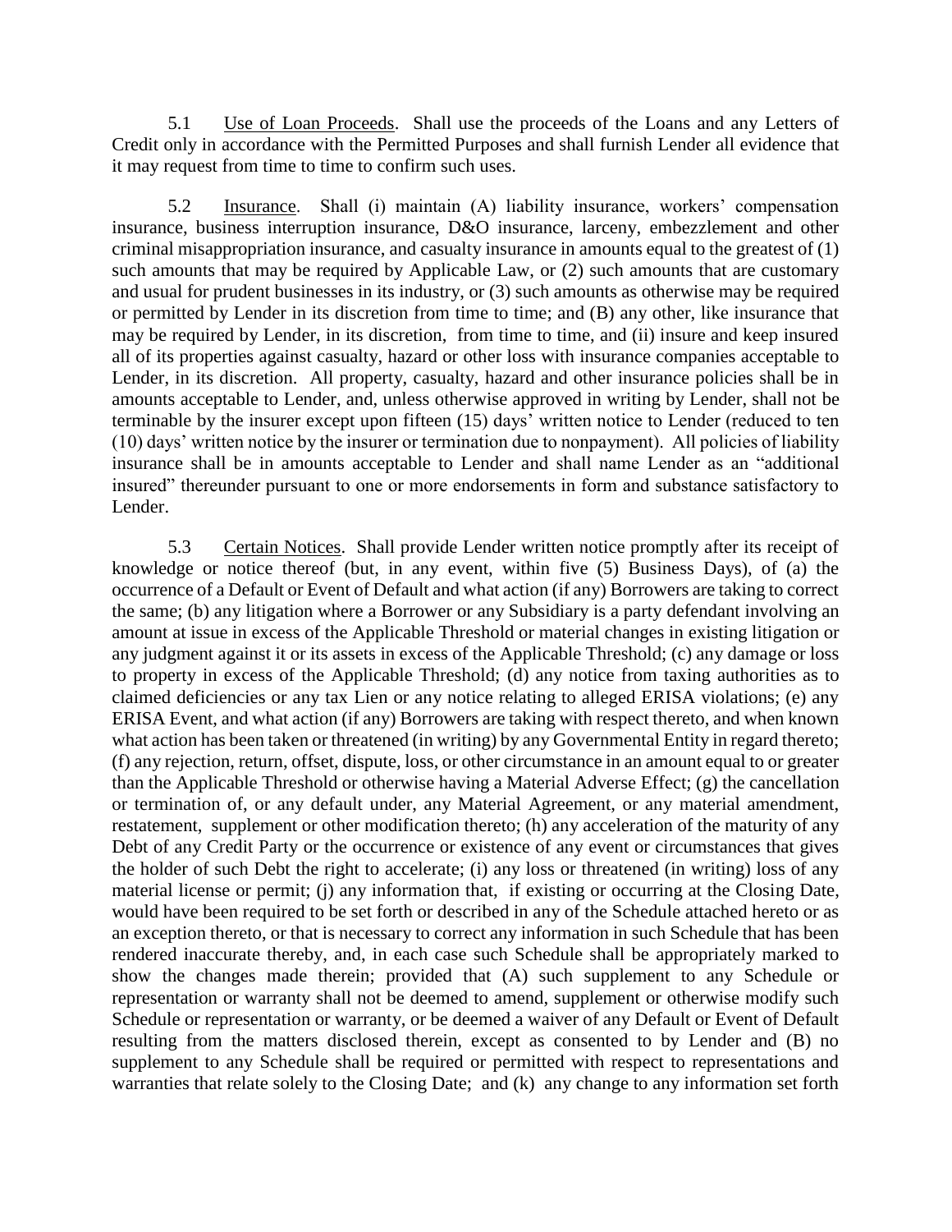5.1 Use of Loan Proceeds. Shall use the proceeds of the Loans and any Letters of Credit only in accordance with the Permitted Purposes and shall furnish Lender all evidence that it may request from time to time to confirm such uses.

5.2 Insurance. Shall (i) maintain (A) liability insurance, workers' compensation insurance, business interruption insurance, D&O insurance, larceny, embezzlement and other criminal misappropriation insurance, and casualty insurance in amounts equal to the greatest of (1) such amounts that may be required by Applicable Law, or (2) such amounts that are customary and usual for prudent businesses in its industry, or (3) such amounts as otherwise may be required or permitted by Lender in its discretion from time to time; and (B) any other, like insurance that may be required by Lender, in its discretion, from time to time, and (ii) insure and keep insured all of its properties against casualty, hazard or other loss with insurance companies acceptable to Lender, in its discretion. All property, casualty, hazard and other insurance policies shall be in amounts acceptable to Lender, and, unless otherwise approved in writing by Lender, shall not be terminable by the insurer except upon fifteen (15) days' written notice to Lender (reduced to ten (10) days' written notice by the insurer or termination due to nonpayment). All policies of liability insurance shall be in amounts acceptable to Lender and shall name Lender as an "additional insured" thereunder pursuant to one or more endorsements in form and substance satisfactory to Lender.

5.3 Certain Notices. Shall provide Lender written notice promptly after its receipt of knowledge or notice thereof (but, in any event, within five (5) Business Days), of (a) the occurrence of a Default or Event of Default and what action (if any) Borrowers are taking to correct the same; (b) any litigation where a Borrower or any Subsidiary is a party defendant involving an amount at issue in excess of the Applicable Threshold or material changes in existing litigation or any judgment against it or its assets in excess of the Applicable Threshold; (c) any damage or loss to property in excess of the Applicable Threshold; (d) any notice from taxing authorities as to claimed deficiencies or any tax Lien or any notice relating to alleged ERISA violations; (e) any ERISA Event, and what action (if any) Borrowers are taking with respect thereto, and when known what action has been taken or threatened (in writing) by any Governmental Entity in regard thereto; (f) any rejection, return, offset, dispute, loss, or other circumstance in an amount equal to or greater than the Applicable Threshold or otherwise having a Material Adverse Effect; (g) the cancellation or termination of, or any default under, any Material Agreement, or any material amendment, restatement, supplement or other modification thereto; (h) any acceleration of the maturity of any Debt of any Credit Party or the occurrence or existence of any event or circumstances that gives the holder of such Debt the right to accelerate; (i) any loss or threatened (in writing) loss of any material license or permit; (j) any information that, if existing or occurring at the Closing Date, would have been required to be set forth or described in any of the Schedule attached hereto or as an exception thereto, or that is necessary to correct any information in such Schedule that has been rendered inaccurate thereby, and, in each case such Schedule shall be appropriately marked to show the changes made therein; provided that (A) such supplement to any Schedule or representation or warranty shall not be deemed to amend, supplement or otherwise modify such Schedule or representation or warranty, or be deemed a waiver of any Default or Event of Default resulting from the matters disclosed therein, except as consented to by Lender and (B) no supplement to any Schedule shall be required or permitted with respect to representations and warranties that relate solely to the Closing Date; and (k) any change to any information set forth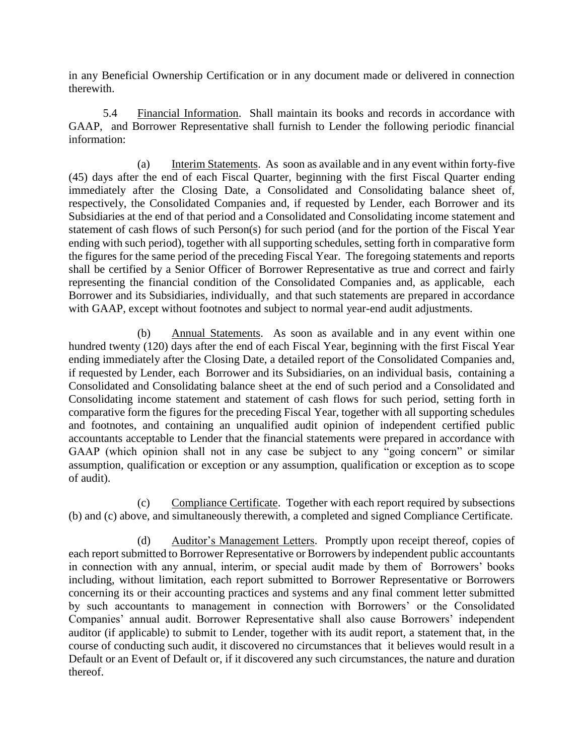in any Beneficial Ownership Certification or in any document made or delivered in connection therewith.

5.4 Financial Information. Shall maintain its books and records in accordance with GAAP, and Borrower Representative shall furnish to Lender the following periodic financial information:

(a) Interim Statements. As soon as available and in any event within forty-five (45) days after the end of each Fiscal Quarter, beginning with the first Fiscal Quarter ending immediately after the Closing Date, a Consolidated and Consolidating balance sheet of, respectively, the Consolidated Companies and, if requested by Lender, each Borrower and its Subsidiaries at the end of that period and a Consolidated and Consolidating income statement and statement of cash flows of such Person(s) for such period (and for the portion of the Fiscal Year ending with such period), together with all supporting schedules, setting forth in comparative form the figures for the same period of the preceding Fiscal Year. The foregoing statements and reports shall be certified by a Senior Officer of Borrower Representative as true and correct and fairly representing the financial condition of the Consolidated Companies and, as applicable, each Borrower and its Subsidiaries, individually, and that such statements are prepared in accordance with GAAP, except without footnotes and subject to normal year-end audit adjustments.

(b) Annual Statements. As soon as available and in any event within one hundred twenty (120) days after the end of each Fiscal Year, beginning with the first Fiscal Year ending immediately after the Closing Date, a detailed report of the Consolidated Companies and, if requested by Lender, each Borrower and its Subsidiaries, on an individual basis, containing a Consolidated and Consolidating balance sheet at the end of such period and a Consolidated and Consolidating income statement and statement of cash flows for such period, setting forth in comparative form the figures for the preceding Fiscal Year, together with all supporting schedules and footnotes, and containing an unqualified audit opinion of independent certified public accountants acceptable to Lender that the financial statements were prepared in accordance with GAAP (which opinion shall not in any case be subject to any "going concern" or similar assumption, qualification or exception or any assumption, qualification or exception as to scope of audit).

(c) Compliance Certificate. Together with each report required by subsections (b) and (c) above, and simultaneously therewith, a completed and signed Compliance Certificate.

(d) Auditor's Management Letters. Promptly upon receipt thereof, copies of each report submitted to Borrower Representative or Borrowers by independent public accountants in connection with any annual, interim, or special audit made by them of Borrowers' books including, without limitation, each report submitted to Borrower Representative or Borrowers concerning its or their accounting practices and systems and any final comment letter submitted by such accountants to management in connection with Borrowers' or the Consolidated Companies' annual audit. Borrower Representative shall also cause Borrowers' independent auditor (if applicable) to submit to Lender, together with its audit report, a statement that, in the course of conducting such audit, it discovered no circumstances that it believes would result in a Default or an Event of Default or, if it discovered any such circumstances, the nature and duration thereof.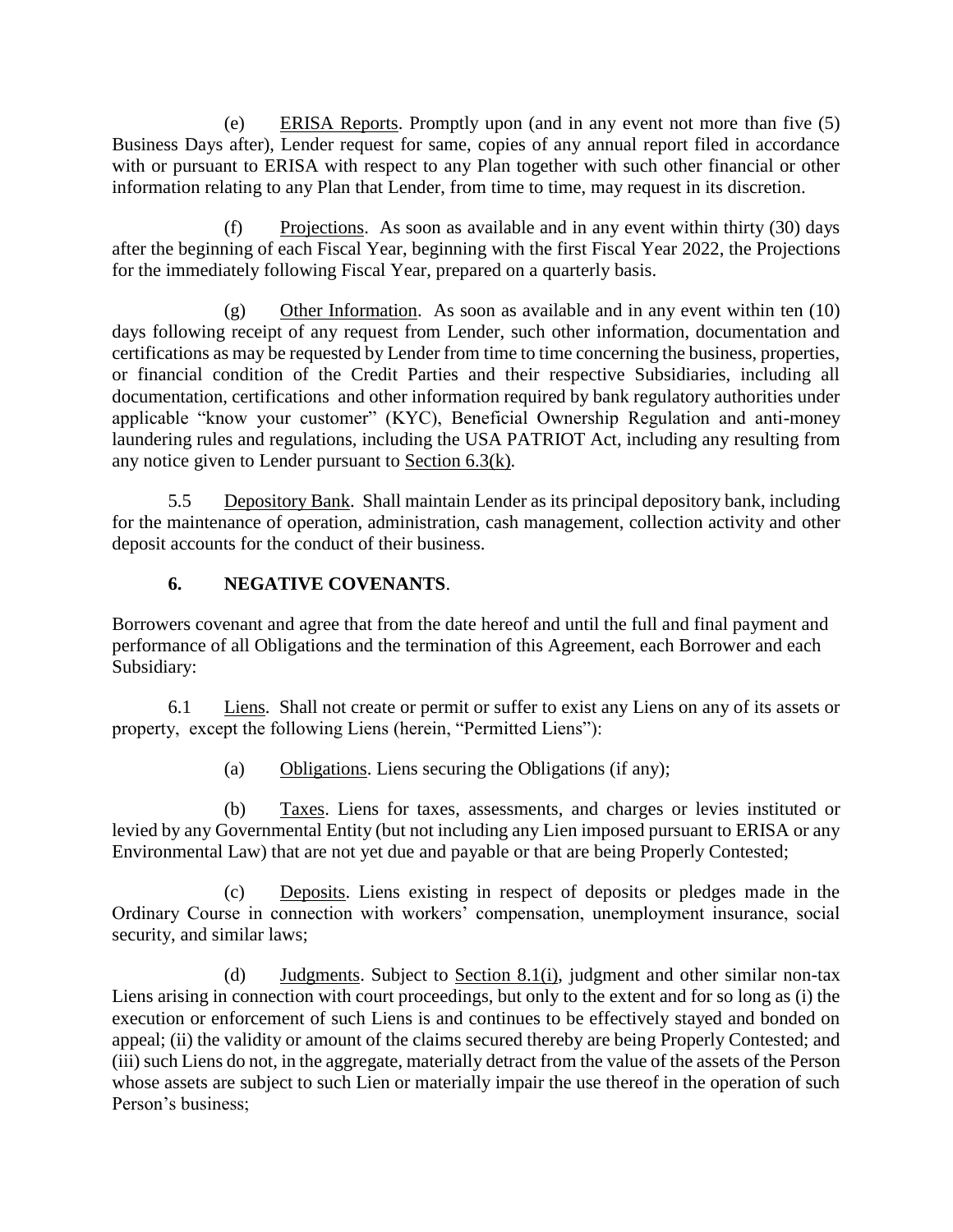(e) ERISA Reports. Promptly upon (and in any event not more than five (5) Business Days after), Lender request for same, copies of any annual report filed in accordance with or pursuant to ERISA with respect to any Plan together with such other financial or other information relating to any Plan that Lender, from time to time, may request in its discretion.

(f) Projections. As soon as available and in any event within thirty (30) days after the beginning of each Fiscal Year, beginning with the first Fiscal Year 2022, the Projections for the immediately following Fiscal Year, prepared on a quarterly basis.

(g) Other Information. As soon as available and in any event within ten (10) days following receipt of any request from Lender, such other information, documentation and certifications as may be requested by Lender from time to time concerning the business, properties, or financial condition of the Credit Parties and their respective Subsidiaries, including all documentation, certifications and other information required by bank regulatory authorities under applicable "know your customer" (KYC), Beneficial Ownership Regulation and anti-money laundering rules and regulations, including the USA PATRIOT Act, including any resulting from any notice given to Lender pursuant to Section 6.3(k).

5.5 Depository Bank. Shall maintain Lender as its principal depository bank, including for the maintenance of operation, administration, cash management, collection activity and other deposit accounts for the conduct of their business.

## 6. NEGATIVE COVENANTS.

Borrowers covenant and agree that from the date hereof and until the full and final payment and performance of all Obligations and the termination of this Agreement, each Borrower and each Subsidiary:

6.1 Liens. Shall not create or permit or suffer to exist any Liens on any of its assets or property, except the following Liens (herein, "Permitted Liens"):

(a) Obligations. Liens securing the Obligations (if any);

(b) Taxes. Liens for taxes, assessments, and charges or levies instituted or levied by any Governmental Entity (but not including any Lien imposed pursuant to ERISA or any Environmental Law) that are not yet due and payable or that are being Properly Contested;

(c) Deposits. Liens existing in respect of deposits or pledges made in the Ordinary Course in connection with workers' compensation, unemployment insurance, social security, and similar laws;

(d) Judgments. Subject to Section 8.1(i), judgment and other similar non-tax Liens arising in connection with court proceedings, but only to the extent and for so long as (i) the execution or enforcement of such Liens is and continues to be effectively stayed and bonded on appeal; (ii) the validity or amount of the claims secured thereby are being Properly Contested; and (iii) such Liens do not, in the aggregate, materially detract from the value of the assets of the Person whose assets are subject to such Lien or materially impair the use thereof in the operation of such Person's business;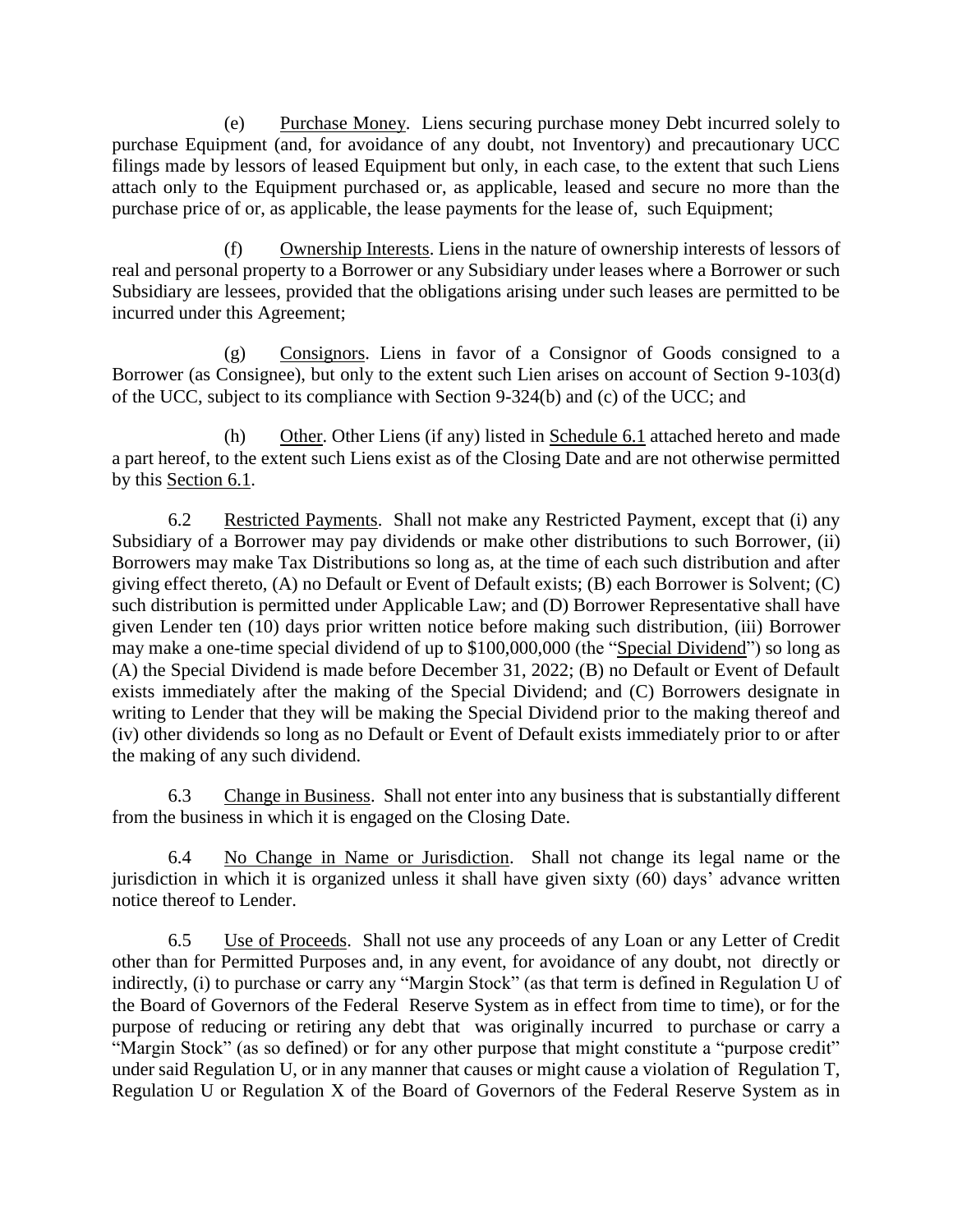(e) Purchase Money. Liens securing purchase money Debt incurred solely to purchase Equipment (and, for avoidance of any doubt, not Inventory) and precautionary UCC filings made by lessors of leased Equipment but only, in each case, to the extent that such Liens attach only to the Equipment purchased or, as applicable, leased and secure no more than the purchase price of or, as applicable, the lease payments for the lease of, such Equipment;

(f) Ownership Interests. Liens in the nature of ownership interests of lessors of real and personal property to a Borrower or any Subsidiary under leases where a Borrower or such Subsidiary are lessees, provided that the obligations arising under such leases are permitted to be incurred under this Agreement;

(g) Consignors. Liens in favor of a Consignor of Goods consigned to a Borrower (as Consignee), but only to the extent such Lien arises on account of Section 9-103(d) of the UCC, subject to its compliance with Section 9-324(b) and (c) of the UCC; and

(h) Other. Other Liens (if any) listed in Schedule 6.1 attached hereto and made a part hereof, to the extent such Liens exist as of the Closing Date and are not otherwise permitted by this Section 6.1.

6.2 Restricted Payments. Shall not make any Restricted Payment, except that (i) any Subsidiary of a Borrower may pay dividends or make other distributions to such Borrower, (ii) Borrowers may make Tax Distributions so long as, at the time of each such distribution and after giving effect thereto, (A) no Default or Event of Default exists; (B) each Borrower is Solvent; (C) such distribution is permitted under Applicable Law; and (D) Borrower Representative shall have given Lender ten (10) days prior written notice before making such distribution, (iii) Borrower may make a one-time special dividend of up to $100,000,000 (the "Special Dividend") so long as (A) the Special Dividend is made before December 31, 2022; (B) no Default or Event of Default exists immediately after the making of the Special Dividend; and (C) Borrowers designate in writing to Lender that they will be making the Special Dividend prior to the making thereof and (iv) other dividends so long as no Default or Event of Default exists immediately prior to or after the making of any such dividend.

6.3 Change in Business. Shall not enter into any business that is substantially different from the business in which it is engaged on the Closing Date.

6.4 No Change in Name or Jurisdiction. Shall not change its legal name or the jurisdiction in which it is organized unless it shall have given sixty (60) days' advance written notice thereof to Lender.

6.5 Use of Proceeds. Shall not use any proceeds of any Loan or any Letter of Credit other than for Permitted Purposes and, in any event, for avoidance of any doubt, not directly or indirectly, (i) to purchase or carry any "Margin Stock" (as that term is defined in Regulation U of the Board of Governors of the Federal Reserve System as in effect from time to time), or for the purpose of reducing or retiring any debt that was originally incurred to purchase or carry a "Margin Stock" (as so defined) or for any other purpose that might constitute a "purpose credit" under said Regulation U, or in any manner that causes or might cause a violation of Regulation T, Regulation U or Regulation X of the Board of Governors of the Federal Reserve System as in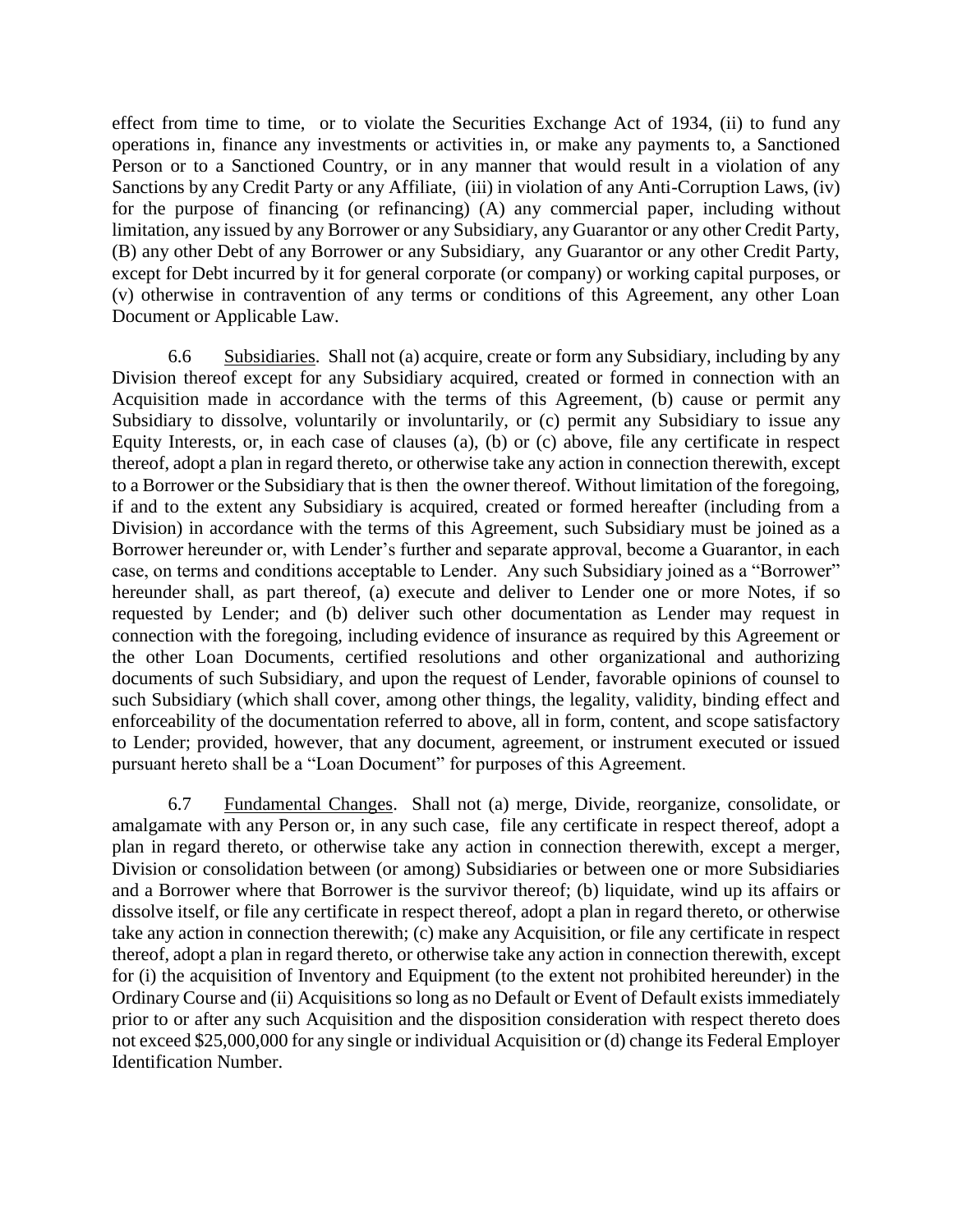effect from time to time, or to violate the Securities Exchange Act of 1934, (ii) to fund any operations in, finance any investments or activities in, or make any payments to, a Sanctioned Person or to a Sanctioned Country, or in any manner that would result in a violation of any Sanctions by any Credit Party or any Affiliate, (iii) in violation of any Anti-Corruption Laws, (iv) for the purpose of financing (or refinancing) (A) any commercial paper, including without limitation, any issued by any Borrower or any Subsidiary, any Guarantor or any other Credit Party, (B) any other Debt of any Borrower or any Subsidiary, any Guarantor or any other Credit Party, except for Debt incurred by it for general corporate (or company) or working capital purposes, or (v) otherwise in contravention of any terms or conditions of this Agreement, any other Loan Document or Applicable Law.

6.6 Subsidiaries. Shall not (a) acquire, create or form any Subsidiary, including by any Division thereof except for any Subsidiary acquired, created or formed in connection with an Acquisition made in accordance with the terms of this Agreement, (b) cause or permit any Subsidiary to dissolve, voluntarily or involuntarily, or (c) permit any Subsidiary to issue any Equity Interests, or, in each case of clauses (a), (b) or (c) above, file any certificate in respect thereof, adopt a plan in regard thereto, or otherwise take any action in connection therewith, except to a Borrower or the Subsidiary that is then the owner thereof. Without limitation of the foregoing, if and to the extent any Subsidiary is acquired, created or formed hereafter (including from a Division) in accordance with the terms of this Agreement, such Subsidiary must be joined as a Borrower hereunder or, with Lender's further and separate approval, become a Guarantor, in each case, on terms and conditions acceptable to Lender. Any such Subsidiary joined as a "Borrower" hereunder shall, as part thereof, (a) execute and deliver to Lender one or more Notes, if so requested by Lender; and (b) deliver such other documentation as Lender may request in connection with the foregoing, including evidence of insurance as required by this Agreement or the other Loan Documents, certified resolutions and other organizational and authorizing documents of such Subsidiary, and upon the request of Lender, favorable opinions of counsel to such Subsidiary (which shall cover, among other things, the legality, validity, binding effect and enforceability of the documentation referred to above, all in form, content, and scope satisfactory to Lender; provided, however, that any document, agreement, or instrument executed or issued pursuant hereto shall be a "Loan Document" for purposes of this Agreement.

6.7 Fundamental Changes. Shall not (a) merge, Divide, reorganize, consolidate, or amalgamate with any Person or, in any such case, file any certificate in respect thereof, adopt a plan in regard thereto, or otherwise take any action in connection therewith, except a merger, Division or consolidation between (or among) Subsidiaries or between one or more Subsidiaries and a Borrower where that Borrower is the survivor thereof; (b) liquidate, wind up its affairs or dissolve itself, or file any certificate in respect thereof, adopt a plan in regard thereto, or otherwise take any action in connection therewith; (c) make any Acquisition, or file any certificate in respect thereof, adopt a plan in regard thereto, or otherwise take any action in connection therewith, except for (i) the acquisition of Inventory and Equipment (to the extent not prohibited hereunder) in the Ordinary Course and (ii) Acquisitions so long as no Default or Event of Default exists immediately prior to or after any such Acquisition and the disposition consideration with respect thereto does not exceed $25,000,000 for any single or individual Acquisition or (d) change its Federal Employer Identification Number.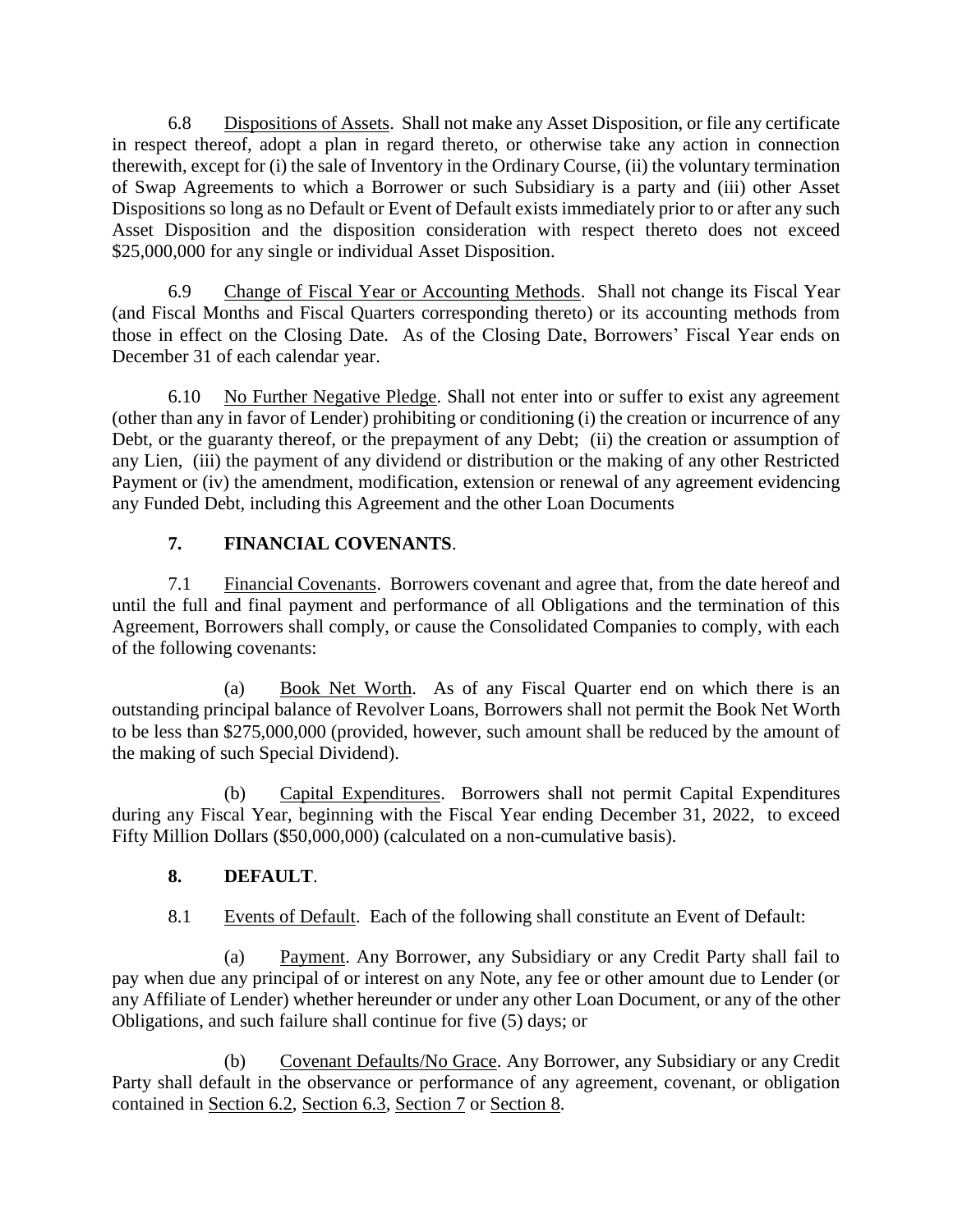6.8 Dispositions of Assets. Shall not make any Asset Disposition, or file any certificate in respect thereof, adopt a plan in regard thereto, or otherwise take any action in connection therewith, except for (i) the sale of Inventory in the Ordinary Course, (ii) the voluntary termination of Swap Agreements to which a Borrower or such Subsidiary is a party and (iii) other Asset Dispositions so long as no Default or Event of Default exists immediately prior to or after any such Asset Disposition and the disposition consideration with respect thereto does not exceed $25,000,000 for any single or individual Asset Disposition.

6.9 Change of Fiscal Year or Accounting Methods. Shall not change its Fiscal Year (and Fiscal Months and Fiscal Quarters corresponding thereto) or its accounting methods from those in effect on the Closing Date. As of the Closing Date, Borrowers' Fiscal Year ends on December 31 of each calendar year.

6.10 No Further Negative Pledge. Shall not enter into or suffer to exist any agreement (other than any in favor of Lender) prohibiting or conditioning (i) the creation or incurrence of any Debt, or the guaranty thereof, or the prepayment of any Debt; (ii) the creation or assumption of any Lien, (iii) the payment of any dividend or distribution or the making of any other Restricted Payment or (iv) the amendment, modification, extension or renewal of any agreement evidencing any Funded Debt, including this Agreement and the other Loan Documents

## 7. FINANCIAL COVENANTS.

7.1 Financial Covenants. Borrowers covenant and agree that, from the date hereof and until the full and final payment and performance of all Obligations and the termination of this Agreement, Borrowers shall comply, or cause the Consolidated Companies to comply, with each of the following covenants:

(a) Book Net Worth. As of any Fiscal Quarter end on which there is an outstanding principal balance of Revolver Loans, Borrowers shall not permit the Book Net Worth to be less than $275,000,000 (provided, however, such amount shall be reduced by the amount of the making of such Special Dividend).

(b) Capital Expenditures. Borrowers shall not permit Capital Expenditures during any Fiscal Year, beginning with the Fiscal Year ending December 31, 2022, to exceed Fifty Million Dollars ($50,000,000) (calculated on a non-cumulative basis).

## 8. DEFAULT.

8.1 Events of Default. Each of the following shall constitute an Event of Default:

(a) Payment. Any Borrower, any Subsidiary or any Credit Party shall fail to pay when due any principal of or interest on any Note, any fee or other amount due to Lender (or any Affiliate of Lender) whether hereunder or under any other Loan Document, or any of the other Obligations, and such failure shall continue for five (5) days; or

(b) Covenant Defaults/No Grace. Any Borrower, any Subsidiary or any Credit Party shall default in the observance or performance of any agreement, covenant, or obligation contained in Section 6.2, Section 6.3, Section 7 or Section 8.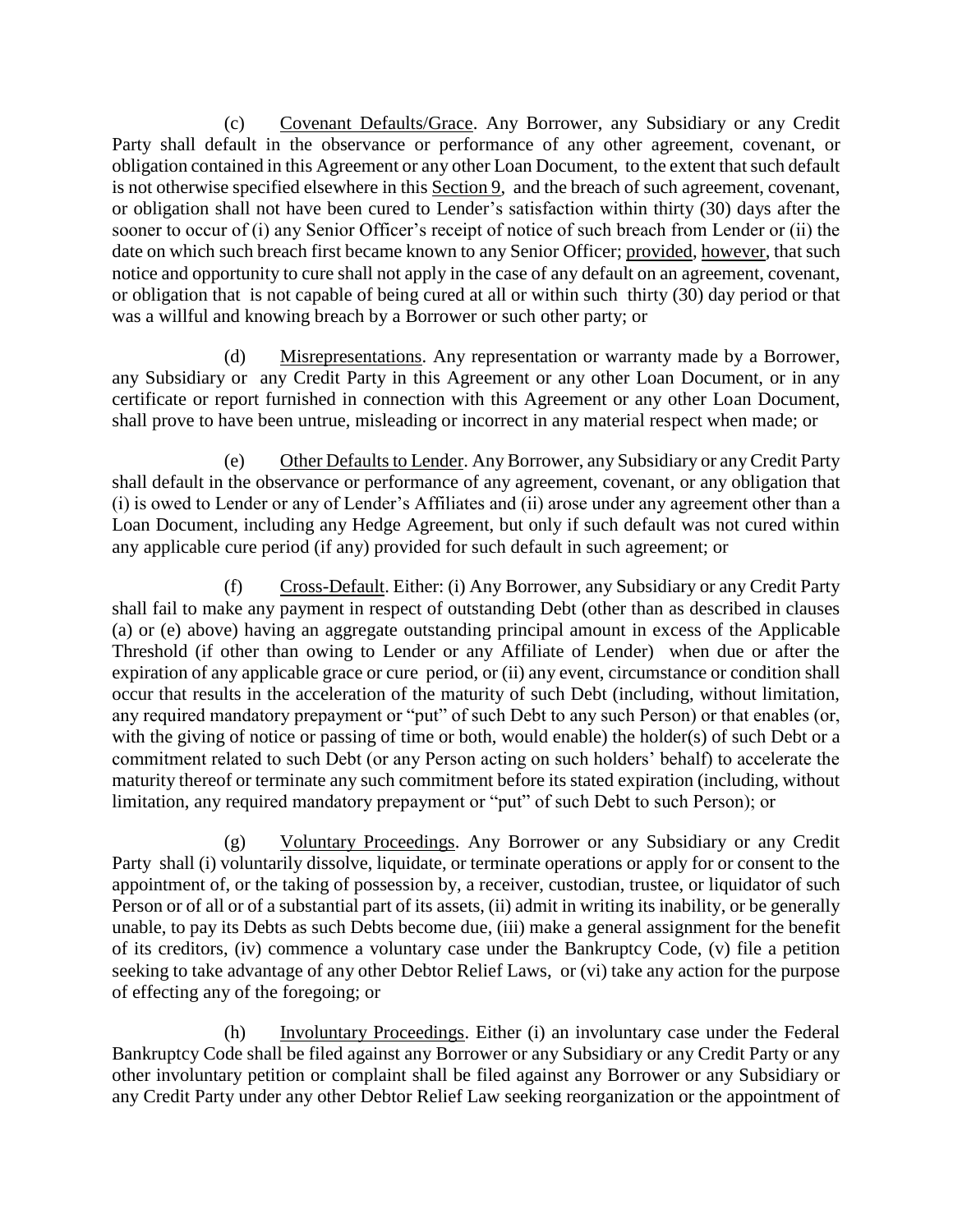(c) Covenant Defaults/Grace. Any Borrower, any Subsidiary or any Credit Party shall default in the observance or performance of any other agreement, covenant, or obligation contained in this Agreement or any other Loan Document, to the extent that such default is not otherwise specified elsewhere in this Section 9, and the breach of such agreement, covenant, or obligation shall not have been cured to Lender's satisfaction within thirty (30) days after the sooner to occur of (i) any Senior Officer's receipt of notice of such breach from Lender or (ii) the date on which such breach first became known to any Senior Officer; provided, however, that such notice and opportunity to cure shall not apply in the case of any default on an agreement, covenant, or obligation that is not capable of being cured at all or within such thirty (30) day period or that was a willful and knowing breach by a Borrower or such other party; or

(d) Misrepresentations. Any representation or warranty made by a Borrower, any Subsidiary or any Credit Party in this Agreement or any other Loan Document, or in any certificate or report furnished in connection with this Agreement or any other Loan Document, shall prove to have been untrue, misleading or incorrect in any material respect when made; or

(e) Other Defaults to Lender. Any Borrower, any Subsidiary or any Credit Party shall default in the observance or performance of any agreement, covenant, or any obligation that (i) is owed to Lender or any of Lender's Affiliates and (ii) arose under any agreement other than a Loan Document, including any Hedge Agreement, but only if such default was not cured within any applicable cure period (if any) provided for such default in such agreement; or

(f) Cross-Default. Either: (i) Any Borrower, any Subsidiary or any Credit Party shall fail to make any payment in respect of outstanding Debt (other than as described in clauses (a) or (e) above) having an aggregate outstanding principal amount in excess of the Applicable Threshold (if other than owing to Lender or any Affiliate of Lender) when due or after the expiration of any applicable grace or cure period, or (ii) any event, circumstance or condition shall occur that results in the acceleration of the maturity of such Debt (including, without limitation, any required mandatory prepayment or "put" of such Debt to any such Person) or that enables (or, with the giving of notice or passing of time or both, would enable) the holder(s) of such Debt or a commitment related to such Debt (or any Person acting on such holders' behalf) to accelerate the maturity thereof or terminate any such commitment before its stated expiration (including, without limitation, any required mandatory prepayment or "put" of such Debt to such Person); or

(g) Voluntary Proceedings. Any Borrower or any Subsidiary or any Credit Party shall (i) voluntarily dissolve, liquidate, or terminate operations or apply for or consent to the appointment of, or the taking of possession by, a receiver, custodian, trustee, or liquidator of such Person or of all or of a substantial part of its assets, (ii) admit in writing its inability, or be generally unable, to pay its Debts as such Debts become due, (iii) make a general assignment for the benefit of its creditors, (iv) commence a voluntary case under the Bankruptcy Code, (v) file a petition seeking to take advantage of any other Debtor Relief Laws, or (vi) take any action for the purpose of effecting any of the foregoing; or

(h) Involuntary Proceedings. Either (i) an involuntary case under the Federal Bankruptcy Code shall be filed against any Borrower or any Subsidiary or any Credit Party or any other involuntary petition or complaint shall be filed against any Borrower or any Subsidiary or any Credit Party under any other Debtor Relief Law seeking reorganization or the appointment of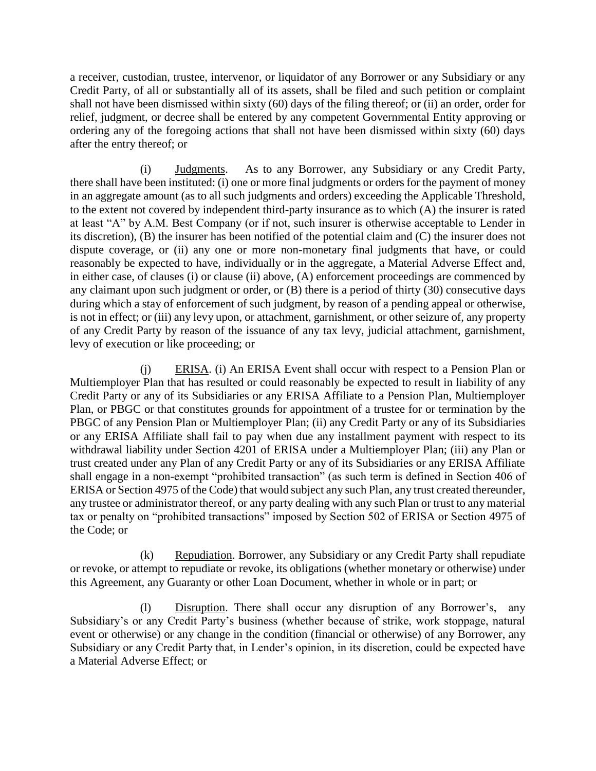a receiver, custodian, trustee, intervenor, or liquidator of any Borrower or any Subsidiary or any Credit Party, of all or substantially all of its assets, shall be filed and such petition or complaint shall not have been dismissed within sixty (60) days of the filing thereof; or (ii) an order, order for relief, judgment, or decree shall be entered by any competent Governmental Entity approving or ordering any of the foregoing actions that shall not have been dismissed within sixty (60) days after the entry thereof; or

(i) Judgments. As to any Borrower, any Subsidiary or any Credit Party, there shall have been instituted: (i) one or more final judgments or orders for the payment of money in an aggregate amount (as to all such judgments and orders) exceeding the Applicable Threshold, to the extent not covered by independent third-party insurance as to which (A) the insurer is rated at least "A" by A.M. Best Company (or if not, such insurer is otherwise acceptable to Lender in its discretion), (B) the insurer has been notified of the potential claim and (C) the insurer does not dispute coverage, or (ii) any one or more non-monetary final judgments that have, or could reasonably be expected to have, individually or in the aggregate, a Material Adverse Effect and, in either case, of clauses (i) or clause (ii) above, (A) enforcement proceedings are commenced by any claimant upon such judgment or order, or (B) there is a period of thirty (30) consecutive days during which a stay of enforcement of such judgment, by reason of a pending appeal or otherwise, is not in effect; or (iii) any levy upon, or attachment, garnishment, or other seizure of, any property of any Credit Party by reason of the issuance of any tax levy, judicial attachment, garnishment, levy of execution or like proceeding; or

(j) ERISA. (i) An ERISA Event shall occur with respect to a Pension Plan or Multiemployer Plan that has resulted or could reasonably be expected to result in liability of any Credit Party or any of its Subsidiaries or any ERISA Affiliate to a Pension Plan, Multiemployer Plan, or PBGC or that constitutes grounds for appointment of a trustee for or termination by the PBGC of any Pension Plan or Multiemployer Plan; (ii) any Credit Party or any of its Subsidiaries or any ERISA Affiliate shall fail to pay when due any installment payment with respect to its withdrawal liability under Section 4201 of ERISA under a Multiemployer Plan; (iii) any Plan or trust created under any Plan of any Credit Party or any of its Subsidiaries or any ERISA Affiliate shall engage in a non-exempt "prohibited transaction" (as such term is defined in Section 406 of ERISA or Section 4975 of the Code) that would subject any such Plan, any trust created thereunder, any trustee or administrator thereof, or any party dealing with any such Plan or trust to any material tax or penalty on "prohibited transactions" imposed by Section 502 of ERISA or Section 4975 of the Code; or

(k) Repudiation. Borrower, any Subsidiary or any Credit Party shall repudiate or revoke, or attempt to repudiate or revoke, its obligations (whether monetary or otherwise) under this Agreement, any Guaranty or other Loan Document, whether in whole or in part; or

(l) Disruption. There shall occur any disruption of any Borrower's, any Subsidiary's or any Credit Party's business (whether because of strike, work stoppage, natural event or otherwise) or any change in the condition (financial or otherwise) of any Borrower, any Subsidiary or any Credit Party that, in Lender's opinion, in its discretion, could be expected have a Material Adverse Effect; or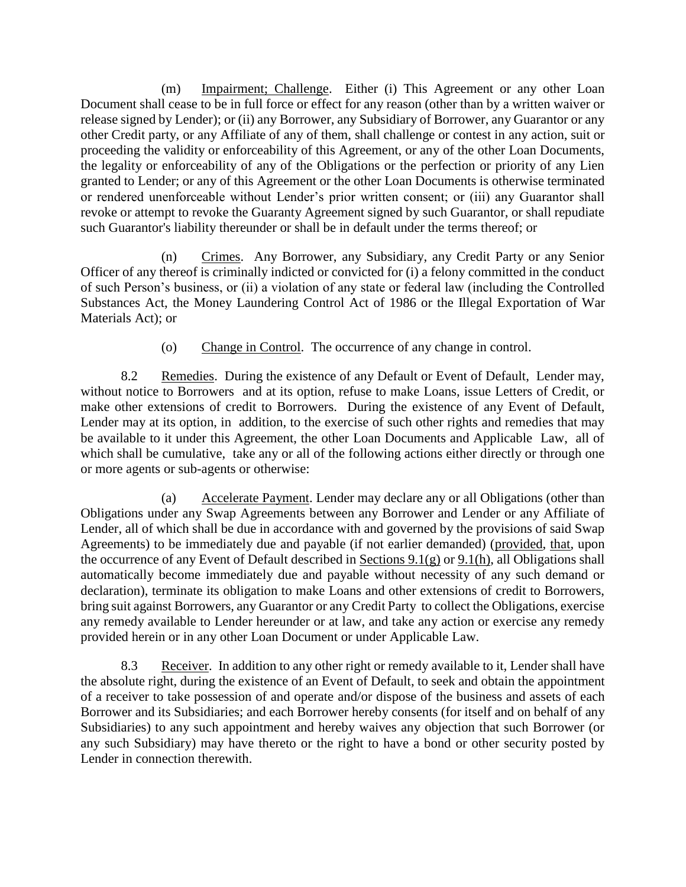(m) Impairment; Challenge. Either (i) This Agreement or any other Loan Document shall cease to be in full force or effect for any reason (other than by a written waiver or release signed by Lender); or (ii) any Borrower, any Subsidiary of Borrower, any Guarantor or any other Credit party, or any Affiliate of any of them, shall challenge or contest in any action, suit or proceeding the validity or enforceability of this Agreement, or any of the other Loan Documents, the legality or enforceability of any of the Obligations or the perfection or priority of any Lien granted to Lender; or any of this Agreement or the other Loan Documents is otherwise terminated or rendered unenforceable without Lender's prior written consent; or (iii) any Guarantor shall revoke or attempt to revoke the Guaranty Agreement signed by such Guarantor, or shall repudiate such Guarantor's liability thereunder or shall be in default under the terms thereof; or

(n) Crimes. Any Borrower, any Subsidiary, any Credit Party or any Senior Officer of any thereof is criminally indicted or convicted for (i) a felony committed in the conduct of such Person's business, or (ii) a violation of any state or federal law (including the Controlled Substances Act, the Money Laundering Control Act of 1986 or the Illegal Exportation of War Materials Act); or

(o) Change in Control. The occurrence of any change in control.

8.2 Remedies. During the existence of any Default or Event of Default, Lender may, without notice to Borrowers and at its option, refuse to make Loans, issue Letters of Credit, or make other extensions of credit to Borrowers. During the existence of any Event of Default, Lender may at its option, in addition, to the exercise of such other rights and remedies that may be available to it under this Agreement, the other Loan Documents and Applicable Law, all of which shall be cumulative, take any or all of the following actions either directly or through one or more agents or sub-agents or otherwise:

(a) Accelerate Payment. Lender may declare any or all Obligations (other than Obligations under any Swap Agreements between any Borrower and Lender or any Affiliate of Lender, all of which shall be due in accordance with and governed by the provisions of said Swap Agreements) to be immediately due and payable (if not earlier demanded) (provided, that, upon the occurrence of any Event of Default described in Sections 9.1(g) or 9.1(h), all Obligations shall automatically become immediately due and payable without necessity of any such demand or declaration), terminate its obligation to make Loans and other extensions of credit to Borrowers, bring suit against Borrowers, any Guarantor or any Credit Party to collect the Obligations, exercise any remedy available to Lender hereunder or at law, and take any action or exercise any remedy provided herein or in any other Loan Document or under Applicable Law.

8.3 Receiver. In addition to any other right or remedy available to it, Lender shall have the absolute right, during the existence of an Event of Default, to seek and obtain the appointment of a receiver to take possession of and operate and/or dispose of the business and assets of each Borrower and its Subsidiaries; and each Borrower hereby consents (for itself and on behalf of any Subsidiaries) to any such appointment and hereby waives any objection that such Borrower (or any such Subsidiary) may have thereto or the right to have a bond or other security posted by Lender in connection therewith.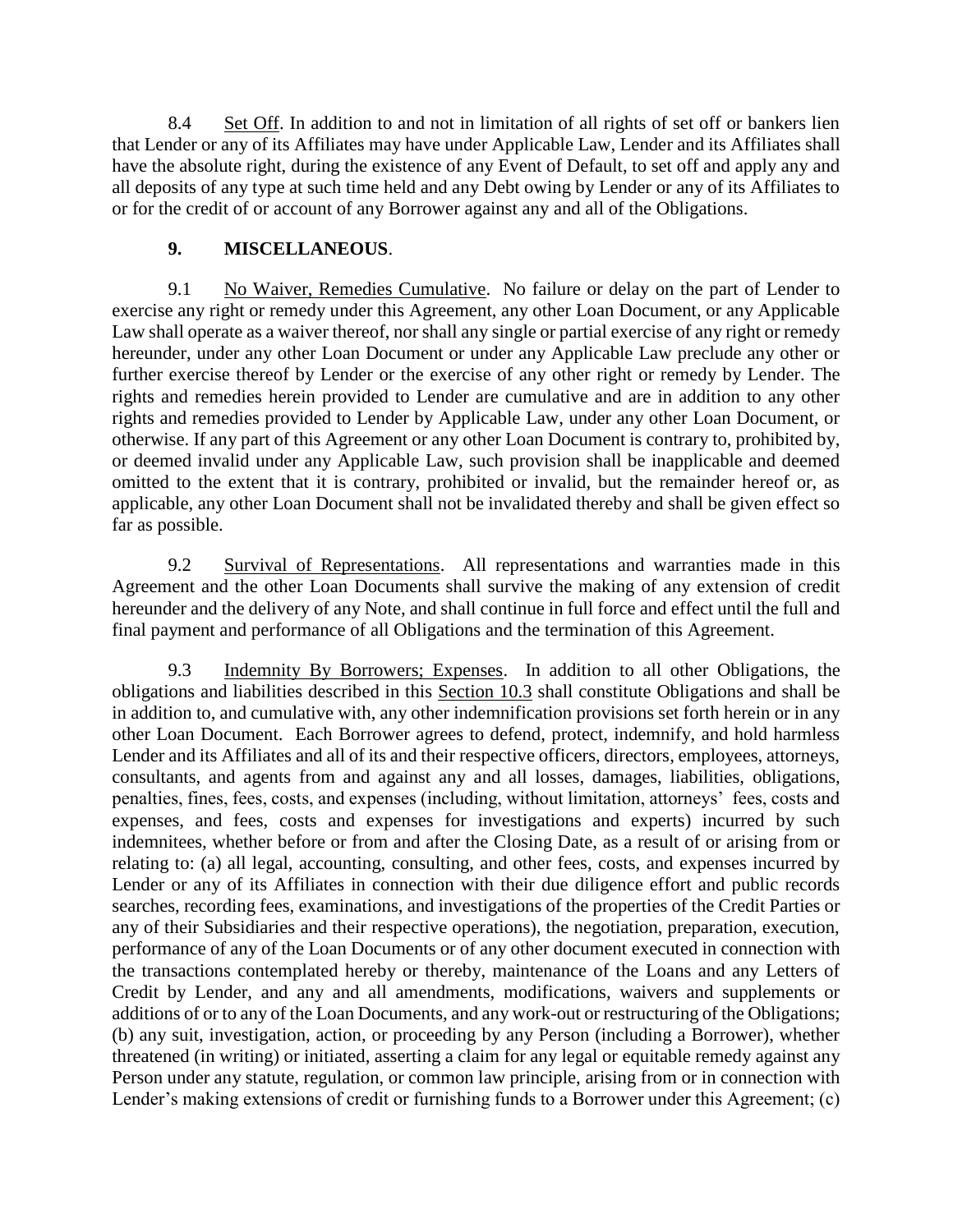8.4 Set Off. In addition to and not in limitation of all rights of set off or bankers lien that Lender or any of its Affiliates may have under Applicable Law, Lender and its Affiliates shall have the absolute right, during the existence of any Event of Default, to set off and apply any and all deposits of any type at such time held and any Debt owing by Lender or any of its Affiliates to or for the credit of or account of any Borrower against any and all of the Obligations.

## 9. MISCELLANEOUS.

9.1 No Waiver, Remedies Cumulative. No failure or delay on the part of Lender to exercise any right or remedy under this Agreement, any other Loan Document, or any Applicable Law shall operate as a waiver thereof, nor shall any single or partial exercise of any right or remedy hereunder, under any other Loan Document or under any Applicable Law preclude any other or further exercise thereof by Lender or the exercise of any other right or remedy by Lender. The rights and remedies herein provided to Lender are cumulative and are in addition to any other rights and remedies provided to Lender by Applicable Law, under any other Loan Document, or otherwise. If any part of this Agreement or any other Loan Document is contrary to, prohibited by, or deemed invalid under any Applicable Law, such provision shall be inapplicable and deemed omitted to the extent that it is contrary, prohibited or invalid, but the remainder hereof or, as applicable, any other Loan Document shall not be invalidated thereby and shall be given effect so far as possible.

9.2 Survival of Representations. All representations and warranties made in this Agreement and the other Loan Documents shall survive the making of any extension of credit hereunder and the delivery of any Note, and shall continue in full force and effect until the full and final payment and performance of all Obligations and the termination of this Agreement.

9.3 Indemnity By Borrowers; Expenses. In addition to all other Obligations, the obligations and liabilities described in this Section 10.3 shall constitute Obligations and shall be in addition to, and cumulative with, any other indemnification provisions set forth herein or in any other Loan Document. Each Borrower agrees to defend, protect, indemnify, and hold harmless Lender and its Affiliates and all of its and their respective officers, directors, employees, attorneys, consultants, and agents from and against any and all losses, damages, liabilities, obligations, penalties, fines, fees, costs, and expenses (including, without limitation, attorneys' fees, costs and expenses, and fees, costs and expenses for investigations and experts) incurred by such indemnitees, whether before or from and after the Closing Date, as a result of or arising from or relating to: (a) all legal, accounting, consulting, and other fees, costs, and expenses incurred by Lender or any of its Affiliates in connection with their due diligence effort and public records searches, recording fees, examinations, and investigations of the properties of the Credit Parties or any of their Subsidiaries and their respective operations), the negotiation, preparation, execution, performance of any of the Loan Documents or of any other document executed in connection with the transactions contemplated hereby or thereby, maintenance of the Loans and any Letters of Credit by Lender, and any and all amendments, modifications, waivers and supplements or additions of or to any of the Loan Documents, and any work-out or restructuring of the Obligations; (b) any suit, investigation, action, or proceeding by any Person (including a Borrower), whether threatened (in writing) or initiated, asserting a claim for any legal or equitable remedy against any Person under any statute, regulation, or common law principle, arising from or in connection with Lender's making extensions of credit or furnishing funds to a Borrower under this Agreement; (c)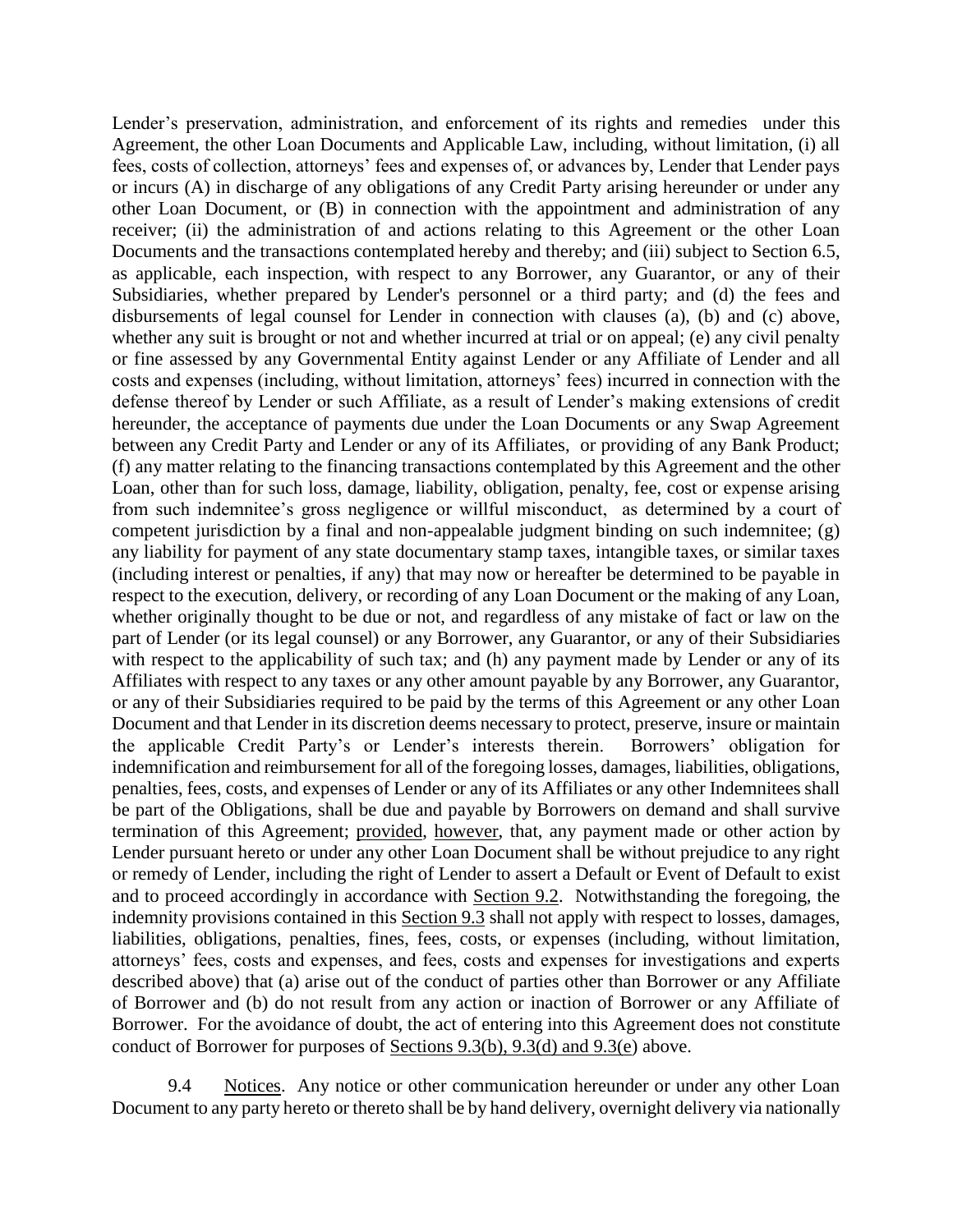Lender's preservation, administration, and enforcement of its rights and remedies under this Agreement, the other Loan Documents and Applicable Law, including, without limitation, (i) all fees, costs of collection, attorneys' fees and expenses of, or advances by, Lender that Lender pays or incurs (A) in discharge of any obligations of any Credit Party arising hereunder or under any other Loan Document, or (B) in connection with the appointment and administration of any receiver; (ii) the administration of and actions relating to this Agreement or the other Loan Documents and the transactions contemplated hereby and thereby; and (iii) subject to Section 6.5, as applicable, each inspection, with respect to any Borrower, any Guarantor, or any of their Subsidiaries, whether prepared by Lender's personnel or a third party; and (d) the fees and disbursements of legal counsel for Lender in connection with clauses (a), (b) and (c) above, whether any suit is brought or not and whether incurred at trial or on appeal; (e) any civil penalty or fine assessed by any Governmental Entity against Lender or any Affiliate of Lender and all costs and expenses (including, without limitation, attorneys' fees) incurred in connection with the defense thereof by Lender or such Affiliate, as a result of Lender's making extensions of credit hereunder, the acceptance of payments due under the Loan Documents or any Swap Agreement between any Credit Party and Lender or any of its Affiliates, or providing of any Bank Product; (f) any matter relating to the financing transactions contemplated by this Agreement and the other Loan, other than for such loss, damage, liability, obligation, penalty, fee, cost or expense arising from such indemnitee's gross negligence or willful misconduct, as determined by a court of competent jurisdiction by a final and non-appealable judgment binding on such indemnitee; (g) any liability for payment of any state documentary stamp taxes, intangible taxes, or similar taxes (including interest or penalties, if any) that may now or hereafter be determined to be payable in respect to the execution, delivery, or recording of any Loan Document or the making of any Loan, whether originally thought to be due or not, and regardless of any mistake of fact or law on the part of Lender (or its legal counsel) or any Borrower, any Guarantor, or any of their Subsidiaries with respect to the applicability of such tax; and (h) any payment made by Lender or any of its Affiliates with respect to any taxes or any other amount payable by any Borrower, any Guarantor, or any of their Subsidiaries required to be paid by the terms of this Agreement or any other Loan Document and that Lender in its discretion deems necessary to protect, preserve, insure or maintain the applicable Credit Party's or Lender's interests therein. Borrowers' obligation for indemnification and reimbursement for all of the foregoing losses, damages, liabilities, obligations, penalties, fees, costs, and expenses of Lender or any of its Affiliates or any other Indemnitees shall be part of the Obligations, shall be due and payable by Borrowers on demand and shall survive termination of this Agreement; provided, however, that, any payment made or other action by Lender pursuant hereto or under any other Loan Document shall be without prejudice to any right or remedy of Lender, including the right of Lender to assert a Default or Event of Default to exist and to proceed accordingly in accordance with Section 9.2. Notwithstanding the foregoing, the indemnity provisions contained in this Section 9.3 shall not apply with respect to losses, damages, liabilities, obligations, penalties, fines, fees, costs, or expenses (including, without limitation, attorneys' fees, costs and expenses, and fees, costs and expenses for investigations and experts described above) that (a) arise out of the conduct of parties other than Borrower or any Affiliate of Borrower and (b) do not result from any action or inaction of Borrower or any Affiliate of Borrower. For the avoidance of doubt, the act of entering into this Agreement does not constitute conduct of Borrower for purposes of Sections 9.3(b), 9.3(d) and 9.3(e) above.

9.4 Notices. Any notice or other communication hereunder or under any other Loan Document to any party hereto or thereto shall be by hand delivery, overnight delivery via nationally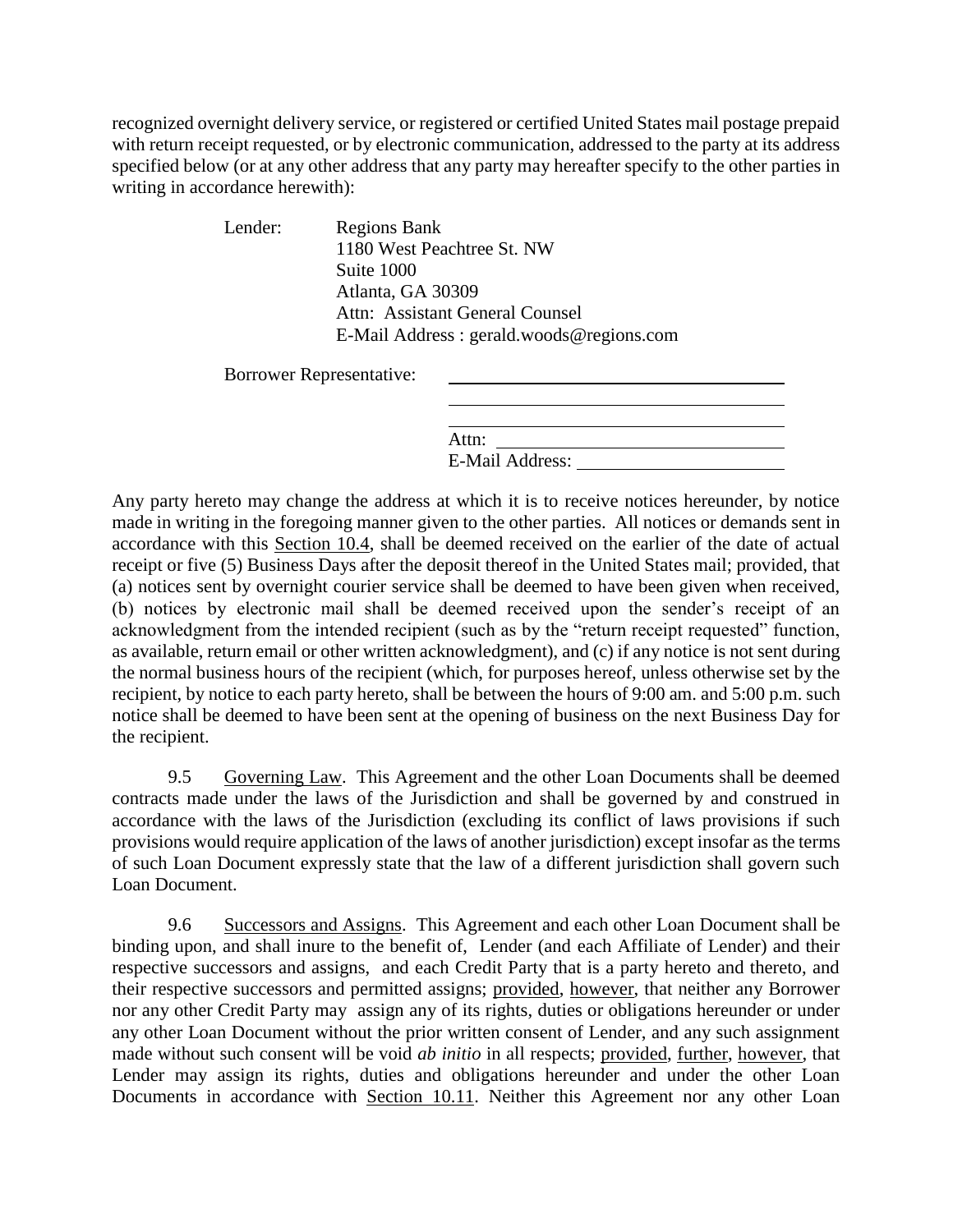recognized overnight delivery service, or registered or certified United States mail postage prepaid with return receipt requested, or by electronic communication, addressed to the party at its address specified below (or at any other address that any party may hereafter specify to the other parties in writing in accordance herewith):

Lender: Regions Bank
1180 West Peachtree St. NW
Suite 1000
Atlanta, GA 30309
Attn: Assistant General Counsel
E-Mail Address : gerald.woods@regions.com

Borrower Representative: ______________________________
______________________________
______________________________
Attn: ______________________________
E-Mail Address: ______________________________

Any party hereto may change the address at which it is to receive notices hereunder, by notice made in writing in the foregoing manner given to the other parties. All notices or demands sent in accordance with this Section 10.4, shall be deemed received on the earlier of the date of actual receipt or five (5) Business Days after the deposit thereof in the United States mail; provided, that (a) notices sent by overnight courier service shall be deemed to have been given when received, (b) notices by electronic mail shall be deemed received upon the sender's receipt of an acknowledgment from the intended recipient (such as by the "return receipt requested" function, as available, return email or other written acknowledgment), and (c) if any notice is not sent during the normal business hours of the recipient (which, for purposes hereof, unless otherwise set by the recipient, by notice to each party hereto, shall be between the hours of 9:00 am. and 5:00 p.m. such notice shall be deemed to have been sent at the opening of business on the next Business Day for the recipient.

9.5 Governing Law. This Agreement and the other Loan Documents shall be deemed contracts made under the laws of the Jurisdiction and shall be governed by and construed in accordance with the laws of the Jurisdiction (excluding its conflict of laws provisions if such provisions would require application of the laws of another jurisdiction) except insofar as the terms of such Loan Document expressly state that the law of a different jurisdiction shall govern such Loan Document.

9.6 Successors and Assigns. This Agreement and each other Loan Document shall be binding upon, and shall inure to the benefit of, Lender (and each Affiliate of Lender) and their respective successors and assigns, and each Credit Party that is a party hereto and thereto, and their respective successors and permitted assigns; provided, however, that neither any Borrower nor any other Credit Party may assign any of its rights, duties or obligations hereunder or under any other Loan Document without the prior written consent of Lender, and any such assignment made without such consent will be void *ab initio* in all respects; provided, further, however, that Lender may assign its rights, duties and obligations hereunder and under the other Loan Documents in accordance with Section 10.11. Neither this Agreement nor any other Loan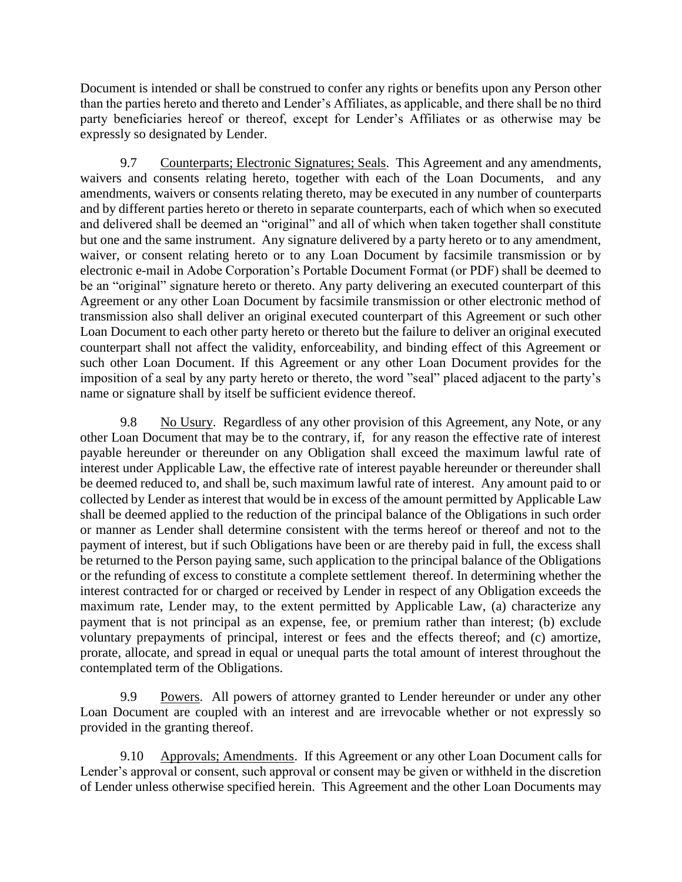Document is intended or shall be construed to confer any rights or benefits upon any Person other than the parties hereto and thereto and Lender's Affiliates, as applicable, and there shall be no third party beneficiaries hereof or thereof, except for Lender's Affiliates or as otherwise may be expressly so designated by Lender.

9.7 Counterparts; Electronic Signatures; Seals. This Agreement and any amendments, waivers and consents relating hereto, together with each of the Loan Documents, and any amendments, waivers or consents relating thereto, may be executed in any number of counterparts and by different parties hereto or thereto in separate counterparts, each of which when so executed and delivered shall be deemed an "original" and all of which when taken together shall constitute but one and the same instrument. Any signature delivered by a party hereto or to any amendment, waiver, or consent relating hereto or to any Loan Document by facsimile transmission or by electronic e-mail in Adobe Corporation's Portable Document Format (or PDF) shall be deemed to be an "original" signature hereto or thereto. Any party delivering an executed counterpart of this Agreement or any other Loan Document by facsimile transmission or other electronic method of transmission also shall deliver an original executed counterpart of this Agreement or such other Loan Document to each other party hereto or thereto but the failure to deliver an original executed counterpart shall not affect the validity, enforceability, and binding effect of this Agreement or such other Loan Document. If this Agreement or any other Loan Document provides for the imposition of a seal by any party hereto or thereto, the word "seal" placed adjacent to the party's name or signature shall by itself be sufficient evidence thereof.

9.8 No Usury. Regardless of any other provision of this Agreement, any Note, or any other Loan Document that may be to the contrary, if, for any reason the effective rate of interest payable hereunder or thereunder on any Obligation shall exceed the maximum lawful rate of interest under Applicable Law, the effective rate of interest payable hereunder or thereunder shall be deemed reduced to, and shall be, such maximum lawful rate of interest. Any amount paid to or collected by Lender as interest that would be in excess of the amount permitted by Applicable Law shall be deemed applied to the reduction of the principal balance of the Obligations in such order or manner as Lender shall determine consistent with the terms hereof or thereof and not to the payment of interest, but if such Obligations have been or are thereby paid in full, the excess shall be returned to the Person paying same, such application to the principal balance of the Obligations or the refunding of excess to constitute a complete settlement thereof. In determining whether the interest contracted for or charged or received by Lender in respect of any Obligation exceeds the maximum rate, Lender may, to the extent permitted by Applicable Law, (a) characterize any payment that is not principal as an expense, fee, or premium rather than interest; (b) exclude voluntary prepayments of principal, interest or fees and the effects thereof; and (c) amortize, prorate, allocate, and spread in equal or unequal parts the total amount of interest throughout the contemplated term of the Obligations.

9.9 Powers. All powers of attorney granted to Lender hereunder or under any other Loan Document are coupled with an interest and are irrevocable whether or not expressly so provided in the granting thereof.

9.10 Approvals; Amendments. If this Agreement or any other Loan Document calls for Lender's approval or consent, such approval or consent may be given or withheld in the discretion of Lender unless otherwise specified herein. This Agreement and the other Loan Documents may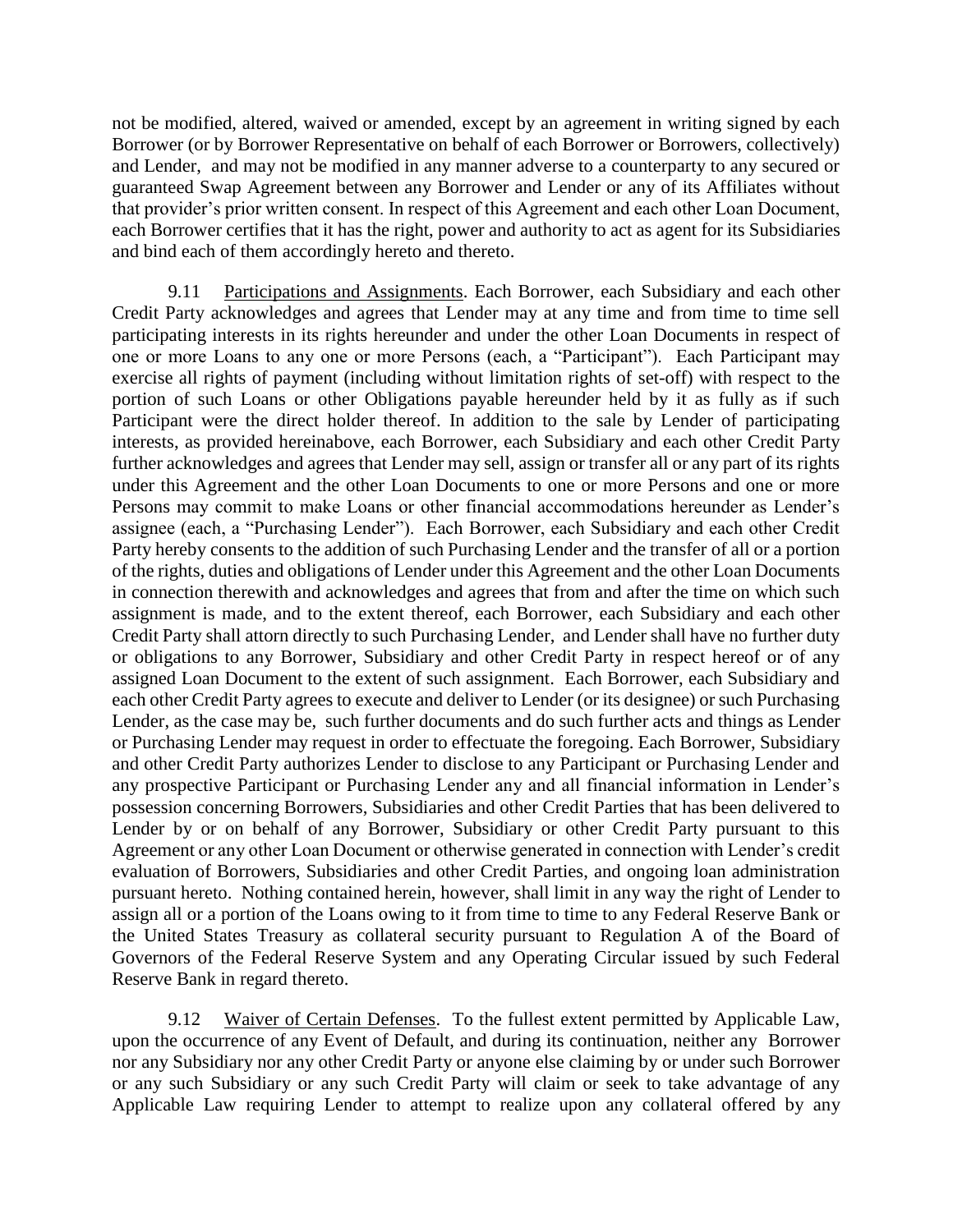not be modified, altered, waived or amended, except by an agreement in writing signed by each Borrower (or by Borrower Representative on behalf of each Borrower or Borrowers, collectively) and Lender, and may not be modified in any manner adverse to a counterparty to any secured or guaranteed Swap Agreement between any Borrower and Lender or any of its Affiliates without that provider's prior written consent. In respect of this Agreement and each other Loan Document, each Borrower certifies that it has the right, power and authority to act as agent for its Subsidiaries and bind each of them accordingly hereto and thereto.

9.11 Participations and Assignments. Each Borrower, each Subsidiary and each other Credit Party acknowledges and agrees that Lender may at any time and from time to time sell participating interests in its rights hereunder and under the other Loan Documents in respect of one or more Loans to any one or more Persons (each, a "Participant"). Each Participant may exercise all rights of payment (including without limitation rights of set-off) with respect to the portion of such Loans or other Obligations payable hereunder held by it as fully as if such Participant were the direct holder thereof. In addition to the sale by Lender of participating interests, as provided hereinabove, each Borrower, each Subsidiary and each other Credit Party further acknowledges and agrees that Lender may sell, assign or transfer all or any part of its rights under this Agreement and the other Loan Documents to one or more Persons and one or more Persons may commit to make Loans or other financial accommodations hereunder as Lender's assignee (each, a "Purchasing Lender"). Each Borrower, each Subsidiary and each other Credit Party hereby consents to the addition of such Purchasing Lender and the transfer of all or a portion of the rights, duties and obligations of Lender under this Agreement and the other Loan Documents in connection therewith and acknowledges and agrees that from and after the time on which such assignment is made, and to the extent thereof, each Borrower, each Subsidiary and each other Credit Party shall attorn directly to such Purchasing Lender, and Lender shall have no further duty or obligations to any Borrower, Subsidiary and other Credit Party in respect hereof or of any assigned Loan Document to the extent of such assignment. Each Borrower, each Subsidiary and each other Credit Party agrees to execute and deliver to Lender (or its designee) or such Purchasing Lender, as the case may be, such further documents and do such further acts and things as Lender or Purchasing Lender may request in order to effectuate the foregoing. Each Borrower, Subsidiary and other Credit Party authorizes Lender to disclose to any Participant or Purchasing Lender and any prospective Participant or Purchasing Lender any and all financial information in Lender's possession concerning Borrowers, Subsidiaries and other Credit Parties that has been delivered to Lender by or on behalf of any Borrower, Subsidiary or other Credit Party pursuant to this Agreement or any other Loan Document or otherwise generated in connection with Lender's credit evaluation of Borrowers, Subsidiaries and other Credit Parties, and ongoing loan administration pursuant hereto. Nothing contained herein, however, shall limit in any way the right of Lender to assign all or a portion of the Loans owing to it from time to time to any Federal Reserve Bank or the United States Treasury as collateral security pursuant to Regulation A of the Board of Governors of the Federal Reserve System and any Operating Circular issued by such Federal Reserve Bank in regard thereto.

9.12 Waiver of Certain Defenses. To the fullest extent permitted by Applicable Law, upon the occurrence of any Event of Default, and during its continuation, neither any Borrower nor any Subsidiary nor any other Credit Party or anyone else claiming by or under such Borrower or any such Subsidiary or any such Credit Party will claim or seek to take advantage of any Applicable Law requiring Lender to attempt to realize upon any collateral offered by any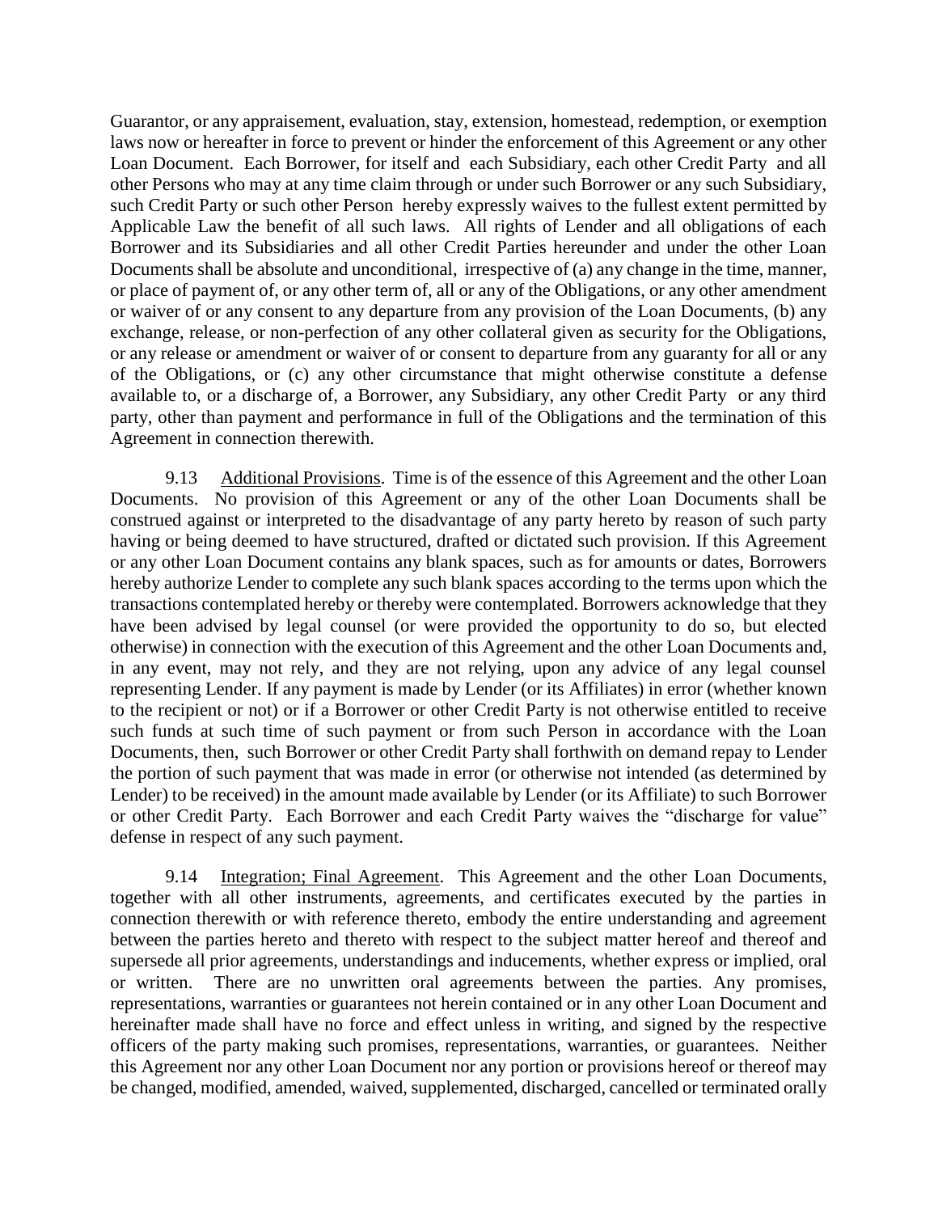Guarantor, or any appraisement, evaluation, stay, extension, homestead, redemption, or exemption laws now or hereafter in force to prevent or hinder the enforcement of this Agreement or any other Loan Document. Each Borrower, for itself and each Subsidiary, each other Credit Party and all other Persons who may at any time claim through or under such Borrower or any such Subsidiary, such Credit Party or such other Person hereby expressly waives to the fullest extent permitted by Applicable Law the benefit of all such laws. All rights of Lender and all obligations of each Borrower and its Subsidiaries and all other Credit Parties hereunder and under the other Loan Documents shall be absolute and unconditional, irrespective of (a) any change in the time, manner, or place of payment of, or any other term of, all or any of the Obligations, or any other amendment or waiver of or any consent to any departure from any provision of the Loan Documents, (b) any exchange, release, or non-perfection of any other collateral given as security for the Obligations, or any release or amendment or waiver of or consent to departure from any guaranty for all or any of the Obligations, or (c) any other circumstance that might otherwise constitute a defense available to, or a discharge of, a Borrower, any Subsidiary, any other Credit Party or any third party, other than payment and performance in full of the Obligations and the termination of this Agreement in connection therewith.

9.13 Additional Provisions. Time is of the essence of this Agreement and the other Loan Documents. No provision of this Agreement or any of the other Loan Documents shall be construed against or interpreted to the disadvantage of any party hereto by reason of such party having or being deemed to have structured, drafted or dictated such provision. If this Agreement or any other Loan Document contains any blank spaces, such as for amounts or dates, Borrowers hereby authorize Lender to complete any such blank spaces according to the terms upon which the transactions contemplated hereby or thereby were contemplated. Borrowers acknowledge that they have been advised by legal counsel (or were provided the opportunity to do so, but elected otherwise) in connection with the execution of this Agreement and the other Loan Documents and, in any event, may not rely, and they are not relying, upon any advice of any legal counsel representing Lender. If any payment is made by Lender (or its Affiliates) in error (whether known to the recipient or not) or if a Borrower or other Credit Party is not otherwise entitled to receive such funds at such time of such payment or from such Person in accordance with the Loan Documents, then, such Borrower or other Credit Party shall forthwith on demand repay to Lender the portion of such payment that was made in error (or otherwise not intended (as determined by Lender) to be received) in the amount made available by Lender (or its Affiliate) to such Borrower or other Credit Party. Each Borrower and each Credit Party waives the "discharge for value" defense in respect of any such payment.

9.14 Integration; Final Agreement. This Agreement and the other Loan Documents, together with all other instruments, agreements, and certificates executed by the parties in connection therewith or with reference thereto, embody the entire understanding and agreement between the parties hereto and thereto with respect to the subject matter hereof and thereof and supersede all prior agreements, understandings and inducements, whether express or implied, oral or written. There are no unwritten oral agreements between the parties. Any promises, representations, warranties or guarantees not herein contained or in any other Loan Document and hereinafter made shall have no force and effect unless in writing, and signed by the respective officers of the party making such promises, representations, warranties, or guarantees. Neither this Agreement nor any other Loan Document nor any portion or provisions hereof or thereof may be changed, modified, amended, waived, supplemented, discharged, cancelled or terminated orally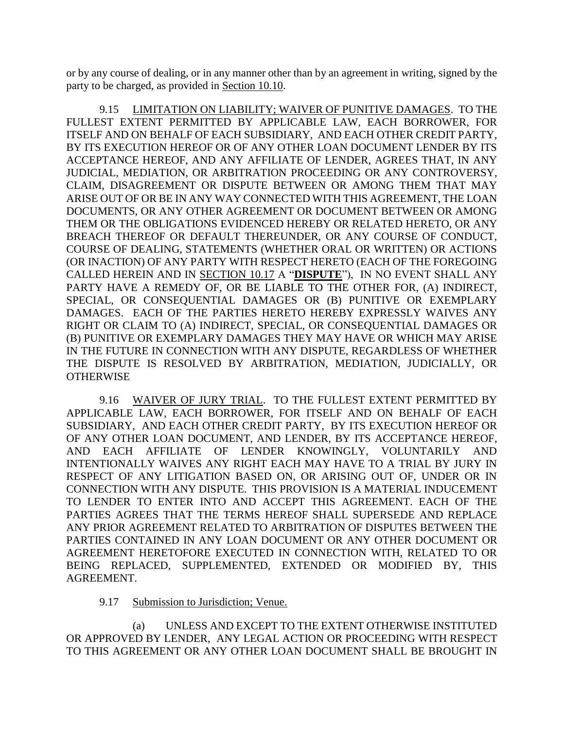or by any course of dealing, or in any manner other than by an agreement in writing, signed by the party to be charged, as provided in Section 10.10.

9.15 LIMITATION ON LIABILITY; WAIVER OF PUNITIVE DAMAGES. TO THE FULLEST EXTENT PERMITTED BY APPLICABLE LAW, EACH BORROWER, FOR ITSELF AND ON BEHALF OF EACH SUBSIDIARY, AND EACH OTHER CREDIT PARTY, BY ITS EXECUTION HEREOF OR OF ANY OTHER LOAN DOCUMENT LENDER BY ITS ACCEPTANCE HEREOF, AND ANY AFFILIATE OF LENDER, AGREES THAT, IN ANY JUDICIAL, MEDIATION, OR ARBITRATION PROCEEDING OR ANY CONTROVERSY, CLAIM, DISAGREEMENT OR DISPUTE BETWEEN OR AMONG THEM THAT MAY ARISE OUT OF OR BE IN ANY WAY CONNECTED WITH THIS AGREEMENT, THE LOAN DOCUMENTS, OR ANY OTHER AGREEMENT OR DOCUMENT BETWEEN OR AMONG THEM OR THE OBLIGATIONS EVIDENCED HEREBY OR RELATED HERETO, OR ANY BREACH THEREOF OR DEFAULT THEREUNDER, OR ANY COURSE OF CONDUCT, COURSE OF DEALING, STATEMENTS (WHETHER ORAL OR WRITTEN) OR ACTIONS (OR INACTION) OF ANY PARTY WITH RESPECT HERETO (EACH OF THE FOREGOING CALLED HEREIN AND IN SECTION 10.17 A "**DISPUTE**"), IN NO EVENT SHALL ANY PARTY HAVE A REMEDY OF, OR BE LIABLE TO THE OTHER FOR, (A) INDIRECT, SPECIAL, OR CONSEQUENTIAL DAMAGES OR (B) PUNITIVE OR EXEMPLARY DAMAGES. EACH OF THE PARTIES HERETO HEREBY EXPRESSLY WAIVES ANY RIGHT OR CLAIM TO (A) INDIRECT, SPECIAL, OR CONSEQUENTIAL DAMAGES OR (B) PUNITIVE OR EXEMPLARY DAMAGES THEY MAY HAVE OR WHICH MAY ARISE IN THE FUTURE IN CONNECTION WITH ANY DISPUTE, REGARDLESS OF WHETHER THE DISPUTE IS RESOLVED BY ARBITRATION, MEDIATION, JUDICIALLY, OR OTHERWISE

9.16 WAIVER OF JURY TRIAL. TO THE FULLEST EXTENT PERMITTED BY APPLICABLE LAW, EACH BORROWER, FOR ITSELF AND ON BEHALF OF EACH SUBSIDIARY, AND EACH OTHER CREDIT PARTY, BY ITS EXECUTION HEREOF OR OF ANY OTHER LOAN DOCUMENT, AND LENDER, BY ITS ACCEPTANCE HEREOF, AND EACH AFFILIATE OF LENDER KNOWINGLY, VOLUNTARILY AND INTENTIONALLY WAIVES ANY RIGHT EACH MAY HAVE TO A TRIAL BY JURY IN RESPECT OF ANY LITIGATION BASED ON, OR ARISING OUT OF, UNDER OR IN CONNECTION WITH ANY DISPUTE. THIS PROVISION IS A MATERIAL INDUCEMENT TO LENDER TO ENTER INTO AND ACCEPT THIS AGREEMENT. EACH OF THE PARTIES AGREES THAT THE TERMS HEREOF SHALL SUPERSEDE AND REPLACE ANY PRIOR AGREEMENT RELATED TO ARBITRATION OF DISPUTES BETWEEN THE PARTIES CONTAINED IN ANY LOAN DOCUMENT OR ANY OTHER DOCUMENT OR AGREEMENT HERETOFORE EXECUTED IN CONNECTION WITH, RELATED TO OR BEING REPLACED, SUPPLEMENTED, EXTENDED OR MODIFIED BY, THIS AGREEMENT.

9.17 Submission to Jurisdiction; Venue.

(a) UNLESS AND EXCEPT TO THE EXTENT OTHERWISE INSTITUTED OR APPROVED BY LENDER, ANY LEGAL ACTION OR PROCEEDING WITH RESPECT TO THIS AGREEMENT OR ANY OTHER LOAN DOCUMENT SHALL BE BROUGHT IN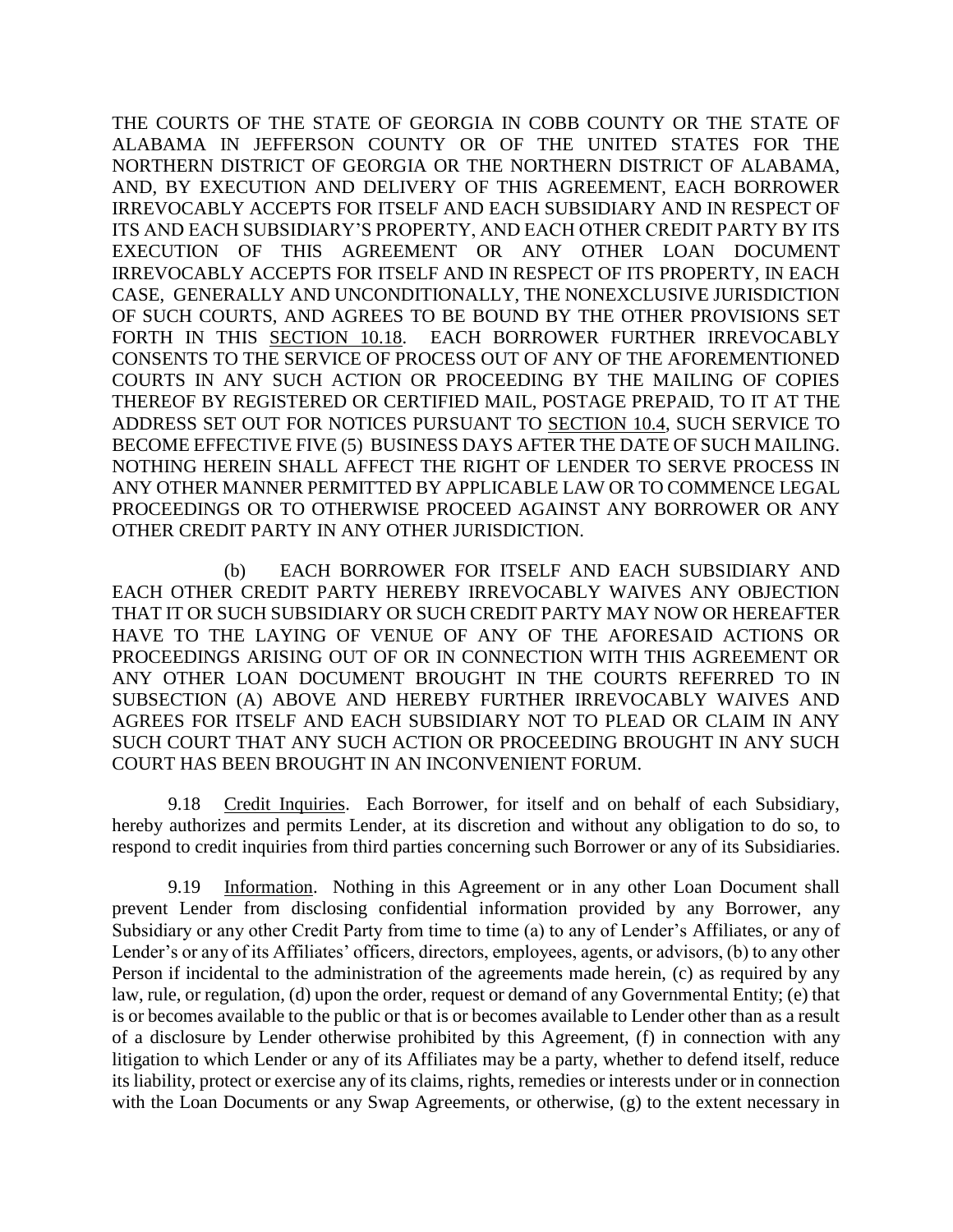THE COURTS OF THE STATE OF GEORGIA IN COBB COUNTY OR THE STATE OF ALABAMA IN JEFFERSON COUNTY OR OF THE UNITED STATES FOR THE NORTHERN DISTRICT OF GEORGIA OR THE NORTHERN DISTRICT OF ALABAMA, AND, BY EXECUTION AND DELIVERY OF THIS AGREEMENT, EACH BORROWER IRREVOCABLY ACCEPTS FOR ITSELF AND EACH SUBSIDIARY AND IN RESPECT OF ITS AND EACH SUBSIDIARY'S PROPERTY, AND EACH OTHER CREDIT PARTY BY ITS EXECUTION OF THIS AGREEMENT OR ANY OTHER LOAN DOCUMENT IRREVOCABLY ACCEPTS FOR ITSELF AND IN RESPECT OF ITS PROPERTY, IN EACH CASE, GENERALLY AND UNCONDITIONALLY, THE NONEXCLUSIVE JURISDICTION OF SUCH COURTS, AND AGREES TO BE BOUND BY THE OTHER PROVISIONS SET FORTH IN THIS <u>SECTION 10.18</u>. EACH BORROWER FURTHER IRREVOCABLY CONSENTS TO THE SERVICE OF PROCESS OUT OF ANY OF THE AFOREMENTIONED COURTS IN ANY SUCH ACTION OR PROCEEDING BY THE MAILING OF COPIES THEREOF BY REGISTERED OR CERTIFIED MAIL, POSTAGE PREPAID, TO IT AT THE ADDRESS SET OUT FOR NOTICES PURSUANT TO <u>SECTION 10.4</u>, SUCH SERVICE TO BECOME EFFECTIVE FIVE (5) BUSINESS DAYS AFTER THE DATE OF SUCH MAILING. NOTHING HEREIN SHALL AFFECT THE RIGHT OF LENDER TO SERVE PROCESS IN ANY OTHER MANNER PERMITTED BY APPLICABLE LAW OR TO COMMENCE LEGAL PROCEEDINGS OR TO OTHERWISE PROCEED AGAINST ANY BORROWER OR ANY OTHER CREDIT PARTY IN ANY OTHER JURISDICTION.

(b) EACH BORROWER FOR ITSELF AND EACH SUBSIDIARY AND EACH OTHER CREDIT PARTY HEREBY IRREVOCABLY WAIVES ANY OBJECTION THAT IT OR SUCH SUBSIDIARY OR SUCH CREDIT PARTY MAY NOW OR HEREAFTER HAVE TO THE LAYING OF VENUE OF ANY OF THE AFORESAID ACTIONS OR PROCEEDINGS ARISING OUT OF OR IN CONNECTION WITH THIS AGREEMENT OR ANY OTHER LOAN DOCUMENT BROUGHT IN THE COURTS REFERRED TO IN SUBSECTION (A) ABOVE AND HEREBY FURTHER IRREVOCABLY WAIVES AND AGREES FOR ITSELF AND EACH SUBSIDIARY NOT TO PLEAD OR CLAIM IN ANY SUCH COURT THAT ANY SUCH ACTION OR PROCEEDING BROUGHT IN ANY SUCH COURT HAS BEEN BROUGHT IN AN INCONVENIENT FORUM.

9.18 <u>Credit Inquiries</u>. Each Borrower, for itself and on behalf of each Subsidiary, hereby authorizes and permits Lender, at its discretion and without any obligation to do so, to respond to credit inquiries from third parties concerning such Borrower or any of its Subsidiaries.

9.19 <u>Information</u>. Nothing in this Agreement or in any other Loan Document shall prevent Lender from disclosing confidential information provided by any Borrower, any Subsidiary or any other Credit Party from time to time (a) to any of Lender's Affiliates, or any of Lender's or any of its Affiliates' officers, directors, employees, agents, or advisors, (b) to any other Person if incidental to the administration of the agreements made herein, (c) as required by any law, rule, or regulation, (d) upon the order, request or demand of any Governmental Entity; (e) that is or becomes available to the public or that is or becomes available to Lender other than as a result of a disclosure by Lender otherwise prohibited by this Agreement, (f) in connection with any litigation to which Lender or any of its Affiliates may be a party, whether to defend itself, reduce its liability, protect or exercise any of its claims, rights, remedies or interests under or in connection with the Loan Documents or any Swap Agreements, or otherwise, (g) to the extent necessary in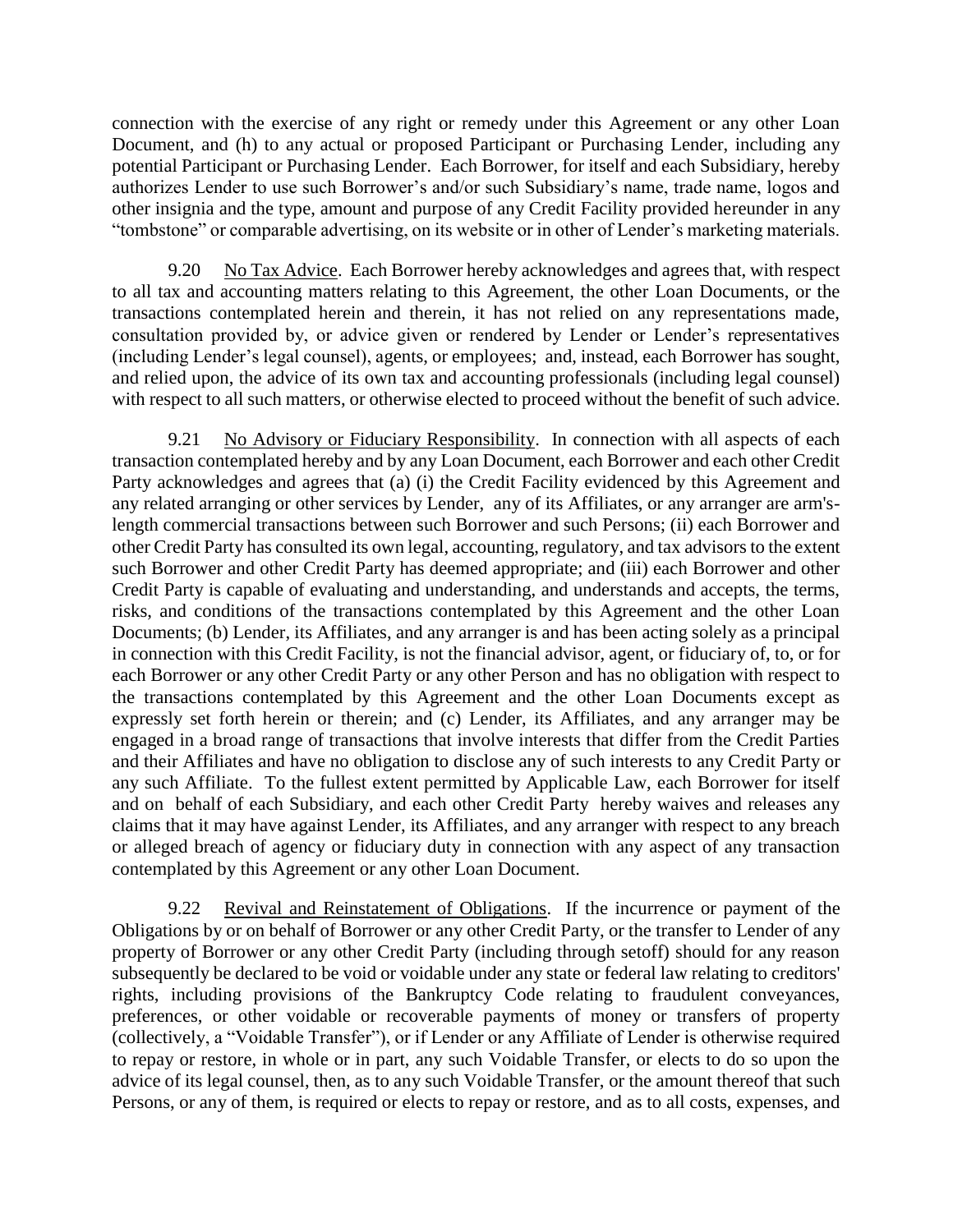connection with the exercise of any right or remedy under this Agreement or any other Loan Document, and (h) to any actual or proposed Participant or Purchasing Lender, including any potential Participant or Purchasing Lender. Each Borrower, for itself and each Subsidiary, hereby authorizes Lender to use such Borrower's and/or such Subsidiary's name, trade name, logos and other insignia and the type, amount and purpose of any Credit Facility provided hereunder in any "tombstone" or comparable advertising, on its website or in other of Lender's marketing materials.

9.20 No Tax Advice. Each Borrower hereby acknowledges and agrees that, with respect to all tax and accounting matters relating to this Agreement, the other Loan Documents, or the transactions contemplated herein and therein, it has not relied on any representations made, consultation provided by, or advice given or rendered by Lender or Lender's representatives (including Lender's legal counsel), agents, or employees; and, instead, each Borrower has sought, and relied upon, the advice of its own tax and accounting professionals (including legal counsel) with respect to all such matters, or otherwise elected to proceed without the benefit of such advice.

9.21 No Advisory or Fiduciary Responsibility. In connection with all aspects of each transaction contemplated hereby and by any Loan Document, each Borrower and each other Credit Party acknowledges and agrees that (a) (i) the Credit Facility evidenced by this Agreement and any related arranging or other services by Lender, any of its Affiliates, or any arranger are arm's-length commercial transactions between such Borrower and such Persons; (ii) each Borrower and other Credit Party has consulted its own legal, accounting, regulatory, and tax advisors to the extent such Borrower and other Credit Party has deemed appropriate; and (iii) each Borrower and other Credit Party is capable of evaluating and understanding, and understands and accepts, the terms, risks, and conditions of the transactions contemplated by this Agreement and the other Loan Documents; (b) Lender, its Affiliates, and any arranger is and has been acting solely as a principal in connection with this Credit Facility, is not the financial advisor, agent, or fiduciary of, to, or for each Borrower or any other Credit Party or any other Person and has no obligation with respect to the transactions contemplated by this Agreement and the other Loan Documents except as expressly set forth herein or therein; and (c) Lender, its Affiliates, and any arranger may be engaged in a broad range of transactions that involve interests that differ from the Credit Parties and their Affiliates and have no obligation to disclose any of such interests to any Credit Party or any such Affiliate. To the fullest extent permitted by Applicable Law, each Borrower for itself and on behalf of each Subsidiary, and each other Credit Party hereby waives and releases any claims that it may have against Lender, its Affiliates, and any arranger with respect to any breach or alleged breach of agency or fiduciary duty in connection with any aspect of any transaction contemplated by this Agreement or any other Loan Document.

9.22 Revival and Reinstatement of Obligations. If the incurrence or payment of the Obligations by or on behalf of Borrower or any other Credit Party, or the transfer to Lender of any property of Borrower or any other Credit Party (including through setoff) should for any reason subsequently be declared to be void or voidable under any state or federal law relating to creditors' rights, including provisions of the Bankruptcy Code relating to fraudulent conveyances, preferences, or other voidable or recoverable payments of money or transfers of property (collectively, a "Voidable Transfer"), or if Lender or any Affiliate of Lender is otherwise required to repay or restore, in whole or in part, any such Voidable Transfer, or elects to do so upon the advice of its legal counsel, then, as to any such Voidable Transfer, or the amount thereof that such Persons, or any of them, is required or elects to repay or restore, and as to all costs, expenses, and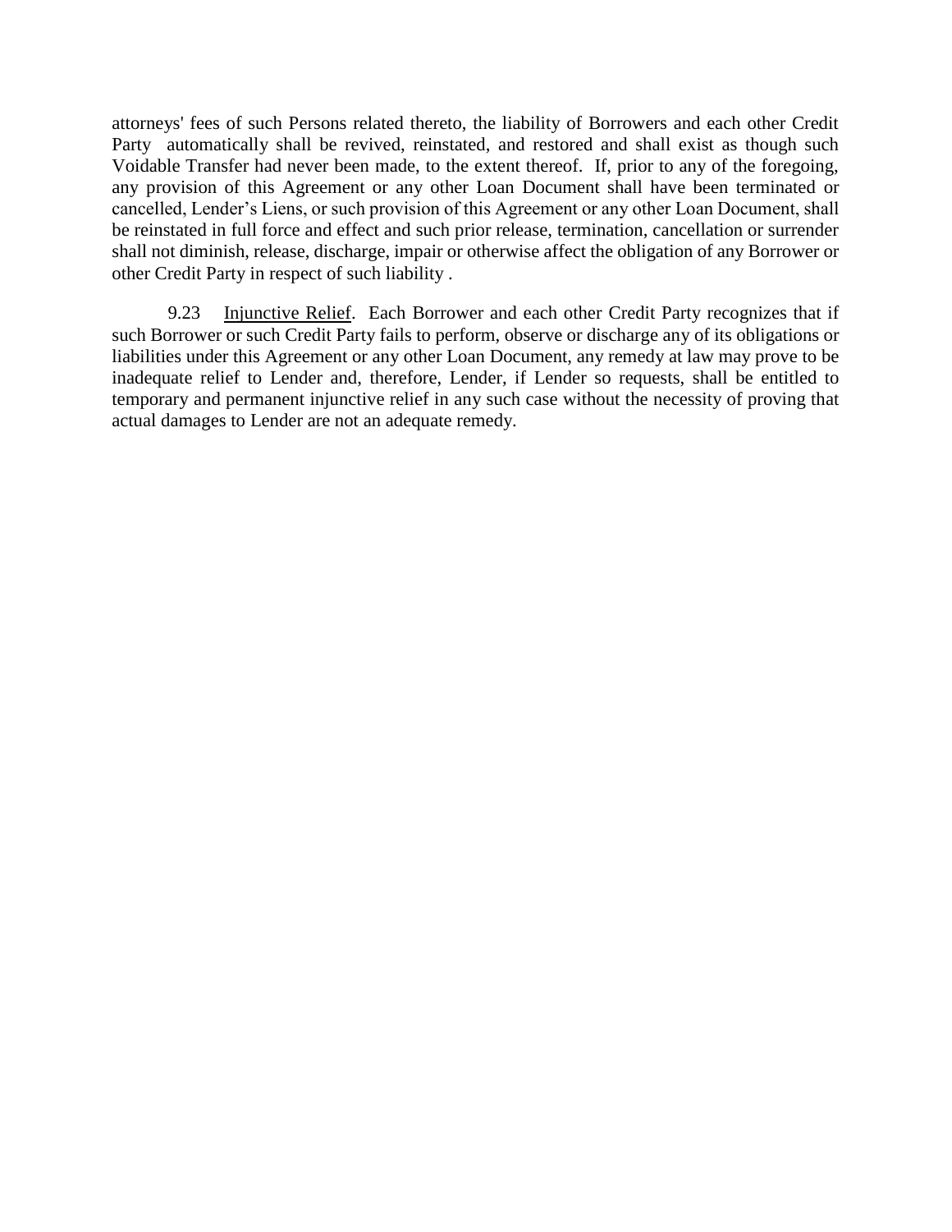attorneys' fees of such Persons related thereto, the liability of Borrowers and each other Credit Party automatically shall be revived, reinstated, and restored and shall exist as though such Voidable Transfer had never been made, to the extent thereof. If, prior to any of the foregoing, any provision of this Agreement or any other Loan Document shall have been terminated or cancelled, Lender's Liens, or such provision of this Agreement or any other Loan Document, shall be reinstated in full force and effect and such prior release, termination, cancellation or surrender shall not diminish, release, discharge, impair or otherwise affect the obligation of any Borrower or other Credit Party in respect of such liability .

9.23 Injunctive Relief. Each Borrower and each other Credit Party recognizes that if such Borrower or such Credit Party fails to perform, observe or discharge any of its obligations or liabilities under this Agreement or any other Loan Document, any remedy at law may prove to be inadequate relief to Lender and, therefore, Lender, if Lender so requests, shall be entitled to temporary and permanent injunctive relief in any such case without the necessity of proving that actual damages to Lender are not an adequate remedy.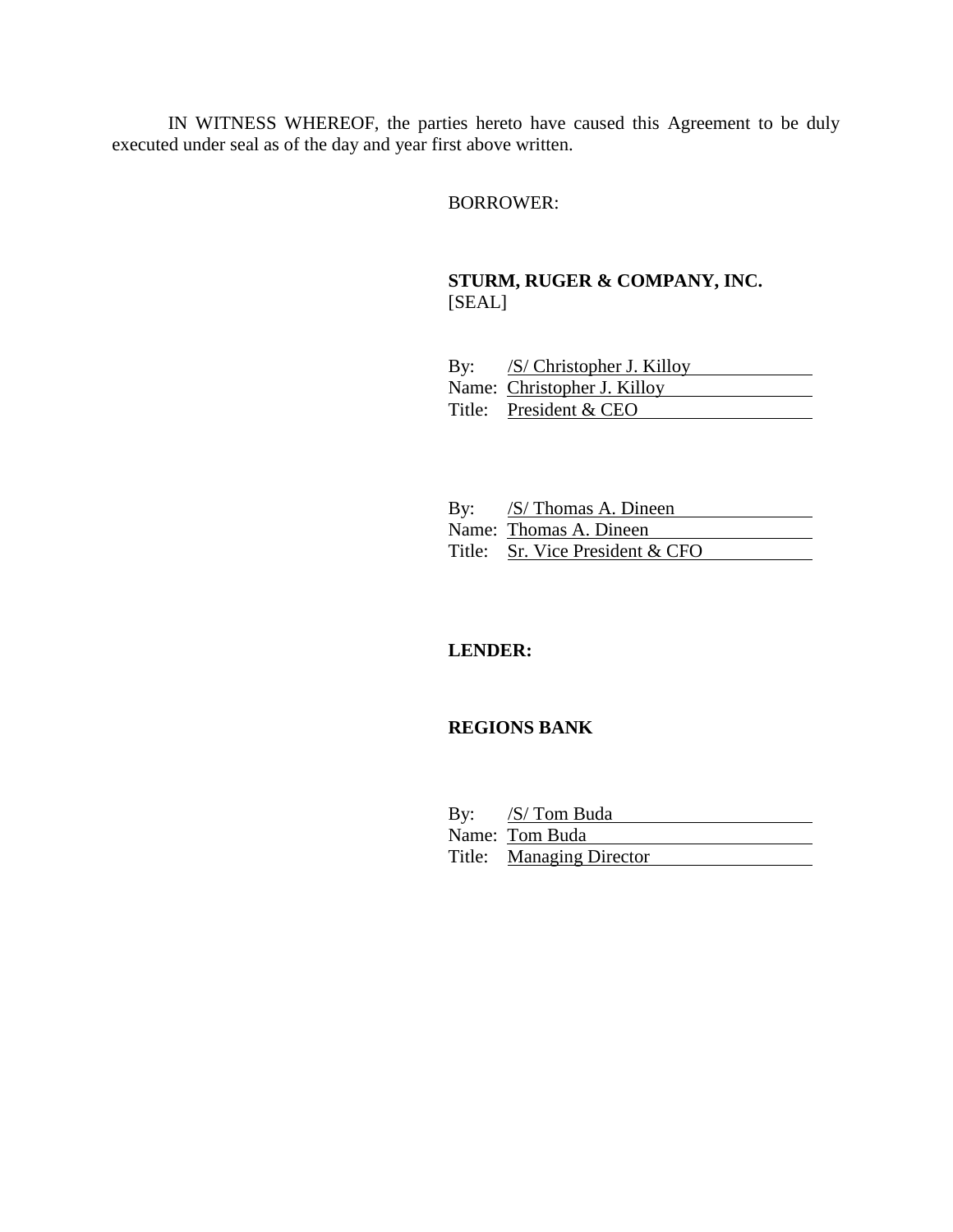IN WITNESS WHEREOF, the parties hereto have caused this Agreement to be duly executed under seal as of the day and year first above written.

BORROWER:

**STURM, RUGER & COMPANY, INC.**
[SEAL]

By: /S/ Christopher J. Killoy
Name: Christopher J. Killoy
Title: President & CEO

By: /S/ Thomas A. Dineen
Name: Thomas A. Dineen
Title: Sr. Vice President & CFO

**LENDER:**

**REGIONS BANK**

By: /S/ Tom Buda
Name: Tom Buda
Title: Managing Director